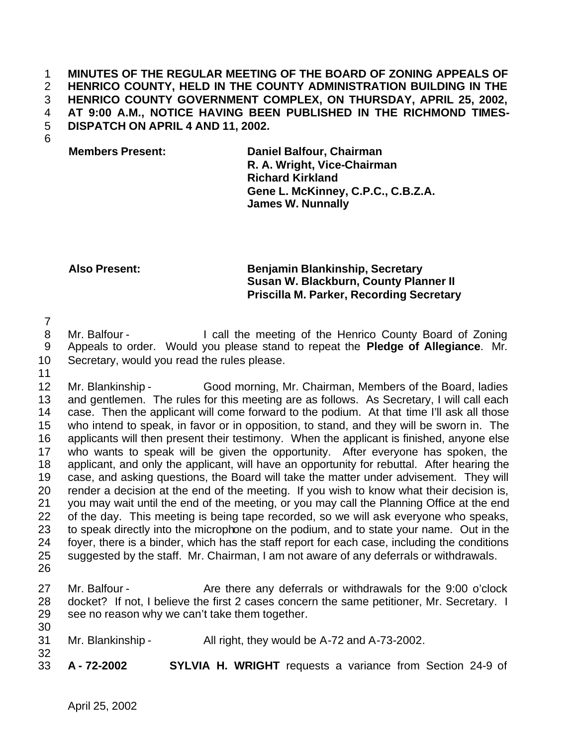**MINUTES OF THE REGULAR MEETING OF THE BOARD OF ZONING APPEALS OF HENRICO COUNTY, HELD IN THE COUNTY ADMINISTRATION BUILDING IN THE HENRICO COUNTY GOVERNMENT COMPLEX, ON THURSDAY, APRIL 25, 2002, AT 9:00 A.M., NOTICE HAVING BEEN PUBLISHED IN THE RICHMOND TIMES-DISPATCH ON APRIL 4 AND 11, 2002.**

| | |
|---|---|
| **Members Present:** | **Daniel Balfour, Chairman** |
| | **R. A. Wright, Vice-Chairman** |
| | **Richard Kirkland** |
| | **Gene L. McKinney, C.P.C., C.B.Z.A.** |
| | **James W. Nunnally** |

| | |
|---|---|
| **Also Present:** | **Benjamin Blankinship, Secretary** |
| | **Susan W. Blackburn, County Planner II** |
| | **Priscilla M. Parker, Recording Secretary** |

Mr. Balfour - I call the meeting of the Henrico County Board of Zoning Appeals to order. Would you please stand to repeat the **Pledge of Allegiance**. Mr. Secretary, would you read the rules please.

Mr. Blankinship - Good morning, Mr. Chairman, Members of the Board, ladies and gentlemen. The rules for this meeting are as follows. As Secretary, I will call each case. Then the applicant will come forward to the podium. At that time I'll ask all those who intend to speak, in favor or in opposition, to stand, and they will be sworn in. The applicants will then present their testimony. When the applicant is finished, anyone else who wants to speak will be given the opportunity. After everyone has spoken, the applicant, and only the applicant, will have an opportunity for rebuttal. After hearing the case, and asking questions, the Board will take the matter under advisement. They will render a decision at the end of the meeting. If you wish to know what their decision is, you may wait until the end of the meeting, or you may call the Planning Office at the end of the day. This meeting is being tape recorded, so we will ask everyone who speaks, to speak directly into the microphone on the podium, and to state your name. Out in the foyer, there is a binder, which has the staff report for each case, including the conditions suggested by the staff. Mr. Chairman, I am not aware of any deferrals or withdrawals.

Mr. Balfour - Are there any deferrals or withdrawals for the 9:00 o'clock docket? If not, I believe the first 2 cases concern the same petitioner, Mr. Secretary. I see no reason why we can't take them together.

Mr. Blankinship - All right, they would be A-72 and A-73-2002.

**A - 72-2002** **SYLVIA H. WRIGHT** requests a variance from Section 24-9 of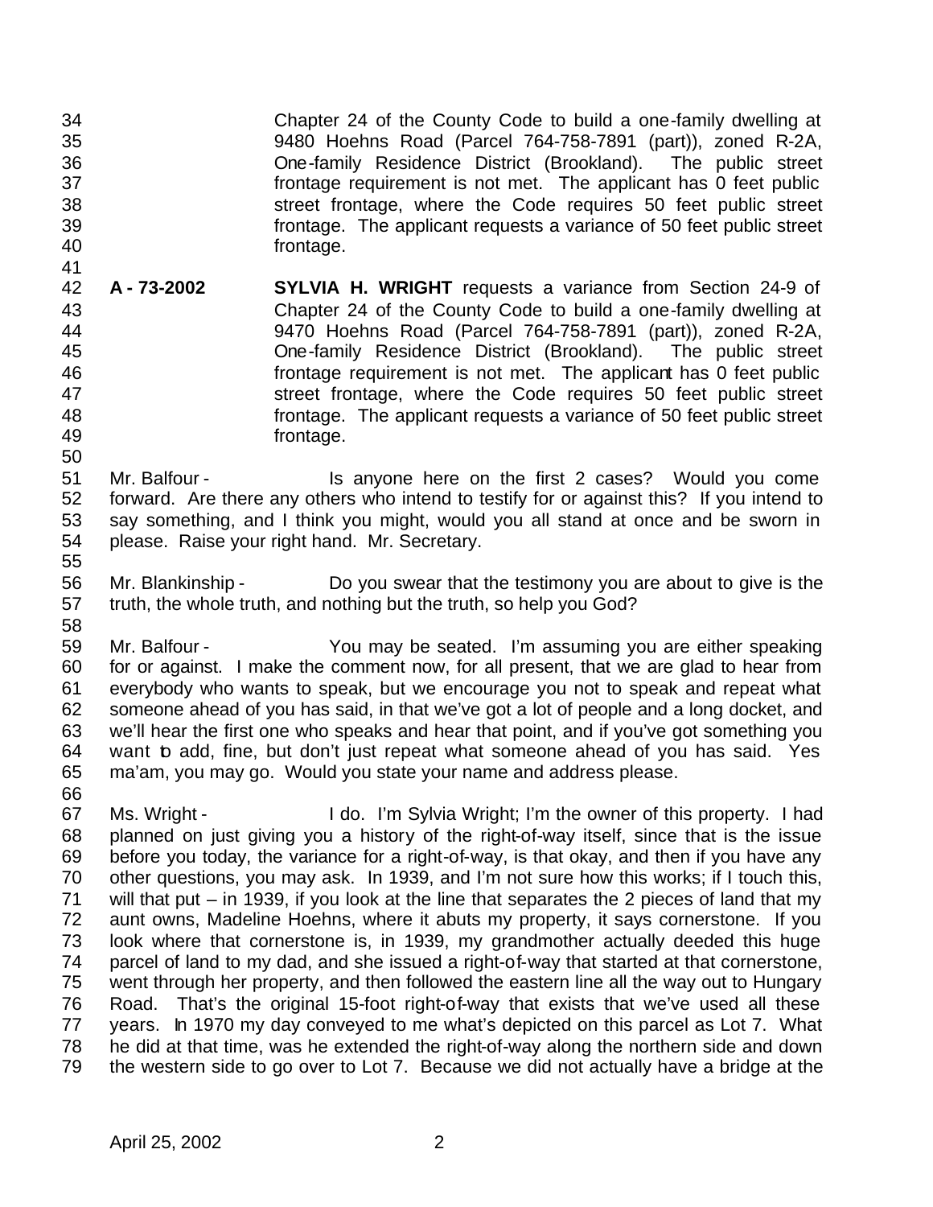Chapter 24 of the County Code to build a one-family dwelling at 9480 Hoehns Road (Parcel 764-758-7891 (part)), zoned R-2A, One-family Residence District (Brookland). The public street frontage requirement is not met. The applicant has 0 feet public street frontage, where the Code requires 50 feet public street frontage. The applicant requests a variance of 50 feet public street frontage.

**A - 73-2002** **SYLVIA H. WRIGHT** requests a variance from Section 24-9 of Chapter 24 of the County Code to build a one-family dwelling at 9470 Hoehns Road (Parcel 764-758-7891 (part)), zoned R-2A, One-family Residence District (Brookland). The public street frontage requirement is not met. The applicant has 0 feet public street frontage, where the Code requires 50 feet public street frontage. The applicant requests a variance of 50 feet public street frontage.

Mr. Balfour - Is anyone here on the first 2 cases? Would you come forward. Are there any others who intend to testify for or against this? If you intend to say something, and I think you might, would you all stand at once and be sworn in please. Raise your right hand. Mr. Secretary.

Mr. Blankinship - Do you swear that the testimony you are about to give is the truth, the whole truth, and nothing but the truth, so help you God?

Mr. Balfour - You may be seated. I'm assuming you are either speaking for or against. I make the comment now, for all present, that we are glad to hear from everybody who wants to speak, but we encourage you not to speak and repeat what someone ahead of you has said, in that we've got a lot of people and a long docket, and we'll hear the first one who speaks and hear that point, and if you've got something you want to add, fine, but don't just repeat what someone ahead of you has said. Yes ma'am, you may go. Would you state your name and address please.

Ms. Wright - I do. I'm Sylvia Wright; I'm the owner of this property. I had planned on just giving you a history of the right-of-way itself, since that is the issue before you today, the variance for a right-of-way, is that okay, and then if you have any other questions, you may ask. In 1939, and I'm not sure how this works; if I touch this, will that put – in 1939, if you look at the line that separates the 2 pieces of land that my aunt owns, Madeline Hoehns, where it abuts my property, it says cornerstone. If you look where that cornerstone is, in 1939, my grandmother actually deeded this huge parcel of land to my dad, and she issued a right-of-way that started at that cornerstone, went through her property, and then followed the eastern line all the way out to Hungary Road. That's the original 15-foot right-of-way that exists that we've used all these years. In 1970 my day conveyed to me what's depicted on this parcel as Lot 7. What he did at that time, was he extended the right-of-way along the northern side and down the western side to go over to Lot 7. Because we did not actually have a bridge at the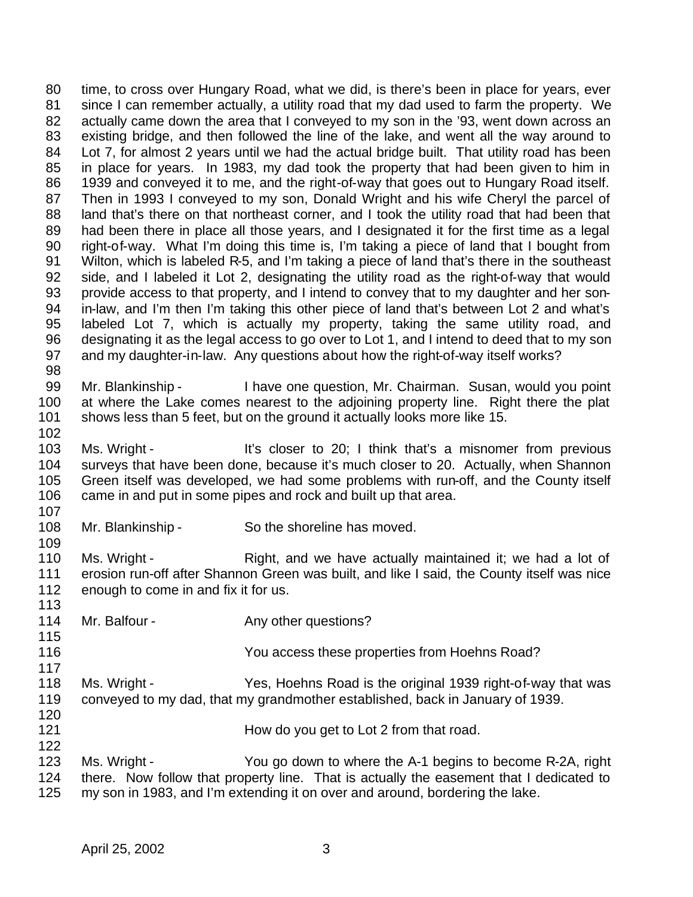time, to cross over Hungary Road, what we did, is there's been in place for years, ever since I can remember actually, a utility road that my dad used to farm the property. We actually came down the area that I conveyed to my son in the '93, went down across an existing bridge, and then followed the line of the lake, and went all the way around to Lot 7, for almost 2 years until we had the actual bridge built. That utility road has been in place for years. In 1983, my dad took the property that had been given to him in 1939 and conveyed it to me, and the right-of-way that goes out to Hungary Road itself. Then in 1993 I conveyed to my son, Donald Wright and his wife Cheryl the parcel of land that's there on that northeast corner, and I took the utility road that had been that had been there in place all those years, and I designated it for the first time as a legal right-of-way. What I'm doing this time is, I'm taking a piece of land that I bought from Wilton, which is labeled R-5, and I'm taking a piece of land that's there in the southeast side, and I labeled it Lot 2, designating the utility road as the right-of-way that would provide access to that property, and I intend to convey that to my daughter and her son-in-law, and I'm then I'm taking this other piece of land that's between Lot 2 and what's labeled Lot 7, which is actually my property, taking the same utility road, and designating it as the legal access to go over to Lot 1, and I intend to deed that to my son and my daughter-in-law. Any questions about how the right-of-way itself works?

Mr. Blankinship - I have one question, Mr. Chairman. Susan, would you point at where the Lake comes nearest to the adjoining property line. Right there the plat shows less than 5 feet, but on the ground it actually looks more like 15.

Ms. Wright - It's closer to 20; I think that's a misnomer from previous surveys that have been done, because it's much closer to 20. Actually, when Shannon Green itself was developed, we had some problems with run-off, and the County itself came in and put in some pipes and rock and built up that area.

Mr. Blankinship - So the shoreline has moved.

Ms. Wright - Right, and we have actually maintained it; we had a lot of erosion run-off after Shannon Green was built, and like I said, the County itself was nice enough to come in and fix it for us.

Mr. Balfour - Any other questions?

You access these properties from Hoehns Road?

Ms. Wright - Yes, Hoehns Road is the original 1939 right-of-way that was conveyed to my dad, that my grandmother established, back in January of 1939.

How do you get to Lot 2 from that road.

Ms. Wright - You go down to where the A-1 begins to become R-2A, right there. Now follow that property line. That is actually the easement that I dedicated to my son in 1983, and I'm extending it on over and around, bordering the lake.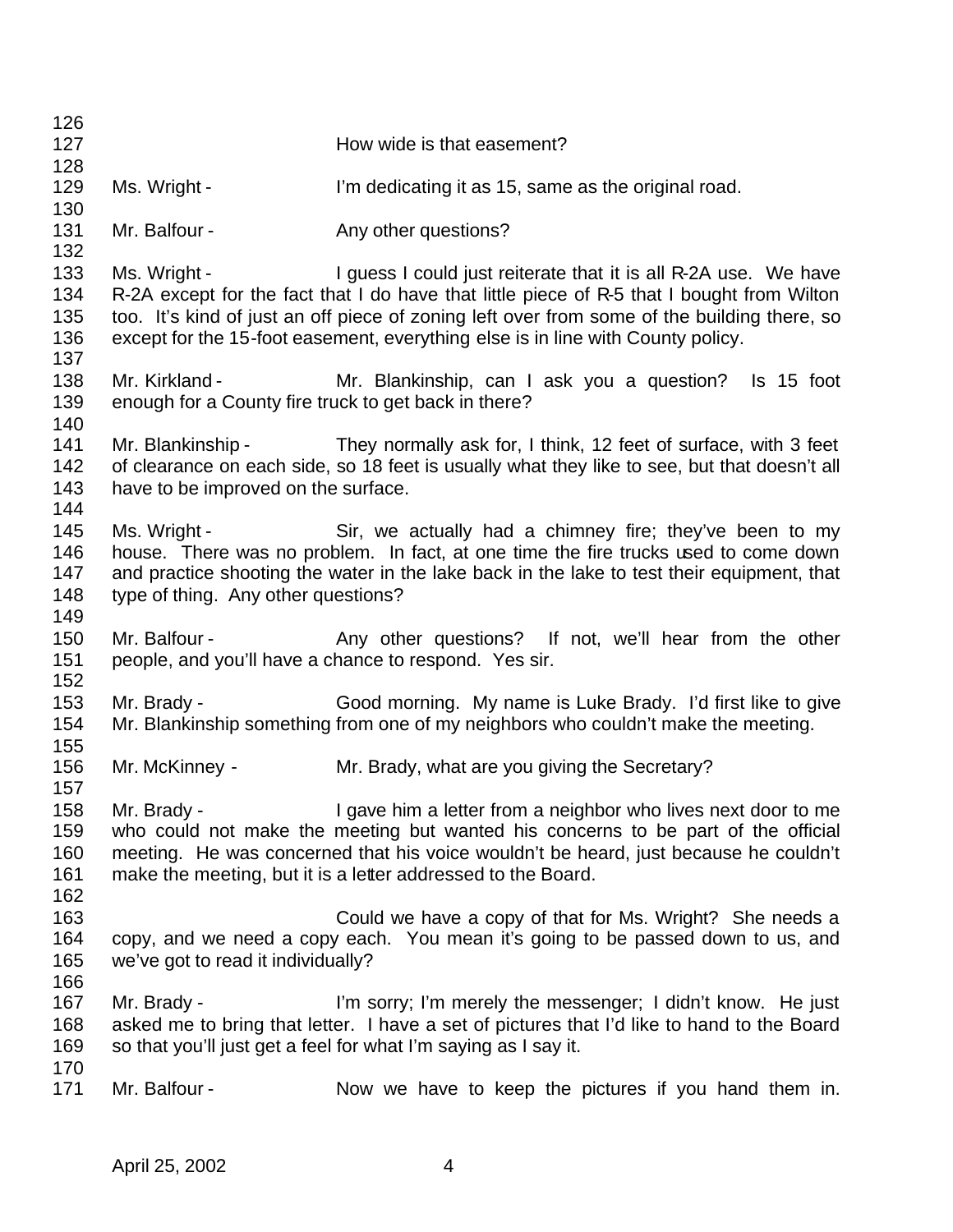126

127 How wide is that easement?

128

129 Ms. Wright - I'm dedicating it as 15, same as the original road.

130

131 Mr. Balfour - Any other questions?

132

133 Ms. Wright - I guess I could just reiterate that it is all R-2A use. We have
134 R-2A except for the fact that I do have that little piece of R-5 that I bought from Wilton
135 too. It's kind of just an off piece of zoning left over from some of the building there, so
136 except for the 15-foot easement, everything else is in line with County policy.

137

138 Mr. Kirkland - Mr. Blankinship, can I ask you a question? Is 15 foot
139 enough for a County fire truck to get back in there?

140

141 Mr. Blankinship - They normally ask for, I think, 12 feet of surface, with 3 feet
142 of clearance on each side, so 18 feet is usually what they like to see, but that doesn't all
143 have to be improved on the surface.

144

145 Ms. Wright - Sir, we actually had a chimney fire; they've been to my
146 house. There was no problem. In fact, at one time the fire trucks used to come down
147 and practice shooting the water in the lake back in the lake to test their equipment, that
148 type of thing. Any other questions?

149

150 Mr. Balfour - Any other questions? If not, we'll hear from the other
151 people, and you'll have a chance to respond. Yes sir.

152

153 Mr. Brady - Good morning. My name is Luke Brady. I'd first like to give
154 Mr. Blankinship something from one of my neighbors who couldn't make the meeting.

155

156 Mr. McKinney - Mr. Brady, what are you giving the Secretary?

157

158 Mr. Brady - I gave him a letter from a neighbor who lives next door to me
159 who could not make the meeting but wanted his concerns to be part of the official
160 meeting. He was concerned that his voice wouldn't be heard, just because he couldn't
161 make the meeting, but it is a letter addressed to the Board.

162

163 Could we have a copy of that for Ms. Wright? She needs a
164 copy, and we need a copy each. You mean it's going to be passed down to us, and
165 we've got to read it individually?

166

167 Mr. Brady - I'm sorry; I'm merely the messenger; I didn't know. He just
168 asked me to bring that letter. I have a set of pictures that I'd like to hand to the Board
169 so that you'll just get a feel for what I'm saying as I say it.

170

171 Mr. Balfour - Now we have to keep the pictures if you hand them in.

April 25, 2002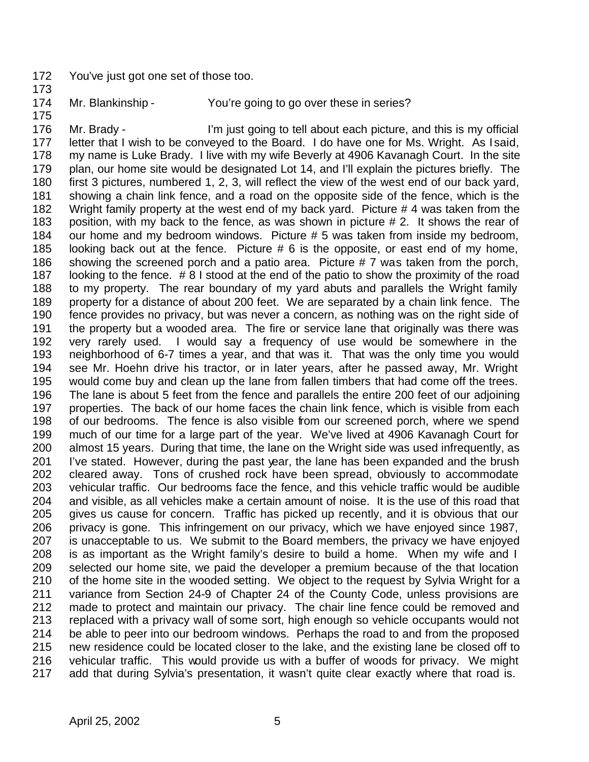You've just got one set of those too.

Mr. Blankinship - You're going to go over these in series?

Mr. Brady - I'm just going to tell about each picture, and this is my official letter that I wish to be conveyed to the Board. I do have one for Ms. Wright. As I said, my name is Luke Brady. I live with my wife Beverly at 4906 Kavanagh Court. In the site plan, our home site would be designated Lot 14, and I'll explain the pictures briefly. The first 3 pictures, numbered 1, 2, 3, will reflect the view of the west end of our back yard, showing a chain link fence, and a road on the opposite side of the fence, which is the Wright family property at the west end of my back yard. Picture # 4 was taken from the position, with my back to the fence, as was shown in picture # 2. It shows the rear of our home and my bedroom windows. Picture # 5 was taken from inside my bedroom, looking back out at the fence. Picture # 6 is the opposite, or east end of my home, showing the screened porch and a patio area. Picture # 7 was taken from the porch, looking to the fence. # 8 I stood at the end of the patio to show the proximity of the road to my property. The rear boundary of my yard abuts and parallels the Wright family property for a distance of about 200 feet. We are separated by a chain link fence. The fence provides no privacy, but was never a concern, as nothing was on the right side of the property but a wooded area. The fire or service lane that originally was there was very rarely used. I would say a frequency of use would be somewhere in the neighborhood of 6-7 times a year, and that was it. That was the only time you would see Mr. Hoehn drive his tractor, or in later years, after he passed away, Mr. Wright would come buy and clean up the lane from fallen timbers that had come off the trees. The lane is about 5 feet from the fence and parallels the entire 200 feet of our adjoining properties. The back of our home faces the chain link fence, which is visible from each of our bedrooms. The fence is also visible from our screened porch, where we spend much of our time for a large part of the year. We've lived at 4906 Kavanagh Court for almost 15 years. During that time, the lane on the Wright side was used infrequently, as I've stated. However, during the past year, the lane has been expanded and the brush cleared away. Tons of crushed rock have been spread, obviously to accommodate vehicular traffic. Our bedrooms face the fence, and this vehicle traffic would be audible and visible, as all vehicles make a certain amount of noise. It is the use of this road that gives us cause for concern. Traffic has picked up recently, and it is obvious that our privacy is gone. This infringement on our privacy, which we have enjoyed since 1987, is unacceptable to us. We submit to the Board members, the privacy we have enjoyed is as important as the Wright family's desire to build a home. When my wife and I selected our home site, we paid the developer a premium because of the that location of the home site in the wooded setting. We object to the request by Sylvia Wright for a variance from Section 24-9 of Chapter 24 of the County Code, unless provisions are made to protect and maintain our privacy. The chair line fence could be removed and replaced with a privacy wall of some sort, high enough so vehicle occupants would not be able to peer into our bedroom windows. Perhaps the road to and from the proposed new residence could be located closer to the lake, and the existing lane be closed off to vehicular traffic. This would provide us with a buffer of woods for privacy. We might add that during Sylvia's presentation, it wasn't quite clear exactly where that road is.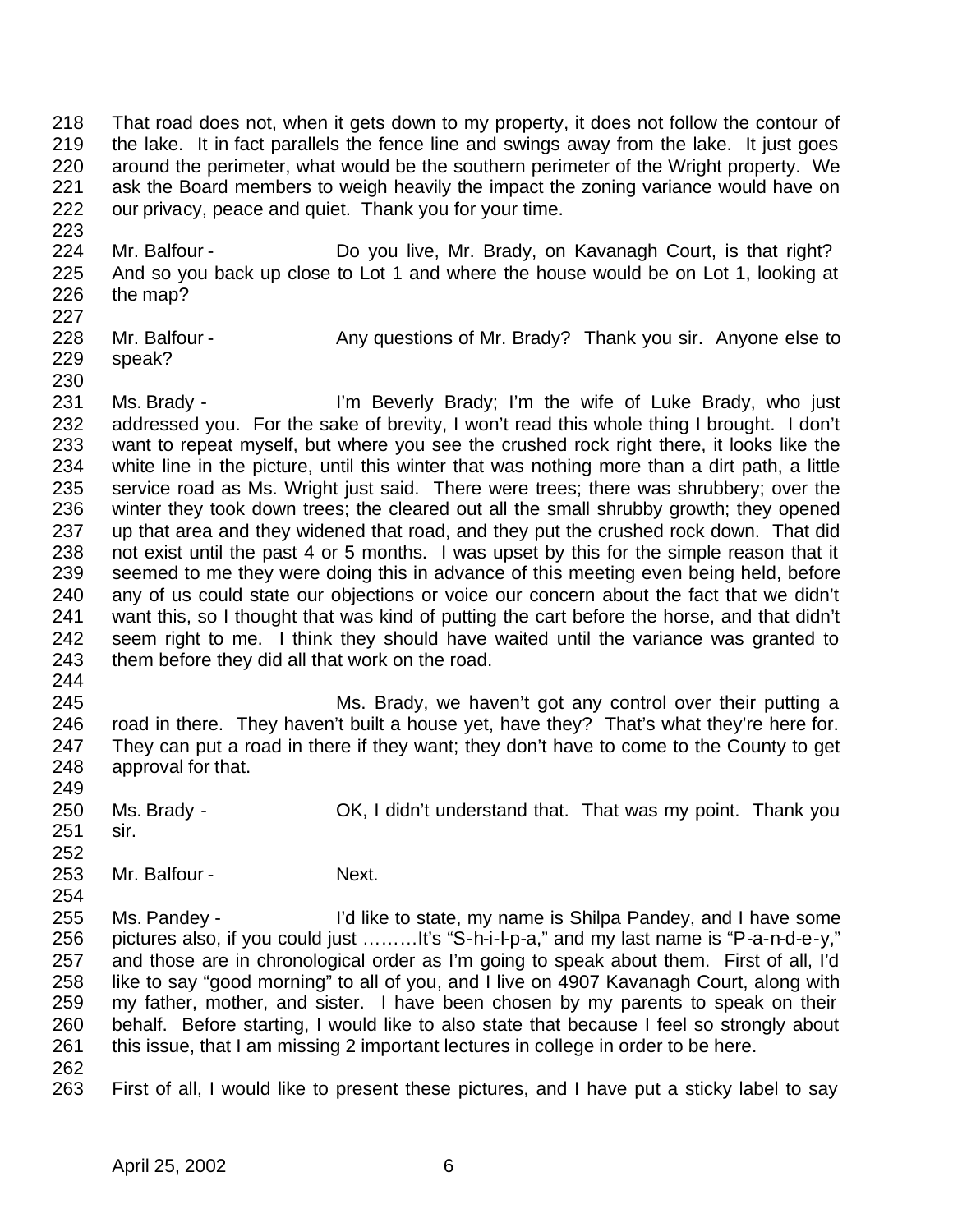218 That road does not, when it gets down to my property, it does not follow the contour of
219 the lake. It in fact parallels the fence line and swings away from the lake. It just goes
220 around the perimeter, what would be the southern perimeter of the Wright property. We
221 ask the Board members to weigh heavily the impact the zoning variance would have on
222 our privacy, peace and quiet. Thank you for your time.
223
224 Mr. Balfour - Do you live, Mr. Brady, on Kavanagh Court, is that right?
225 And so you back up close to Lot 1 and where the house would be on Lot 1, looking at
226 the map?
227
228 Mr. Balfour - Any questions of Mr. Brady? Thank you sir. Anyone else to
229 speak?
230
231 Ms. Brady - I'm Beverly Brady; I'm the wife of Luke Brady, who just
232 addressed you. For the sake of brevity, I won't read this whole thing I brought. I don't
233 want to repeat myself, but where you see the crushed rock right there, it looks like the
234 white line in the picture, until this winter that was nothing more than a dirt path, a little
235 service road as Ms. Wright just said. There were trees; there was shrubbery; over the
236 winter they took down trees; the cleared out all the small shrubby growth; they opened
237 up that area and they widened that road, and they put the crushed rock down. That did
238 not exist until the past 4 or 5 months. I was upset by this for the simple reason that it
239 seemed to me they were doing this in advance of this meeting even being held, before
240 any of us could state our objections or voice our concern about the fact that we didn't
241 want this, so I thought that was kind of putting the cart before the horse, and that didn't
242 seem right to me. I think they should have waited until the variance was granted to
243 them before they did all that work on the road.
244
245 Ms. Brady, we haven't got any control over their putting a
246 road in there. They haven't built a house yet, have they? That's what they're here for.
247 They can put a road in there if they want; they don't have to come to the County to get
248 approval for that.
249
250 Ms. Brady - OK, I didn't understand that. That was my point. Thank you
251 sir.
252
253 Mr. Balfour - Next.
254
255 Ms. Pandey - I'd like to state, my name is Shilpa Pandey, and I have some
256 pictures also, if you could just ………It's "S-h-i-l-p-a," and my last name is "P-a-n-d-e-y,"
257 and those are in chronological order as I'm going to speak about them. First of all, I'd
258 like to say "good morning" to all of you, and I live on 4907 Kavanagh Court, along with
259 my father, mother, and sister. I have been chosen by my parents to speak on their
260 behalf. Before starting, I would like to also state that because I feel so strongly about
261 this issue, that I am missing 2 important lectures in college in order to be here.
262
263 First of all, I would like to present these pictures, and I have put a sticky label to say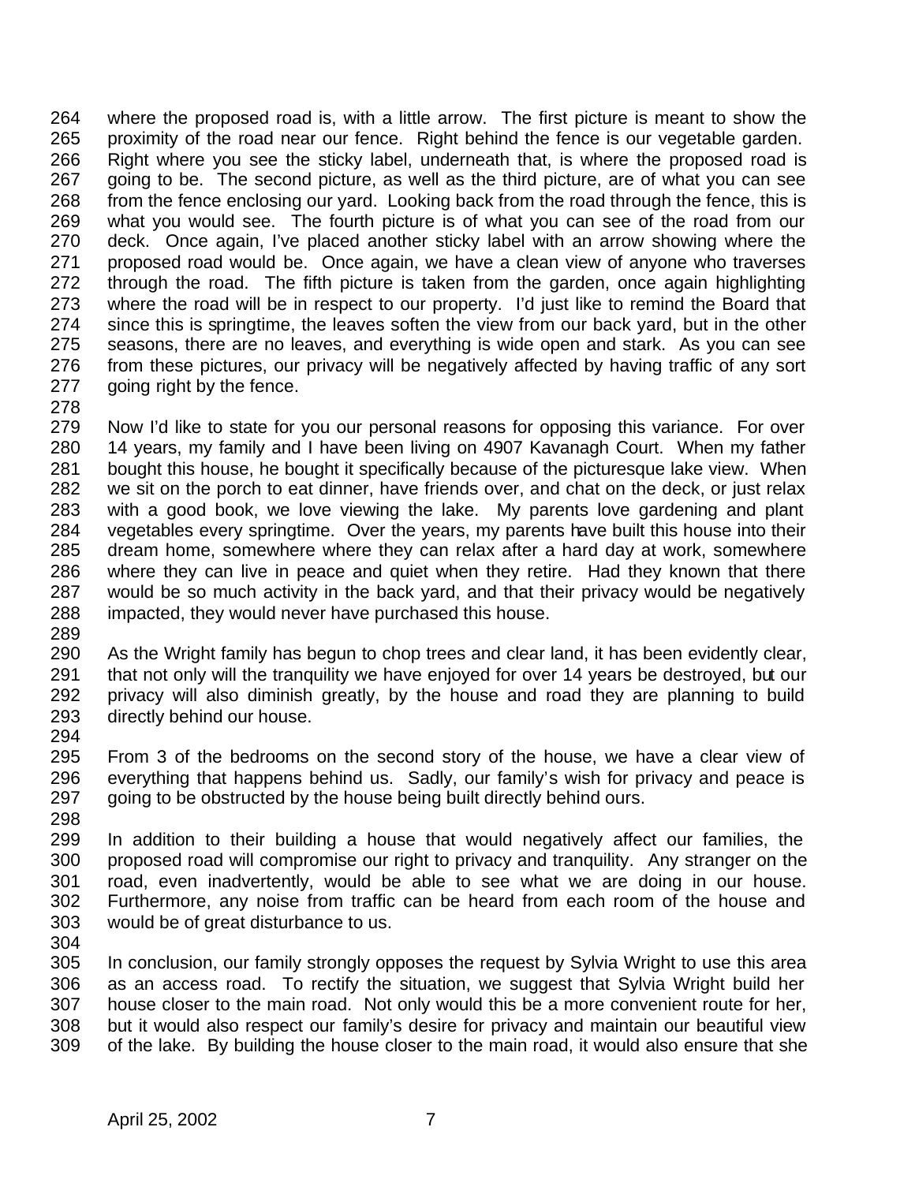where the proposed road is, with a little arrow. The first picture is meant to show the proximity of the road near our fence. Right behind the fence is our vegetable garden. Right where you see the sticky label, underneath that, is where the proposed road is going to be. The second picture, as well as the third picture, are of what you can see from the fence enclosing our yard. Looking back from the road through the fence, this is what you would see. The fourth picture is of what you can see of the road from our deck. Once again, I've placed another sticky label with an arrow showing where the proposed road would be. Once again, we have a clean view of anyone who traverses through the road. The fifth picture is taken from the garden, once again highlighting where the road will be in respect to our property. I'd just like to remind the Board that since this is springtime, the leaves soften the view from our back yard, but in the other seasons, there are no leaves, and everything is wide open and stark. As you can see from these pictures, our privacy will be negatively affected by having traffic of any sort going right by the fence.

Now I'd like to state for you our personal reasons for opposing this variance. For over 14 years, my family and I have been living on 4907 Kavanagh Court. When my father bought this house, he bought it specifically because of the picturesque lake view. When we sit on the porch to eat dinner, have friends over, and chat on the deck, or just relax with a good book, we love viewing the lake. My parents love gardening and plant vegetables every springtime. Over the years, my parents have built this house into their dream home, somewhere where they can relax after a hard day at work, somewhere where they can live in peace and quiet when they retire. Had they known that there would be so much activity in the back yard, and that their privacy would be negatively impacted, they would never have purchased this house.

As the Wright family has begun to chop trees and clear land, it has been evidently clear, that not only will the tranquility we have enjoyed for over 14 years be destroyed, but our privacy will also diminish greatly, by the house and road they are planning to build directly behind our house.

From 3 of the bedrooms on the second story of the house, we have a clear view of everything that happens behind us. Sadly, our family's wish for privacy and peace is going to be obstructed by the house being built directly behind ours.

In addition to their building a house that would negatively affect our families, the proposed road will compromise our right to privacy and tranquility. Any stranger on the road, even inadvertently, would be able to see what we are doing in our house. Furthermore, any noise from traffic can be heard from each room of the house and would be of great disturbance to us.

In conclusion, our family strongly opposes the request by Sylvia Wright to use this area as an access road. To rectify the situation, we suggest that Sylvia Wright build her house closer to the main road. Not only would this be a more convenient route for her, but it would also respect our family's desire for privacy and maintain our beautiful view of the lake. By building the house closer to the main road, it would also ensure that she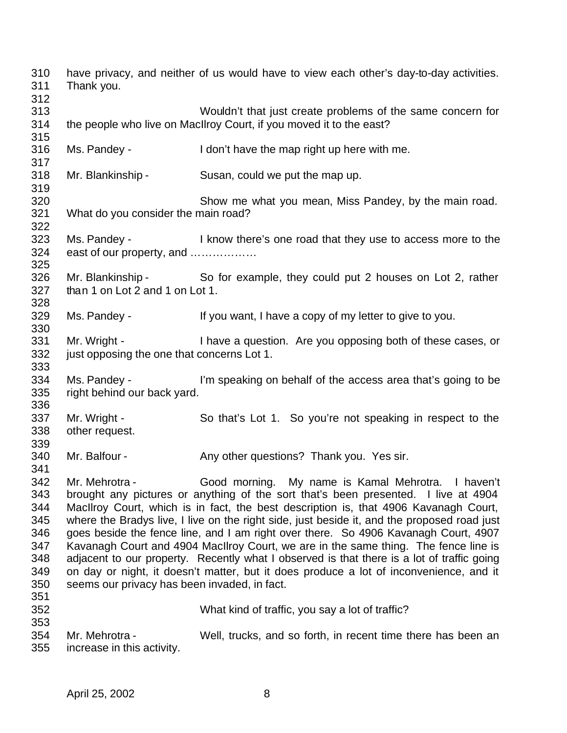have privacy, and neither of us would have to view each other's day-to-day activities. Thank you.

Wouldn't that just create problems of the same concern for the people who live on MacIlroy Court, if you moved it to the east?

Ms. Pandey - I don't have the map right up here with me.

Mr. Blankinship - Susan, could we put the map up.

Show me what you mean, Miss Pandey, by the main road. What do you consider the main road?

Ms. Pandey - I know there's one road that they use to access more to the east of our property, and ………………

Mr. Blankinship - So for example, they could put 2 houses on Lot 2, rather than 1 on Lot 2 and 1 on Lot 1.

Ms. Pandey - If you want, I have a copy of my letter to give to you.

Mr. Wright - I have a question. Are you opposing both of these cases, or just opposing the one that concerns Lot 1.

Ms. Pandey - I'm speaking on behalf of the access area that's going to be right behind our back yard.

Mr. Wright - So that's Lot 1. So you're not speaking in respect to the other request.

Mr. Balfour - Any other questions? Thank you. Yes sir.

Mr. Mehrotra - Good morning. My name is Kamal Mehrotra. I haven't brought any pictures or anything of the sort that's been presented. I live at 4904 MacIlroy Court, which is in fact, the best description is, that 4906 Kavanagh Court, where the Bradys live, I live on the right side, just beside it, and the proposed road just goes beside the fence line, and I am right over there. So 4906 Kavanagh Court, 4907 Kavanagh Court and 4904 MacIlroy Court, we are in the same thing. The fence line is adjacent to our property. Recently what I observed is that there is a lot of traffic going on day or night, it doesn't matter, but it does produce a lot of inconvenience, and it seems our privacy has been invaded, in fact.

What kind of traffic, you say a lot of traffic?

Mr. Mehrotra - Well, trucks, and so forth, in recent time there has been an increase in this activity.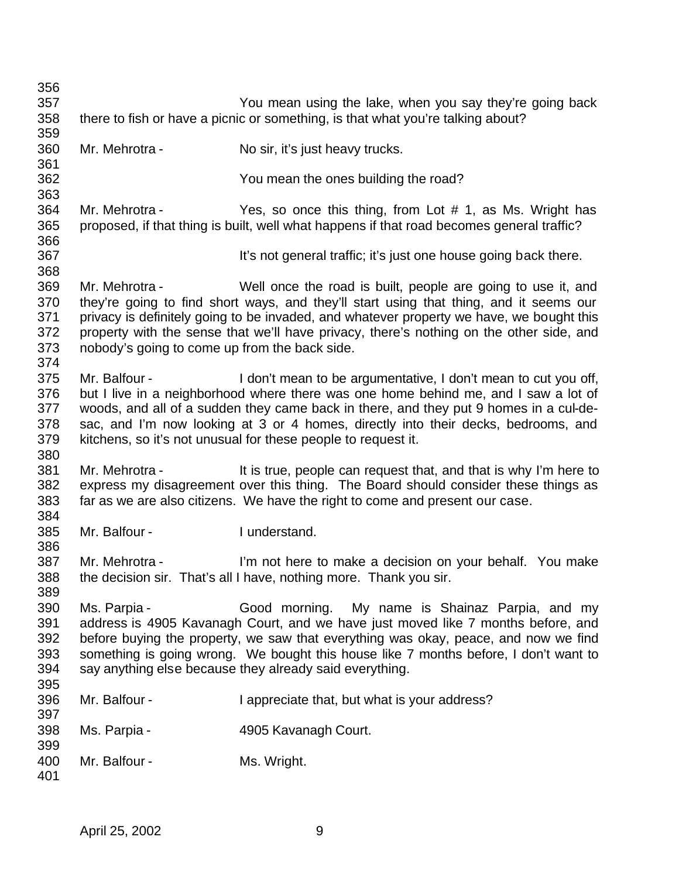You mean using the lake, when you say they're going back there to fish or have a picnic or something, is that what you're talking about?

Mr. Mehrotra - No sir, it's just heavy trucks.

You mean the ones building the road?

Mr. Mehrotra - Yes, so once this thing, from Lot # 1, as Ms. Wright has proposed, if that thing is built, well what happens if that road becomes general traffic?

It's not general traffic; it's just one house going back there.

Mr. Mehrotra - Well once the road is built, people are going to use it, and they're going to find short ways, and they'll start using that thing, and it seems our privacy is definitely going to be invaded, and whatever property we have, we bought this property with the sense that we'll have privacy, there's nothing on the other side, and nobody's going to come up from the back side.

Mr. Balfour - I don't mean to be argumentative, I don't mean to cut you off, but I live in a neighborhood where there was one home behind me, and I saw a lot of woods, and all of a sudden they came back in there, and they put 9 homes in a cul-de-sac, and I'm now looking at 3 or 4 homes, directly into their decks, bedrooms, and kitchens, so it's not unusual for these people to request it.

Mr. Mehrotra - It is true, people can request that, and that is why I'm here to express my disagreement over this thing. The Board should consider these things as far as we are also citizens. We have the right to come and present our case.

Mr. Balfour - I understand.

Mr. Mehrotra - I'm not here to make a decision on your behalf. You make the decision sir. That's all I have, nothing more. Thank you sir.

Ms. Parpia - Good morning. My name is Shainaz Parpia, and my address is 4905 Kavanagh Court, and we have just moved like 7 months before, and before buying the property, we saw that everything was okay, peace, and now we find something is going wrong. We bought this house like 7 months before, I don't want to say anything else because they already said everything.

Mr. Balfour - I appreciate that, but what is your address?

Ms. Parpia - 4905 Kavanagh Court.

Mr. Balfour - Ms. Wright.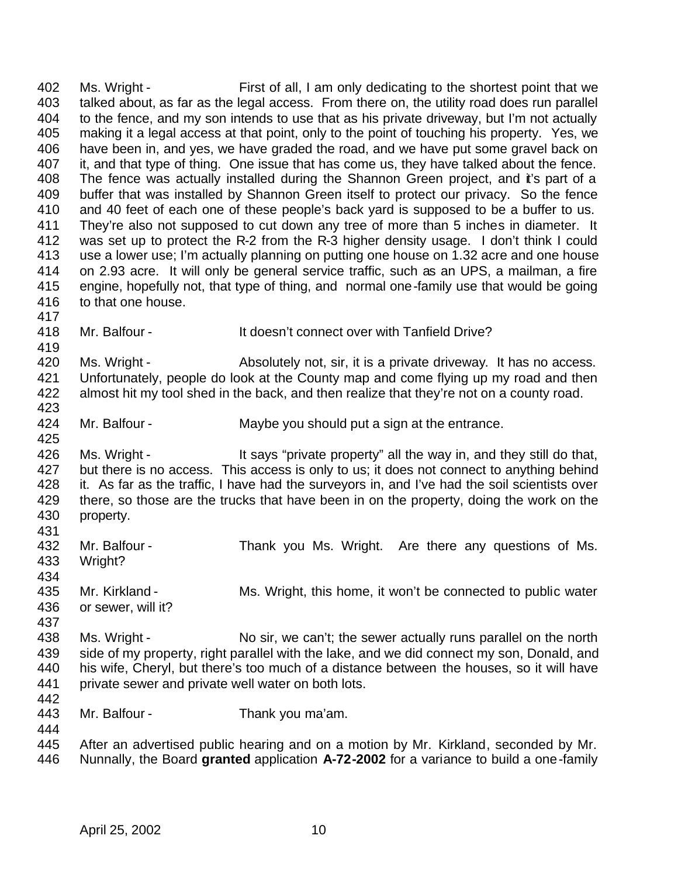Ms. Wright - First of all, I am only dedicating to the shortest point that we talked about, as far as the legal access. From there on, the utility road does run parallel to the fence, and my son intends to use that as his private driveway, but I'm not actually making it a legal access at that point, only to the point of touching his property. Yes, we have been in, and yes, we have graded the road, and we have put some gravel back on it, and that type of thing. One issue that has come us, they have talked about the fence. The fence was actually installed during the Shannon Green project, and it's part of a buffer that was installed by Shannon Green itself to protect our privacy. So the fence and 40 feet of each one of these people's back yard is supposed to be a buffer to us. They're also not supposed to cut down any tree of more than 5 inches in diameter. It was set up to protect the R-2 from the R-3 higher density usage. I don't think I could use a lower use; I'm actually planning on putting one house on 1.32 acre and one house on 2.93 acre. It will only be general service traffic, such as an UPS, a mailman, a fire engine, hopefully not, that type of thing, and normal one-family use that would be going to that one house.

Mr. Balfour - It doesn't connect over with Tanfield Drive?

Ms. Wright - Absolutely not, sir, it is a private driveway. It has no access. Unfortunately, people do look at the County map and come flying up my road and then almost hit my tool shed in the back, and then realize that they're not on a county road.

Mr. Balfour - Maybe you should put a sign at the entrance.

Ms. Wright - It says "private property" all the way in, and they still do that, but there is no access. This access is only to us; it does not connect to anything behind it. As far as the traffic, I have had the surveyors in, and I've had the soil scientists over there, so those are the trucks that have been in on the property, doing the work on the property.

Mr. Balfour - Thank you Ms. Wright. Are there any questions of Ms. Wright?

Mr. Kirkland - Ms. Wright, this home, it won't be connected to public water or sewer, will it?

Ms. Wright - No sir, we can't; the sewer actually runs parallel on the north side of my property, right parallel with the lake, and we did connect my son, Donald, and his wife, Cheryl, but there's too much of a distance between the houses, so it will have private sewer and private well water on both lots.

Mr. Balfour - Thank you ma'am.

After an advertised public hearing and on a motion by Mr. Kirkland, seconded by Mr. Nunnally, the Board **granted** application **A-72-2002** for a variance to build a one-family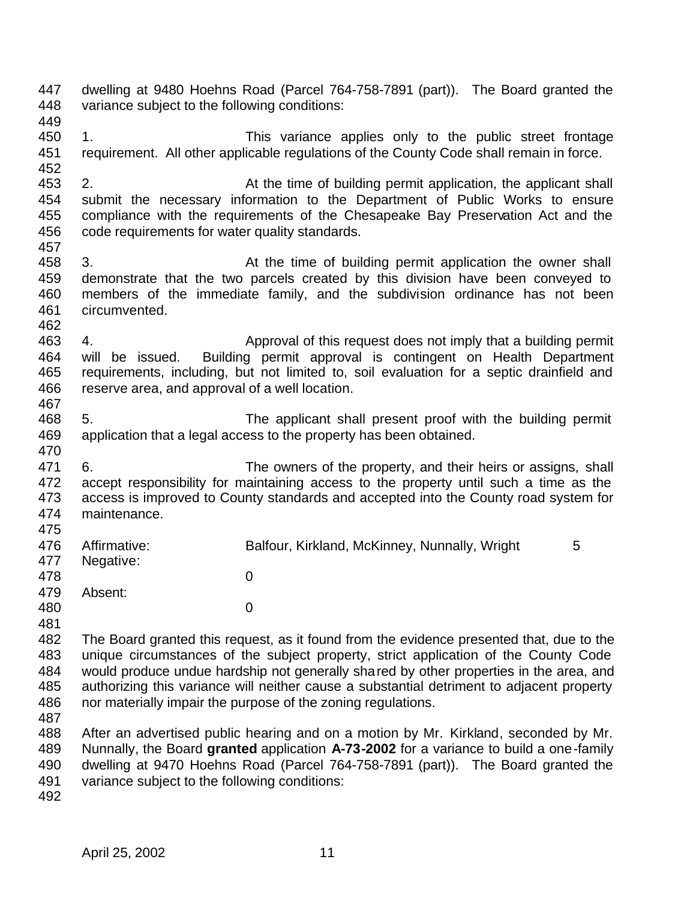dwelling at 9480 Hoehns Road (Parcel 764-758-7891 (part)). The Board granted the variance subject to the following conditions:

1. This variance applies only to the public street frontage requirement. All other applicable regulations of the County Code shall remain in force.

2. At the time of building permit application, the applicant shall submit the necessary information to the Department of Public Works to ensure compliance with the requirements of the Chesapeake Bay Preservation Act and the code requirements for water quality standards.

3. At the time of building permit application the owner shall demonstrate that the two parcels created by this division have been conveyed to members of the immediate family, and the subdivision ordinance has not been circumvented.

4. Approval of this request does not imply that a building permit will be issued. Building permit approval is contingent on Health Department requirements, including, but not limited to, soil evaluation for a septic drainfield and reserve area, and approval of a well location.

5. The applicant shall present proof with the building permit application that a legal access to the property has been obtained.

6. The owners of the property, and their heirs or assigns, shall accept responsibility for maintaining access to the property until such a time as the access is improved to County standards and accepted into the County road system for maintenance.

| | | |
|---|---|---|
| Affirmative: | Balfour, Kirkland, McKinney, Nunnally, Wright | 5 |
| Negative: | | 0 |
| Absent: | | 0 |

The Board granted this request, as it found from the evidence presented that, due to the unique circumstances of the subject property, strict application of the County Code would produce undue hardship not generally shared by other properties in the area, and authorizing this variance will neither cause a substantial detriment to adjacent property nor materially impair the purpose of the zoning regulations.

After an advertised public hearing and on a motion by Mr. Kirkland, seconded by Mr. Nunnally, the Board **granted** application **A-73-2002** for a variance to build a one-family dwelling at 9470 Hoehns Road (Parcel 764-758-7891 (part)). The Board granted the variance subject to the following conditions: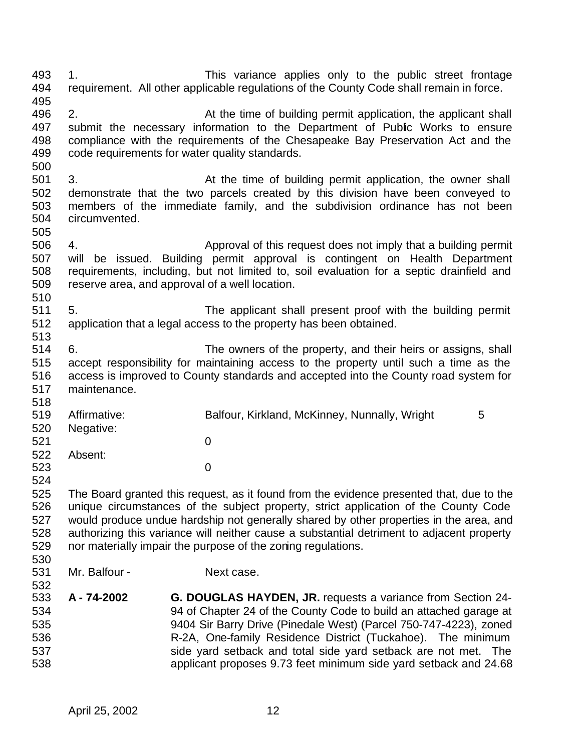1. This variance applies only to the public street frontage requirement. All other applicable regulations of the County Code shall remain in force.

2. At the time of building permit application, the applicant shall submit the necessary information to the Department of Public Works to ensure compliance with the requirements of the Chesapeake Bay Preservation Act and the code requirements for water quality standards.

3. At the time of building permit application, the owner shall demonstrate that the two parcels created by this division have been conveyed to members of the immediate family, and the subdivision ordinance has not been circumvented.

4. Approval of this request does not imply that a building permit will be issued. Building permit approval is contingent on Health Department requirements, including, but not limited to, soil evaluation for a septic drainfield and reserve area, and approval of a well location.

5. The applicant shall present proof with the building permit application that a legal access to the property has been obtained.

6. The owners of the property, and their heirs or assigns, shall accept responsibility for maintaining access to the property until such a time as the access is improved to County standards and accepted into the County road system for maintenance.

Affirmative: Balfour, Kirkland, McKinney, Nunnally, Wright 5
Negative: 0
Absent: 0

The Board granted this request, as it found from the evidence presented that, due to the unique circumstances of the subject property, strict application of the County Code would produce undue hardship not generally shared by other properties in the area, and authorizing this variance will neither cause a substantial detriment to adjacent property nor materially impair the purpose of the zoning regulations.

Mr. Balfour - Next case.

**A - 74-2002** **G. DOUGLAS HAYDEN, JR.** requests a variance from Section 24-94 of Chapter 24 of the County Code to build an attached garage at 9404 Sir Barry Drive (Pinedale West) (Parcel 750-747-4223), zoned R-2A, One-family Residence District (Tuckahoe). The minimum side yard setback and total side yard setback are not met. The applicant proposes 9.73 feet minimum side yard setback and 24.68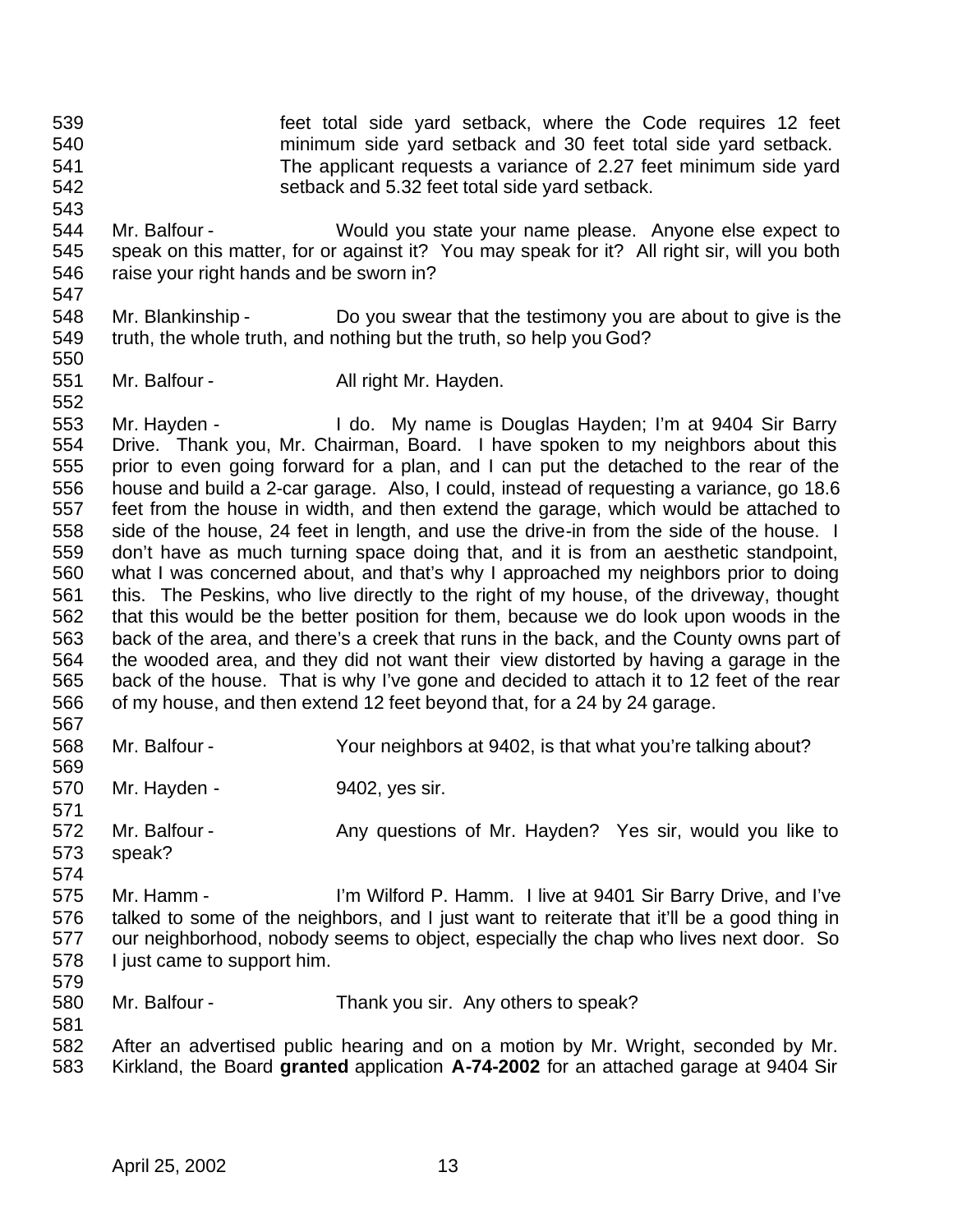feet total side yard setback, where the Code requires 12 feet minimum side yard setback and 30 feet total side yard setback. The applicant requests a variance of 2.27 feet minimum side yard setback and 5.32 feet total side yard setback.

Mr. Balfour - Would you state your name please. Anyone else expect to speak on this matter, for or against it? You may speak for it? All right sir, will you both raise your right hands and be sworn in?

Mr. Blankinship - Do you swear that the testimony you are about to give is the truth, the whole truth, and nothing but the truth, so help you God?

Mr. Balfour - All right Mr. Hayden.

Mr. Hayden - I do. My name is Douglas Hayden; I'm at 9404 Sir Barry Drive. Thank you, Mr. Chairman, Board. I have spoken to my neighbors about this prior to even going forward for a plan, and I can put the detached to the rear of the house and build a 2-car garage. Also, I could, instead of requesting a variance, go 18.6 feet from the house in width, and then extend the garage, which would be attached to side of the house, 24 feet in length, and use the drive-in from the side of the house. I don't have as much turning space doing that, and it is from an aesthetic standpoint, what I was concerned about, and that's why I approached my neighbors prior to doing this. The Peskins, who live directly to the right of my house, of the driveway, thought that this would be the better position for them, because we do look upon woods in the back of the area, and there's a creek that runs in the back, and the County owns part of the wooded area, and they did not want their view distorted by having a garage in the back of the house. That is why I've gone and decided to attach it to 12 feet of the rear of my house, and then extend 12 feet beyond that, for a 24 by 24 garage.

Mr. Balfour - Your neighbors at 9402, is that what you're talking about?

Mr. Hayden - 9402, yes sir.

Mr. Balfour - Any questions of Mr. Hayden? Yes sir, would you like to speak?

Mr. Hamm - I'm Wilford P. Hamm. I live at 9401 Sir Barry Drive, and I've talked to some of the neighbors, and I just want to reiterate that it'll be a good thing in our neighborhood, nobody seems to object, especially the chap who lives next door. So I just came to support him.

Mr. Balfour - Thank you sir. Any others to speak?

After an advertised public hearing and on a motion by Mr. Wright, seconded by Mr. Kirkland, the Board **granted** application **A-74-2002** for an attached garage at 9404 Sir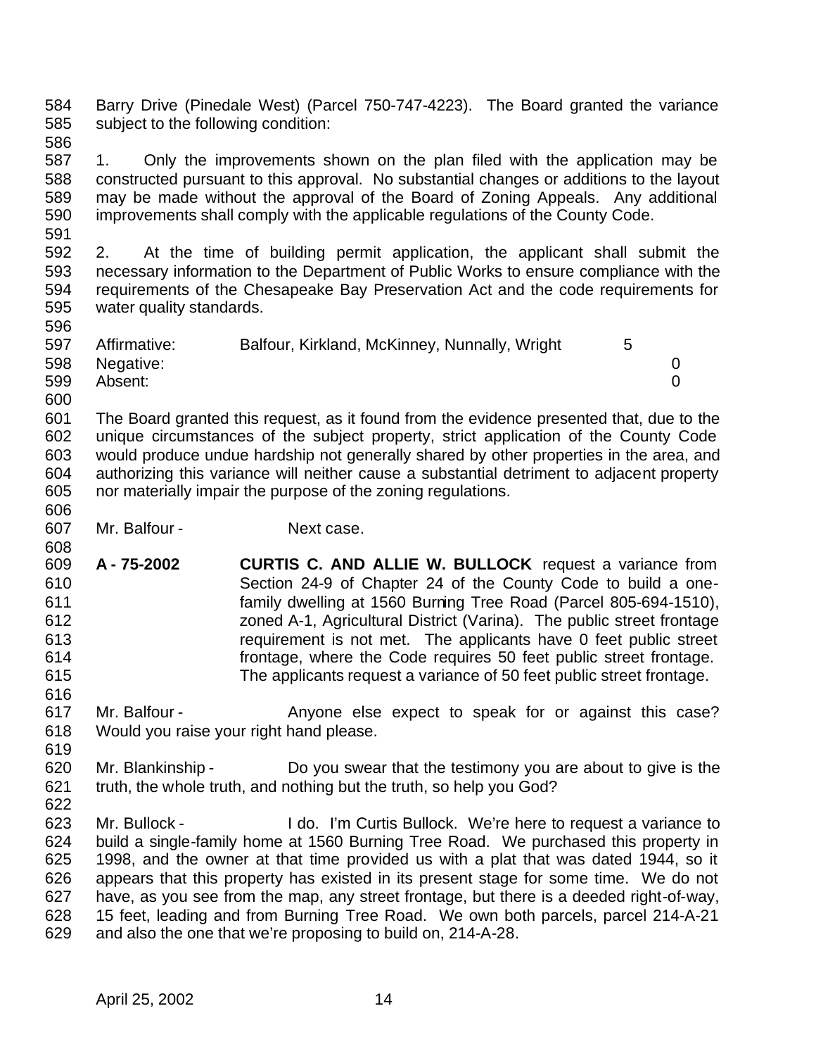Barry Drive (Pinedale West) (Parcel 750-747-4223). The Board granted the variance subject to the following condition:

1. Only the improvements shown on the plan filed with the application may be constructed pursuant to this approval. No substantial changes or additions to the layout may be made without the approval of the Board of Zoning Appeals. Any additional improvements shall comply with the applicable regulations of the County Code.

2. At the time of building permit application, the applicant shall submit the necessary information to the Department of Public Works to ensure compliance with the requirements of the Chesapeake Bay Preservation Act and the code requirements for water quality standards.

| | | |
|---|---|---|
| Affirmative: | Balfour, Kirkland, McKinney, Nunnally, Wright | 5 |
| Negative: | | 0 |
| Absent: | | 0 |

The Board granted this request, as it found from the evidence presented that, due to the unique circumstances of the subject property, strict application of the County Code would produce undue hardship not generally shared by other properties in the area, and authorizing this variance will neither cause a substantial detriment to adjacent property nor materially impair the purpose of the zoning regulations.

Mr. Balfour - Next case.

**A - 75-2002** **CURTIS C. AND ALLIE W. BULLOCK** request a variance from Section 24-9 of Chapter 24 of the County Code to build a one-family dwelling at 1560 Burning Tree Road (Parcel 805-694-1510), zoned A-1, Agricultural District (Varina). The public street frontage requirement is not met. The applicants have 0 feet public street frontage, where the Code requires 50 feet public street frontage. The applicants request a variance of 50 feet public street frontage.

Mr. Balfour - Anyone else expect to speak for or against this case? Would you raise your right hand please.

Mr. Blankinship - Do you swear that the testimony you are about to give is the truth, the whole truth, and nothing but the truth, so help you God?

Mr. Bullock - I do. I'm Curtis Bullock. We're here to request a variance to build a single-family home at 1560 Burning Tree Road. We purchased this property in 1998, and the owner at that time provided us with a plat that was dated 1944, so it appears that this property has existed in its present stage for some time. We do not have, as you see from the map, any street frontage, but there is a deeded right-of-way, 15 feet, leading and from Burning Tree Road. We own both parcels, parcel 214-A-21 and also the one that we're proposing to build on, 214-A-28.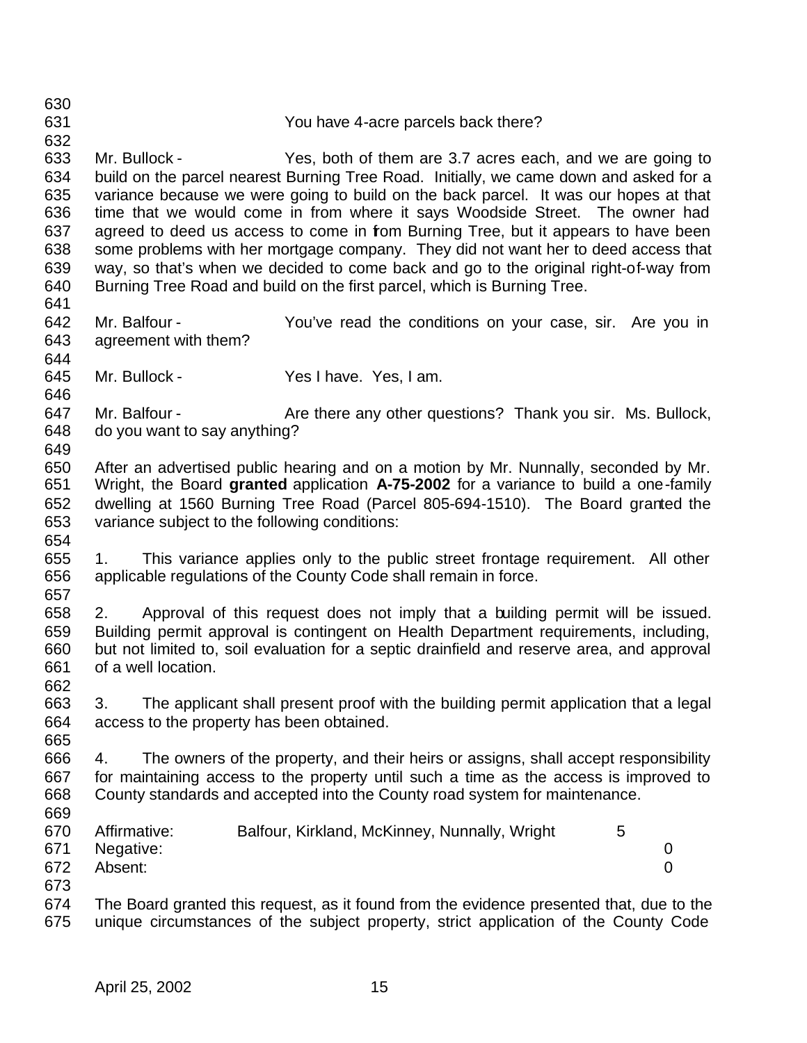You have 4-acre parcels back there?

Mr. Bullock - Yes, both of them are 3.7 acres each, and we are going to build on the parcel nearest Burning Tree Road. Initially, we came down and asked for a variance because we were going to build on the back parcel. It was our hopes at that time that we would come in from where it says Woodside Street. The owner had agreed to deed us access to come in from Burning Tree, but it appears to have been some problems with her mortgage company. They did not want her to deed access that way, so that's when we decided to come back and go to the original right-of-way from Burning Tree Road and build on the first parcel, which is Burning Tree.

Mr. Balfour - You've read the conditions on your case, sir. Are you in agreement with them?

Mr. Bullock - Yes I have. Yes, I am.

Mr. Balfour - Are there any other questions? Thank you sir. Ms. Bullock, do you want to say anything?

After an advertised public hearing and on a motion by Mr. Nunnally, seconded by Mr. Wright, the Board **granted** application **A-75-2002** for a variance to build a one-family dwelling at 1560 Burning Tree Road (Parcel 805-694-1510). The Board granted the variance subject to the following conditions:

1. This variance applies only to the public street frontage requirement. All other applicable regulations of the County Code shall remain in force.

2. Approval of this request does not imply that a building permit will be issued. Building permit approval is contingent on Health Department requirements, including, but not limited to, soil evaluation for a septic drainfield and reserve area, and approval of a well location.

3. The applicant shall present proof with the building permit application that a legal access to the property has been obtained.

4. The owners of the property, and their heirs or assigns, shall accept responsibility for maintaining access to the property until such a time as the access is improved to County standards and accepted into the County road system for maintenance.

| | | |
|---|---|---|
| Affirmative: | Balfour, Kirkland, McKinney, Nunnally, Wright | 5 |
| Negative: | | 0 |
| Absent: | | 0 |

The Board granted this request, as it found from the evidence presented that, due to the unique circumstances of the subject property, strict application of the County Code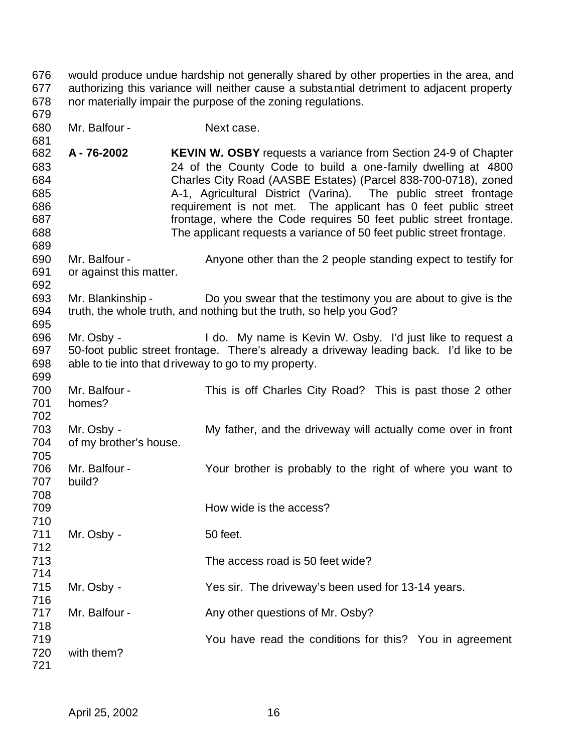would produce undue hardship not generally shared by other properties in the area, and authorizing this variance will neither cause a substantial detriment to adjacent property nor materially impair the purpose of the zoning regulations.

Mr. Balfour - Next case.

**A - 76-2002** **KEVIN W. OSBY** requests a variance from Section 24-9 of Chapter 24 of the County Code to build a one-family dwelling at 4800 Charles City Road (AASBE Estates) (Parcel 838-700-0718), zoned A-1, Agricultural District (Varina). The public street frontage requirement is not met. The applicant has 0 feet public street frontage, where the Code requires 50 feet public street frontage. The applicant requests a variance of 50 feet public street frontage.

Mr. Balfour - Anyone other than the 2 people standing expect to testify for or against this matter.

Mr. Blankinship - Do you swear that the testimony you are about to give is the truth, the whole truth, and nothing but the truth, so help you God?

Mr. Osby - I do. My name is Kevin W. Osby. I'd just like to request a 50-foot public street frontage. There's already a driveway leading back. I'd like to be able to tie into that driveway to go to my property.

Mr. Balfour - This is off Charles City Road? This is past those 2 other homes?

Mr. Osby - My father, and the driveway will actually come over in front of my brother's house.

Mr. Balfour - Your brother is probably to the right of where you want to build?

How wide is the access?

Mr. Osby - 50 feet.

The access road is 50 feet wide?

Mr. Osby - Yes sir. The driveway's been used for 13-14 years.

Mr. Balfour - Any other questions of Mr. Osby?

You have read the conditions for this? You in agreement with them?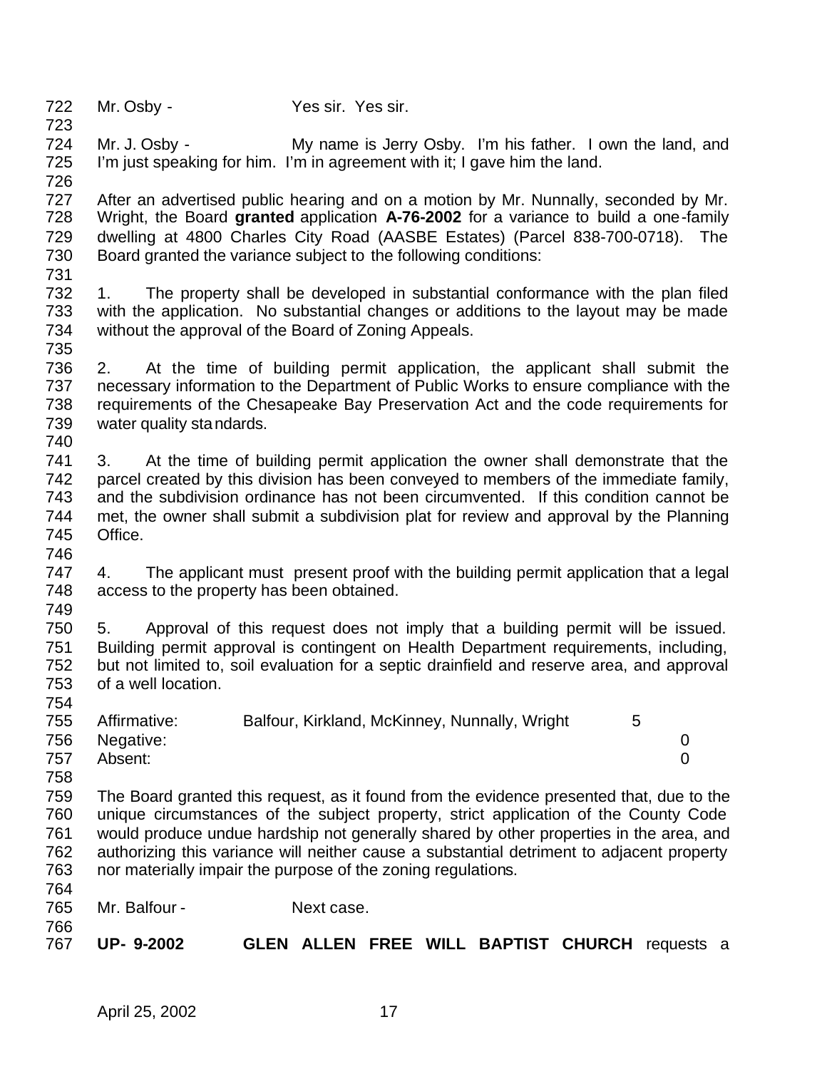Mr. Osby - Yes sir. Yes sir.

Mr. J. Osby - My name is Jerry Osby. I'm his father. I own the land, and I'm just speaking for him. I'm in agreement with it; I gave him the land.

After an advertised public hearing and on a motion by Mr. Nunnally, seconded by Mr. Wright, the Board **granted** application **A-76-2002** for a variance to build a one-family dwelling at 4800 Charles City Road (AASBE Estates) (Parcel 838-700-0718). The Board granted the variance subject to the following conditions:

1. The property shall be developed in substantial conformance with the plan filed with the application. No substantial changes or additions to the layout may be made without the approval of the Board of Zoning Appeals.

2. At the time of building permit application, the applicant shall submit the necessary information to the Department of Public Works to ensure compliance with the requirements of the Chesapeake Bay Preservation Act and the code requirements for water quality standards.

3. At the time of building permit application the owner shall demonstrate that the parcel created by this division has been conveyed to members of the immediate family, and the subdivision ordinance has not been circumvented. If this condition cannot be met, the owner shall submit a subdivision plat for review and approval by the Planning Office.

4. The applicant must present proof with the building permit application that a legal access to the property has been obtained.

5. Approval of this request does not imply that a building permit will be issued. Building permit approval is contingent on Health Department requirements, including, but not limited to, soil evaluation for a septic drainfield and reserve area, and approval of a well location.

| | | |
|---|---|---|
| Affirmative: | Balfour, Kirkland, McKinney, Nunnally, Wright | 5 |
| Negative: | | 0 |
| Absent: | | 0 |

The Board granted this request, as it found from the evidence presented that, due to the unique circumstances of the subject property, strict application of the County Code would produce undue hardship not generally shared by other properties in the area, and authorizing this variance will neither cause a substantial detriment to adjacent property nor materially impair the purpose of the zoning regulations.

Mr. Balfour - Next case.

**UP- 9-2002 GLEN ALLEN FREE WILL BAPTIST CHURCH** requests a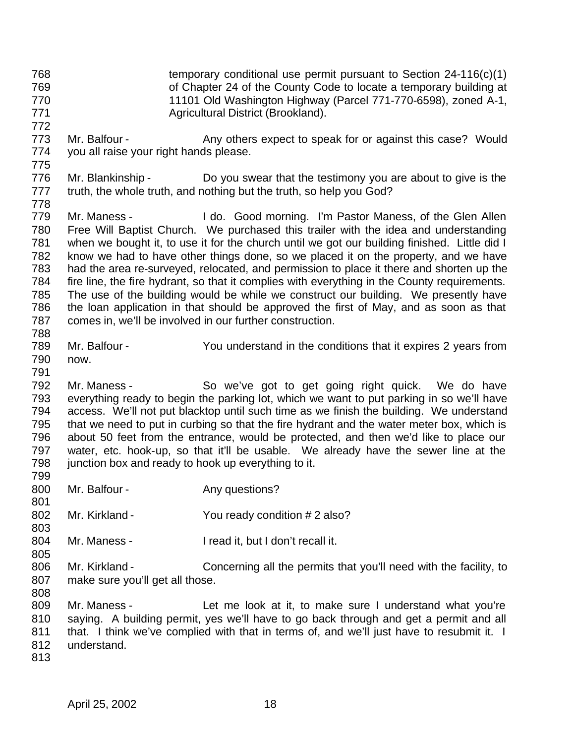temporary conditional use permit pursuant to Section 24-116(c)(1) of Chapter 24 of the County Code to locate a temporary building at 11101 Old Washington Highway (Parcel 771-770-6598), zoned A-1, Agricultural District (Brookland).

Mr. Balfour - Any others expect to speak for or against this case? Would you all raise your right hands please.

Mr. Blankinship - Do you swear that the testimony you are about to give is the truth, the whole truth, and nothing but the truth, so help you God?

Mr. Maness - I do. Good morning. I'm Pastor Maness, of the Glen Allen Free Will Baptist Church. We purchased this trailer with the idea and understanding when we bought it, to use it for the church until we got our building finished. Little did I know we had to have other things done, so we placed it on the property, and we have had the area re-surveyed, relocated, and permission to place it there and shorten up the fire line, the fire hydrant, so that it complies with everything in the County requirements. The use of the building would be while we construct our building. We presently have the loan application in that should be approved the first of May, and as soon as that comes in, we'll be involved in our further construction.

Mr. Balfour - You understand in the conditions that it expires 2 years from now.

Mr. Maness - So we've got to get going right quick. We do have everything ready to begin the parking lot, which we want to put parking in so we'll have access. We'll not put blacktop until such time as we finish the building. We understand that we need to put in curbing so that the fire hydrant and the water meter box, which is about 50 feet from the entrance, would be protected, and then we'd like to place our water, etc. hook-up, so that it'll be usable. We already have the sewer line at the junction box and ready to hook up everything to it.

Mr. Balfour - Any questions?

Mr. Kirkland - You ready condition # 2 also?

Mr. Maness - I read it, but I don't recall it.

Mr. Kirkland - Concerning all the permits that you'll need with the facility, to make sure you'll get all those.

Mr. Maness - Let me look at it, to make sure I understand what you're saying. A building permit, yes we'll have to go back through and get a permit and all that. I think we've complied with that in terms of, and we'll just have to resubmit it. I understand.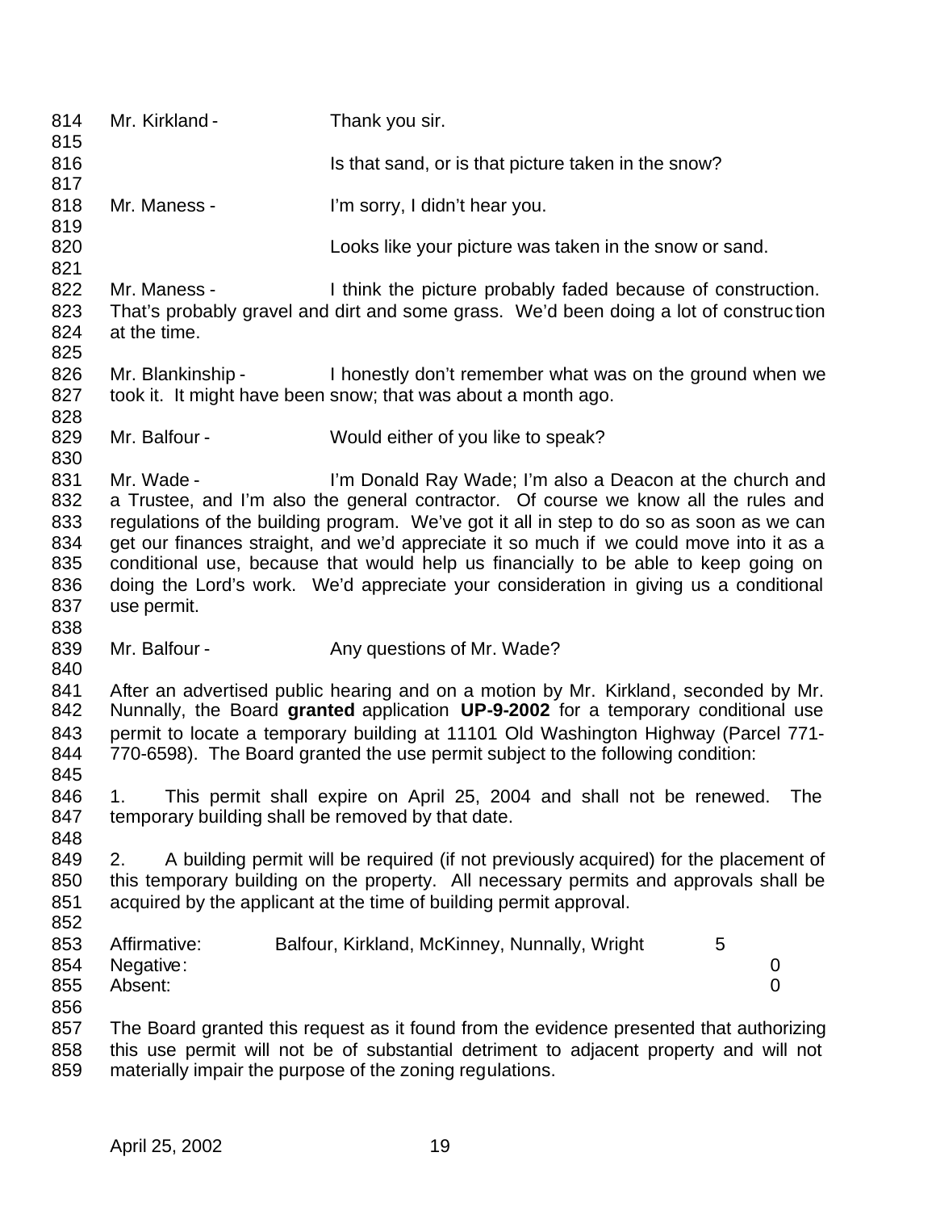814 Mr. Kirkland - Thank you sir.
815
816 Is that sand, or is that picture taken in the snow?
817
818 Mr. Maness - I'm sorry, I didn't hear you.
819
820 Looks like your picture was taken in the snow or sand.
821
822 Mr. Maness - I think the picture probably faded because of construction.
823 That's probably gravel and dirt and some grass. We'd been doing a lot of construction
824 at the time.
825
826 Mr. Blankinship - I honestly don't remember what was on the ground when we
827 took it. It might have been snow; that was about a month ago.
828
829 Mr. Balfour - Would either of you like to speak?
830
831 Mr. Wade - I'm Donald Ray Wade; I'm also a Deacon at the church and
832 a Trustee, and I'm also the general contractor. Of course we know all the rules and
833 regulations of the building program. We've got it all in step to do so as soon as we can
834 get our finances straight, and we'd appreciate it so much if we could move into it as a
835 conditional use, because that would help us financially to be able to keep going on
836 doing the Lord's work. We'd appreciate your consideration in giving us a conditional
837 use permit.
838
839 Mr. Balfour - Any questions of Mr. Wade?
840
841 After an advertised public hearing and on a motion by Mr. Kirkland, seconded by Mr.
842 Nunnally, the Board **granted** application **UP-9-2002** for a temporary conditional use
843 permit to locate a temporary building at 11101 Old Washington Highway (Parcel 771-
844 770-6598). The Board granted the use permit subject to the following condition:
845
846 1. This permit shall expire on April 25, 2004 and shall not be renewed. The
847 temporary building shall be removed by that date.
848
849 2. A building permit will be required (if not previously acquired) for the placement of
850 this temporary building on the property. All necessary permits and approvals shall be
851 acquired by the applicant at the time of building permit approval.
852

| | | | |
|---|---|---|---|
| 853 | Affirmative: | Balfour, Kirkland, McKinney, Nunnally, Wright | 5 |
| 854 | Negative: | | 0 |
| 855 | Absent: | | 0 |

856
857 The Board granted this request as it found from the evidence presented that authorizing
858 this use permit will not be of substantial detriment to adjacent property and will not
859 materially impair the purpose of the zoning regulations.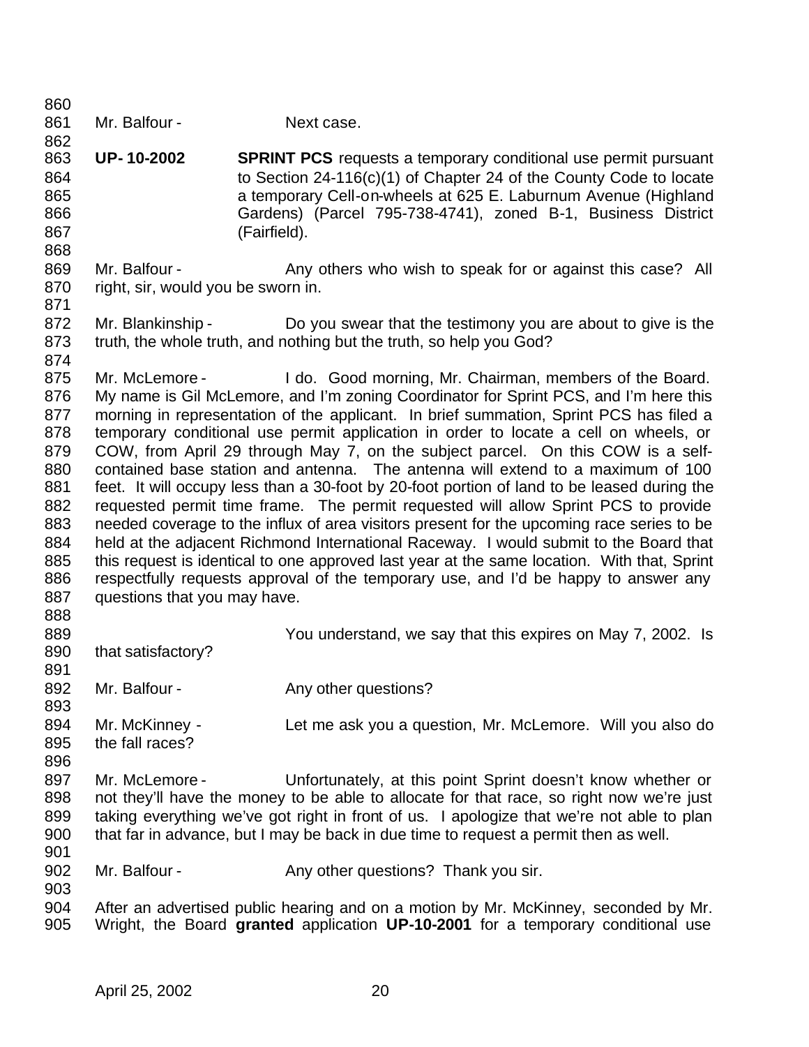Mr. Balfour - Next case.

**UP-10-2002** **SPRINT PCS** requests a temporary conditional use permit pursuant to Section 24-116(c)(1) of Chapter 24 of the County Code to locate a temporary Cell-on-wheels at 625 E. Laburnum Avenue (Highland Gardens) (Parcel 795-738-4741), zoned B-1, Business District (Fairfield).

Mr. Balfour - Any others who wish to speak for or against this case? All right, sir, would you be sworn in.

Mr. Blankinship - Do you swear that the testimony you are about to give is the truth, the whole truth, and nothing but the truth, so help you God?

Mr. McLemore - I do. Good morning, Mr. Chairman, members of the Board. My name is Gil McLemore, and I'm zoning Coordinator for Sprint PCS, and I'm here this morning in representation of the applicant. In brief summation, Sprint PCS has filed a temporary conditional use permit application in order to locate a cell on wheels, or COW, from April 29 through May 7, on the subject parcel. On this COW is a self-contained base station and antenna. The antenna will extend to a maximum of 100 feet. It will occupy less than a 30-foot by 20-foot portion of land to be leased during the requested permit time frame. The permit requested will allow Sprint PCS to provide needed coverage to the influx of area visitors present for the upcoming race series to be held at the adjacent Richmond International Raceway. I would submit to the Board that this request is identical to one approved last year at the same location. With that, Sprint respectfully requests approval of the temporary use, and I'd be happy to answer any questions that you may have.

You understand, we say that this expires on May 7, 2002. Is that satisfactory?

Mr. Balfour - Any other questions?

Mr. McKinney - Let me ask you a question, Mr. McLemore. Will you also do the fall races?

Mr. McLemore - Unfortunately, at this point Sprint doesn't know whether or not they'll have the money to be able to allocate for that race, so right now we're just taking everything we've got right in front of us. I apologize that we're not able to plan that far in advance, but I may be back in due time to request a permit then as well.

Mr. Balfour - Any other questions? Thank you sir.

After an advertised public hearing and on a motion by Mr. McKinney, seconded by Mr. Wright, the Board **granted** application **UP-10-2001** for a temporary conditional use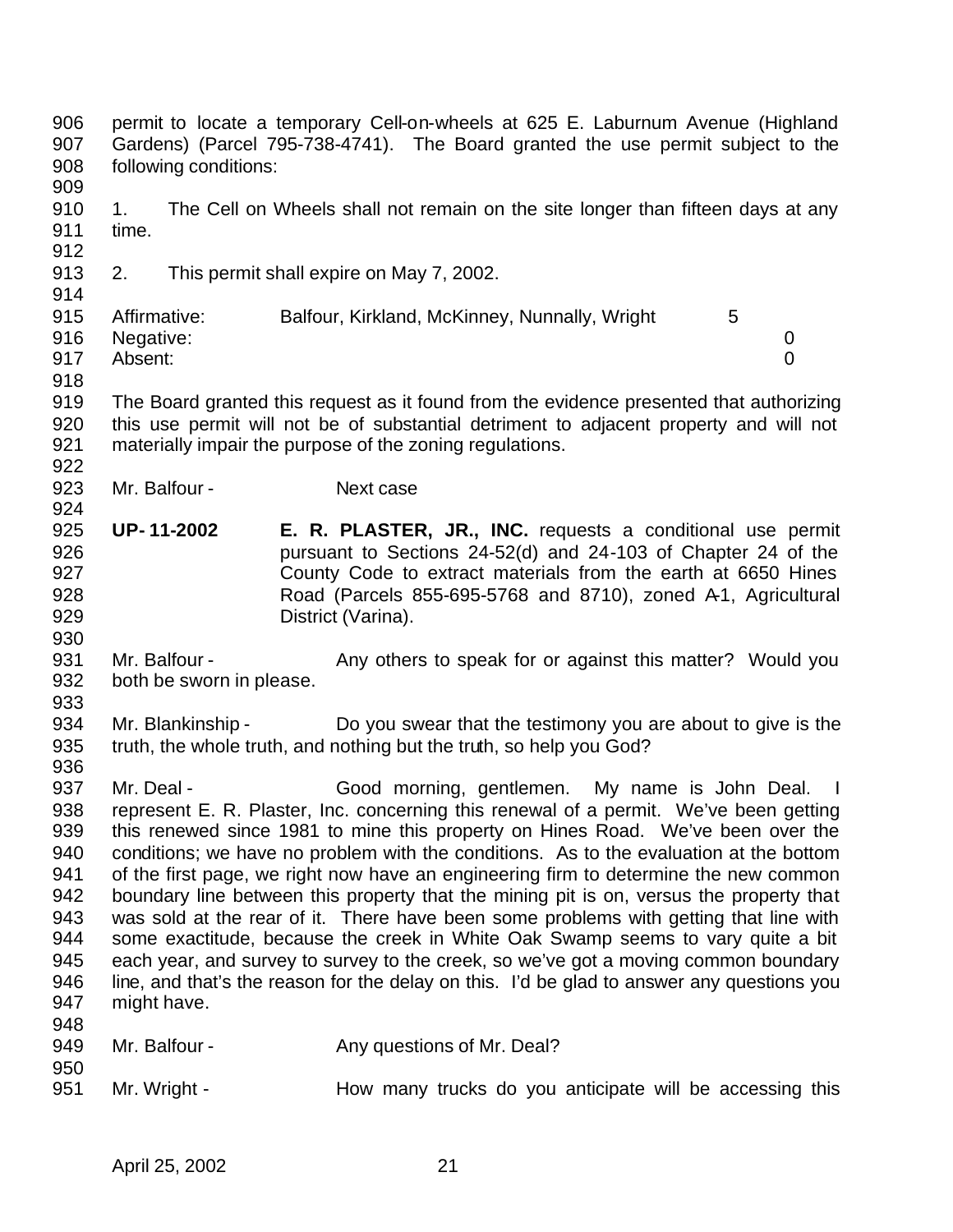permit to locate a temporary Cell-on-wheels at 625 E. Laburnum Avenue (Highland Gardens) (Parcel 795-738-4741). The Board granted the use permit subject to the following conditions:

1. The Cell on Wheels shall not remain on the site longer than fifteen days at any time.

2. This permit shall expire on May 7, 2002.

| | | |
|---|---|---|
| Affirmative: | Balfour, Kirkland, McKinney, Nunnally, Wright | 5 |
| Negative: | | 0 |
| Absent: | | 0 |

The Board granted this request as it found from the evidence presented that authorizing this use permit will not be of substantial detriment to adjacent property and will not materially impair the purpose of the zoning regulations.

Mr. Balfour - Next case

**UP- 11-2002** **E. R. PLASTER, JR., INC.** requests a conditional use permit pursuant to Sections 24-52(d) and 24-103 of Chapter 24 of the County Code to extract materials from the earth at 6650 Hines Road (Parcels 855-695-5768 and 8710), zoned A-1, Agricultural District (Varina).

Mr. Balfour - Any others to speak for or against this matter? Would you both be sworn in please.

Mr. Blankinship - Do you swear that the testimony you are about to give is the truth, the whole truth, and nothing but the truth, so help you God?

Mr. Deal - Good morning, gentlemen. My name is John Deal. I represent E. R. Plaster, Inc. concerning this renewal of a permit. We've been getting this renewed since 1981 to mine this property on Hines Road. We've been over the conditions; we have no problem with the conditions. As to the evaluation at the bottom of the first page, we right now have an engineering firm to determine the new common boundary line between this property that the mining pit is on, versus the property that was sold at the rear of it. There have been some problems with getting that line with some exactitude, because the creek in White Oak Swamp seems to vary quite a bit each year, and survey to survey to the creek, so we've got a moving common boundary line, and that's the reason for the delay on this. I'd be glad to answer any questions you might have.

Mr. Balfour - Any questions of Mr. Deal?

Mr. Wright - How many trucks do you anticipate will be accessing this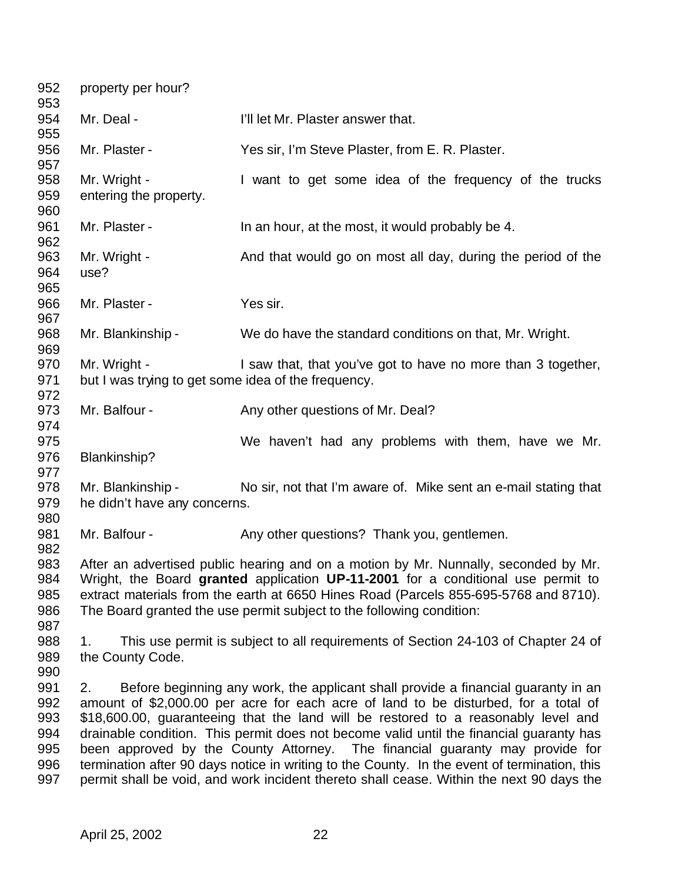property per hour?

Mr. Deal - I'll let Mr. Plaster answer that.

Mr. Plaster - Yes sir, I'm Steve Plaster, from E. R. Plaster.

Mr. Wright - I want to get some idea of the frequency of the trucks entering the property.

Mr. Plaster - In an hour, at the most, it would probably be 4.

Mr. Wright - And that would go on most all day, during the period of the use?

Mr. Plaster - Yes sir.

Mr. Blankinship - We do have the standard conditions on that, Mr. Wright.

Mr. Wright - I saw that, that you've got to have no more than 3 together, but I was trying to get some idea of the frequency.

Mr. Balfour - Any other questions of Mr. Deal?

We haven't had any problems with them, have we Mr. Blankinship?

Mr. Blankinship - No sir, not that I'm aware of. Mike sent an e-mail stating that he didn't have any concerns.

Mr. Balfour - Any other questions? Thank you, gentlemen.

After an advertised public hearing and on a motion by Mr. Nunnally, seconded by Mr. Wright, the Board **granted** application **UP-11-2001** for a conditional use permit to extract materials from the earth at 6650 Hines Road (Parcels 855-695-5768 and 8710). The Board granted the use permit subject to the following condition:

1. This use permit is subject to all requirements of Section 24-103 of Chapter 24 of the County Code.

2. Before beginning any work, the applicant shall provide a financial guaranty in an amount of $2,000.00 per acre for each acre of land to be disturbed, for a total of $18,600.00, guaranteeing that the land will be restored to a reasonably level and drainable condition. This permit does not become valid until the financial guaranty has been approved by the County Attorney. The financial guaranty may provide for termination after 90 days notice in writing to the County. In the event of termination, this permit shall be void, and work incident thereto shall cease. Within the next 90 days the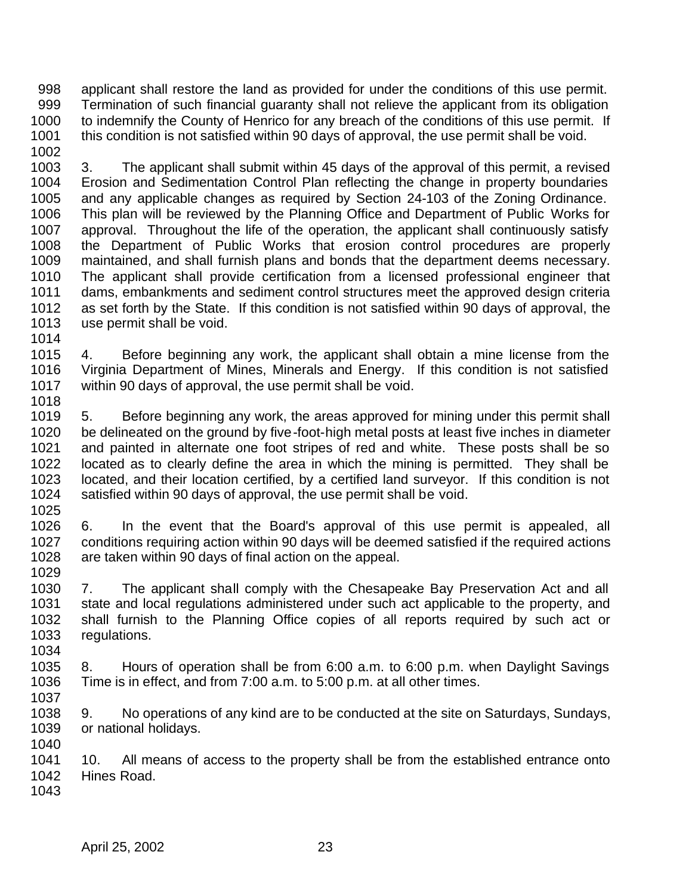applicant shall restore the land as provided for under the conditions of this use permit. Termination of such financial guaranty shall not relieve the applicant from its obligation to indemnify the County of Henrico for any breach of the conditions of this use permit. If this condition is not satisfied within 90 days of approval, the use permit shall be void.

3. The applicant shall submit within 45 days of the approval of this permit, a revised Erosion and Sedimentation Control Plan reflecting the change in property boundaries and any applicable changes as required by Section 24-103 of the Zoning Ordinance. This plan will be reviewed by the Planning Office and Department of Public Works for approval. Throughout the life of the operation, the applicant shall continuously satisfy the Department of Public Works that erosion control procedures are properly maintained, and shall furnish plans and bonds that the department deems necessary. The applicant shall provide certification from a licensed professional engineer that dams, embankments and sediment control structures meet the approved design criteria as set forth by the State. If this condition is not satisfied within 90 days of approval, the use permit shall be void.

4. Before beginning any work, the applicant shall obtain a mine license from the Virginia Department of Mines, Minerals and Energy. If this condition is not satisfied within 90 days of approval, the use permit shall be void.

5. Before beginning any work, the areas approved for mining under this permit shall be delineated on the ground by five-foot-high metal posts at least five inches in diameter and painted in alternate one foot stripes of red and white. These posts shall be so located as to clearly define the area in which the mining is permitted. They shall be located, and their location certified, by a certified land surveyor. If this condition is not satisfied within 90 days of approval, the use permit shall be void.

6. In the event that the Board's approval of this use permit is appealed, all conditions requiring action within 90 days will be deemed satisfied if the required actions are taken within 90 days of final action on the appeal.

7. The applicant shall comply with the Chesapeake Bay Preservation Act and all state and local regulations administered under such act applicable to the property, and shall furnish to the Planning Office copies of all reports required by such act or regulations.

8. Hours of operation shall be from 6:00 a.m. to 6:00 p.m. when Daylight Savings Time is in effect, and from 7:00 a.m. to 5:00 p.m. at all other times.

9. No operations of any kind are to be conducted at the site on Saturdays, Sundays, or national holidays.

10. All means of access to the property shall be from the established entrance onto Hines Road.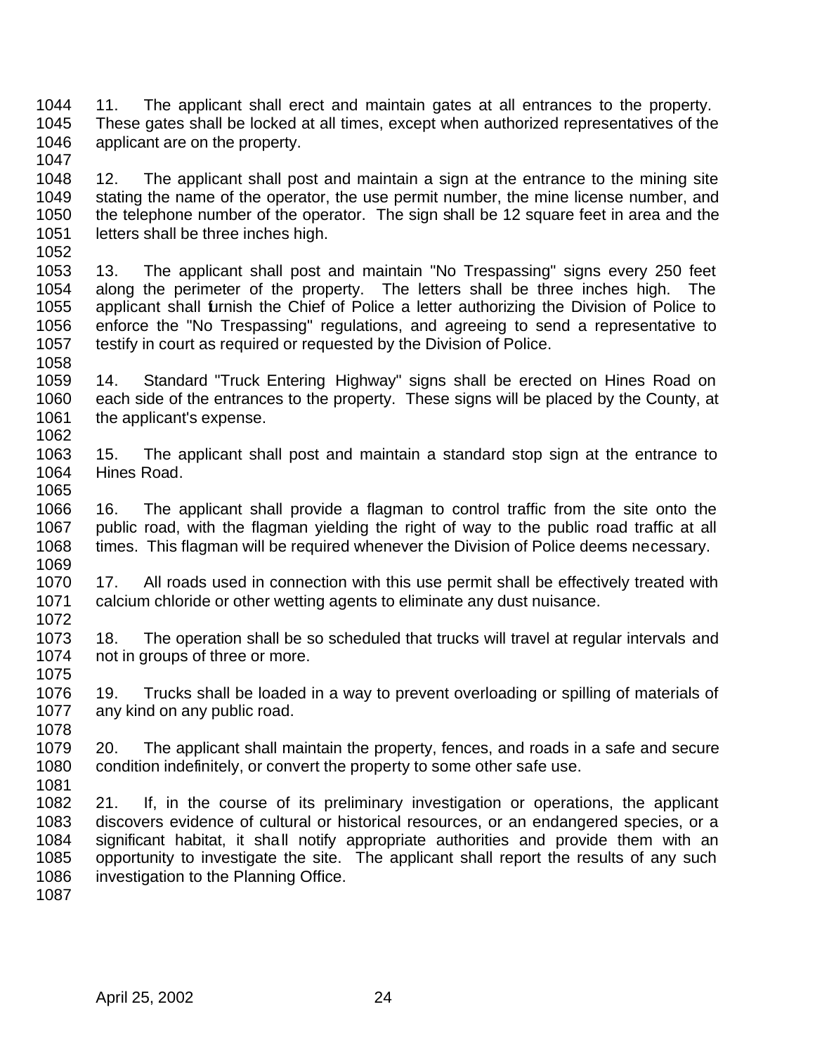11. The applicant shall erect and maintain gates at all entrances to the property. These gates shall be locked at all times, except when authorized representatives of the applicant are on the property.

12. The applicant shall post and maintain a sign at the entrance to the mining site stating the name of the operator, the use permit number, the mine license number, and the telephone number of the operator. The sign shall be 12 square feet in area and the letters shall be three inches high.

13. The applicant shall post and maintain "No Trespassing" signs every 250 feet along the perimeter of the property. The letters shall be three inches high. The applicant shall furnish the Chief of Police a letter authorizing the Division of Police to enforce the "No Trespassing" regulations, and agreeing to send a representative to testify in court as required or requested by the Division of Police.

14. Standard "Truck Entering Highway" signs shall be erected on Hines Road on each side of the entrances to the property. These signs will be placed by the County, at the applicant's expense.

15. The applicant shall post and maintain a standard stop sign at the entrance to Hines Road.

16. The applicant shall provide a flagman to control traffic from the site onto the public road, with the flagman yielding the right of way to the public road traffic at all times. This flagman will be required whenever the Division of Police deems necessary.

17. All roads used in connection with this use permit shall be effectively treated with calcium chloride or other wetting agents to eliminate any dust nuisance.

18. The operation shall be so scheduled that trucks will travel at regular intervals and not in groups of three or more.

19. Trucks shall be loaded in a way to prevent overloading or spilling of materials of any kind on any public road.

20. The applicant shall maintain the property, fences, and roads in a safe and secure condition indefinitely, or convert the property to some other safe use.

21. If, in the course of its preliminary investigation or operations, the applicant discovers evidence of cultural or historical resources, or an endangered species, or a significant habitat, it shall notify appropriate authorities and provide them with an opportunity to investigate the site. The applicant shall report the results of any such investigation to the Planning Office.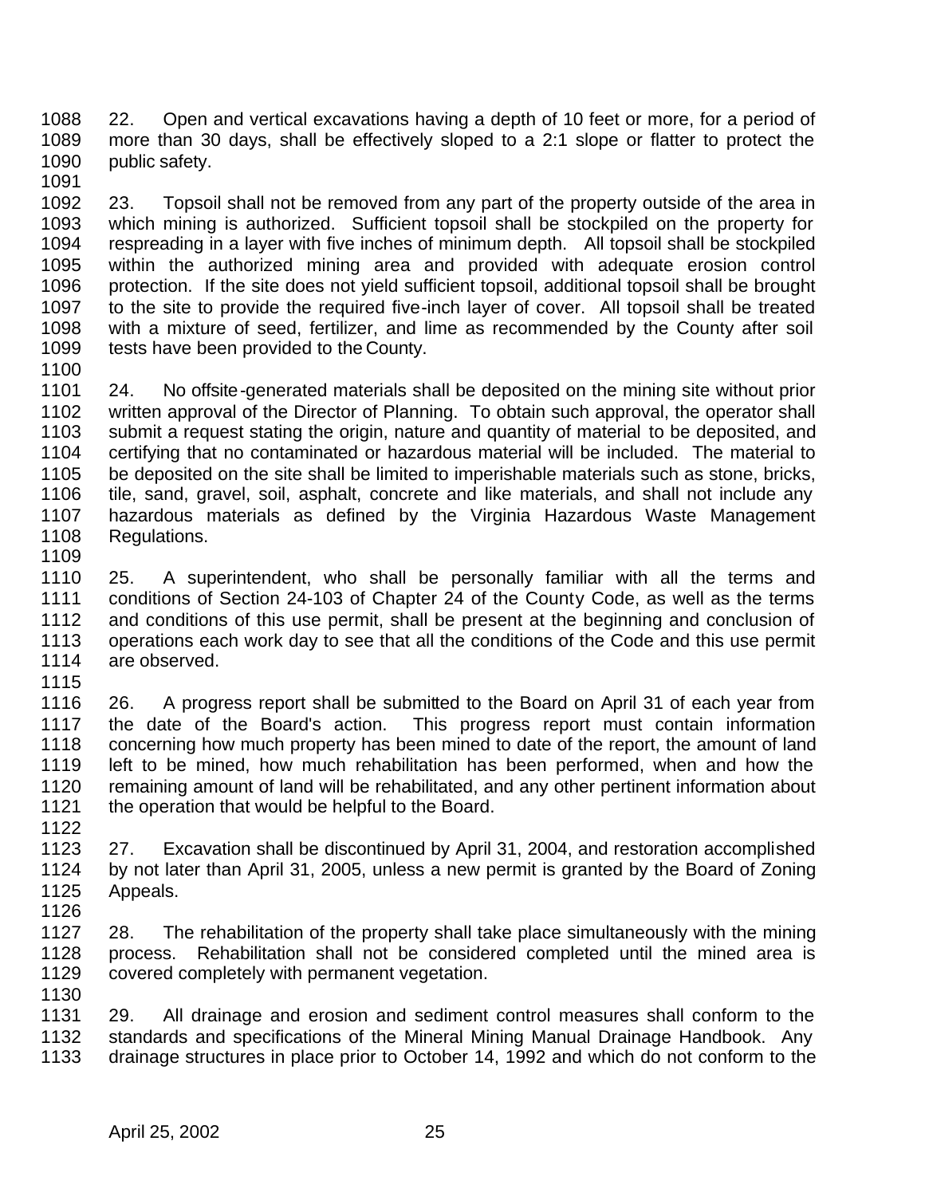22. Open and vertical excavations having a depth of 10 feet or more, for a period of more than 30 days, shall be effectively sloped to a 2:1 slope or flatter to protect the public safety.

23. Topsoil shall not be removed from any part of the property outside of the area in which mining is authorized. Sufficient topsoil shall be stockpiled on the property for respreading in a layer with five inches of minimum depth. All topsoil shall be stockpiled within the authorized mining area and provided with adequate erosion control protection. If the site does not yield sufficient topsoil, additional topsoil shall be brought to the site to provide the required five-inch layer of cover. All topsoil shall be treated with a mixture of seed, fertilizer, and lime as recommended by the County after soil tests have been provided to the County.

24. No offsite-generated materials shall be deposited on the mining site without prior written approval of the Director of Planning. To obtain such approval, the operator shall submit a request stating the origin, nature and quantity of material to be deposited, and certifying that no contaminated or hazardous material will be included. The material to be deposited on the site shall be limited to imperishable materials such as stone, bricks, tile, sand, gravel, soil, asphalt, concrete and like materials, and shall not include any hazardous materials as defined by the Virginia Hazardous Waste Management Regulations.

25. A superintendent, who shall be personally familiar with all the terms and conditions of Section 24-103 of Chapter 24 of the County Code, as well as the terms and conditions of this use permit, shall be present at the beginning and conclusion of operations each work day to see that all the conditions of the Code and this use permit are observed.

26. A progress report shall be submitted to the Board on April 31 of each year from the date of the Board's action. This progress report must contain information concerning how much property has been mined to date of the report, the amount of land left to be mined, how much rehabilitation has been performed, when and how the remaining amount of land will be rehabilitated, and any other pertinent information about the operation that would be helpful to the Board.

27. Excavation shall be discontinued by April 31, 2004, and restoration accomplished by not later than April 31, 2005, unless a new permit is granted by the Board of Zoning Appeals.

28. The rehabilitation of the property shall take place simultaneously with the mining process. Rehabilitation shall not be considered completed until the mined area is covered completely with permanent vegetation.

29. All drainage and erosion and sediment control measures shall conform to the standards and specifications of the Mineral Mining Manual Drainage Handbook. Any drainage structures in place prior to October 14, 1992 and which do not conform to the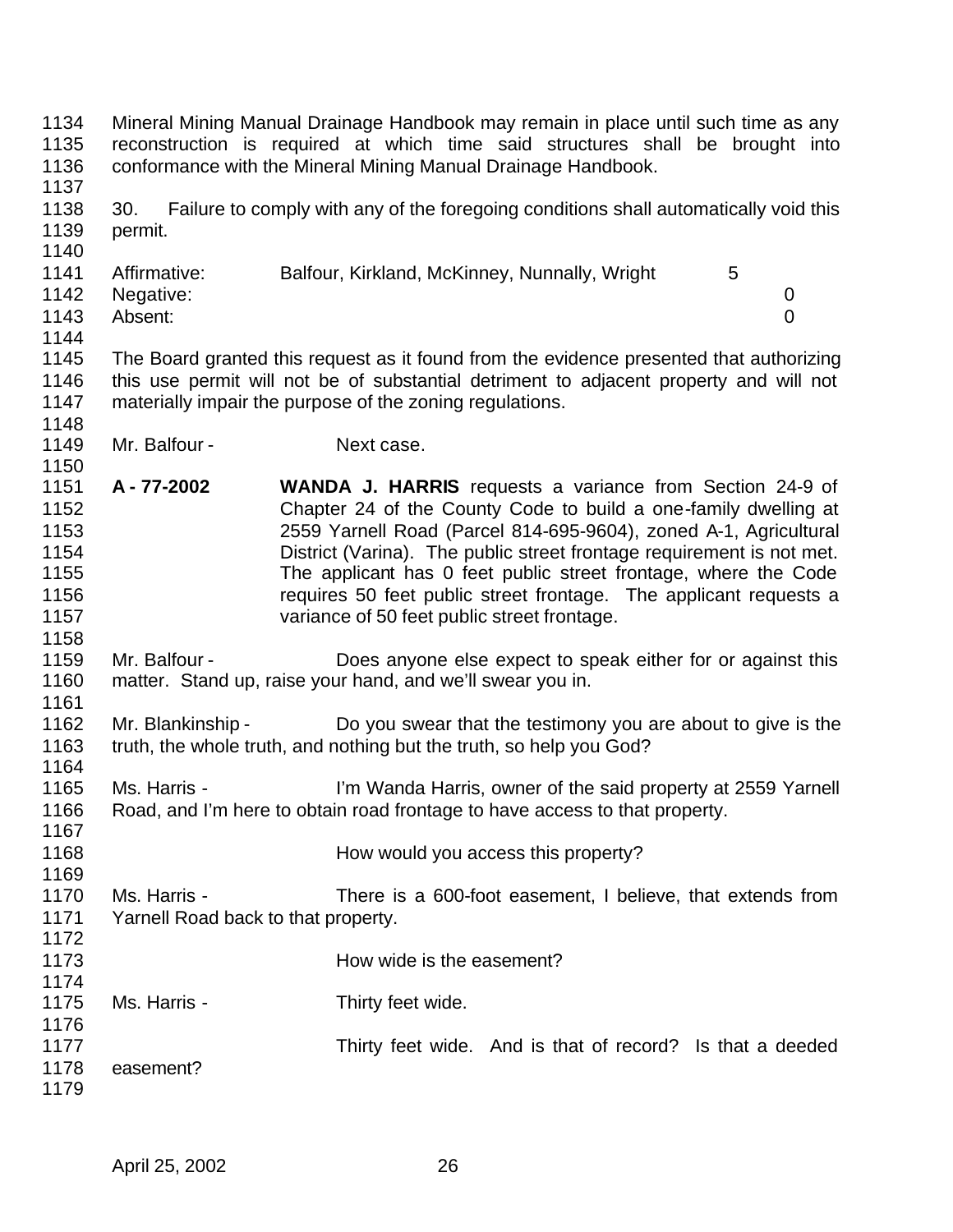Mineral Mining Manual Drainage Handbook may remain in place until such time as any reconstruction is required at which time said structures shall be brought into conformance with the Mineral Mining Manual Drainage Handbook.

30. Failure to comply with any of the foregoing conditions shall automatically void this permit.

| | | |
|---|---|---|
| Affirmative: | Balfour, Kirkland, McKinney, Nunnally, Wright | 5 |
| Negative: | | 0 |
| Absent: | | 0 |

The Board granted this request as it found from the evidence presented that authorizing this use permit will not be of substantial detriment to adjacent property and will not materially impair the purpose of the zoning regulations.

Mr. Balfour - Next case.

**A - 77-2002** **WANDA J. HARRIS** requests a variance from Section 24-9 of Chapter 24 of the County Code to build a one-family dwelling at 2559 Yarnell Road (Parcel 814-695-9604), zoned A-1, Agricultural District (Varina). The public street frontage requirement is not met. The applicant has 0 feet public street frontage, where the Code requires 50 feet public street frontage. The applicant requests a variance of 50 feet public street frontage.

Mr. Balfour - Does anyone else expect to speak either for or against this matter. Stand up, raise your hand, and we'll swear you in.

Mr. Blankinship - Do you swear that the testimony you are about to give is the truth, the whole truth, and nothing but the truth, so help you God?

Ms. Harris - I'm Wanda Harris, owner of the said property at 2559 Yarnell Road, and I'm here to obtain road frontage to have access to that property.

How would you access this property?

Ms. Harris - There is a 600-foot easement, I believe, that extends from Yarnell Road back to that property.

How wide is the easement?

Ms. Harris - Thirty feet wide.

Thirty feet wide. And is that of record? Is that a deeded easement?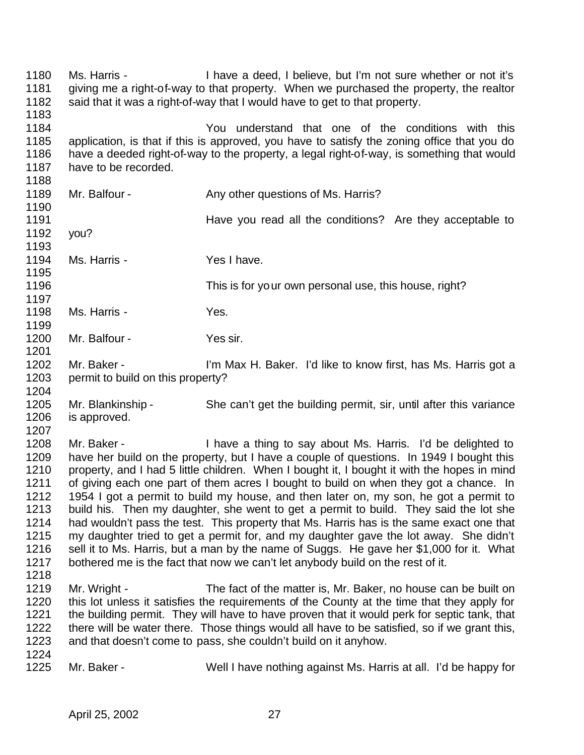1180 Ms. Harris - I have a deed, I believe, but I'm not sure whether or not it's
1181 giving me a right-of-way to that property. When we purchased the property, the realtor
1182 said that it was a right-of-way that I would have to get to that property.
1183
1184 You understand that one of the conditions with this
1185 application, is that if this is approved, you have to satisfy the zoning office that you do
1186 have a deeded right-of-way to the property, a legal right-of-way, is something that would
1187 have to be recorded.
1188
1189 Mr. Balfour - Any other questions of Ms. Harris?
1190
1191 Have you read all the conditions? Are they acceptable to
1192 you?
1193
1194 Ms. Harris - Yes I have.
1195
1196 This is for your own personal use, this house, right?
1197
1198 Ms. Harris - Yes.
1199
1200 Mr. Balfour - Yes sir.
1201
1202 Mr. Baker - I'm Max H. Baker. I'd like to know first, has Ms. Harris got a
1203 permit to build on this property?
1204
1205 Mr. Blankinship - She can't get the building permit, sir, until after this variance
1206 is approved.
1207
1208 Mr. Baker - I have a thing to say about Ms. Harris. I'd be delighted to
1209 have her build on the property, but I have a couple of questions. In 1949 I bought this
1210 property, and I had 5 little children. When I bought it, I bought it with the hopes in mind
1211 of giving each one part of them acres I bought to build on when they got a chance. In
1212 1954 I got a permit to build my house, and then later on, my son, he got a permit to
1213 build his. Then my daughter, she went to get a permit to build. They said the lot she
1214 had wouldn't pass the test. This property that Ms. Harris has is the same exact one that
1215 my daughter tried to get a permit for, and my daughter gave the lot away. She didn't
1216 sell it to Ms. Harris, but a man by the name of Suggs. He gave her $1,000 for it. What
1217 bothered me is the fact that now we can't let anybody build on the rest of it.
1218
1219 Mr. Wright - The fact of the matter is, Mr. Baker, no house can be built on
1220 this lot unless it satisfies the requirements of the County at the time that they apply for
1221 the building permit. They will have to have proven that it would perk for septic tank, that
1222 there will be water there. Those things would all have to be satisfied, so if we grant this,
1223 and that doesn't come to pass, she couldn't build on it anyhow.
1224
1225 Mr. Baker - Well I have nothing against Ms. Harris at all. I'd be happy for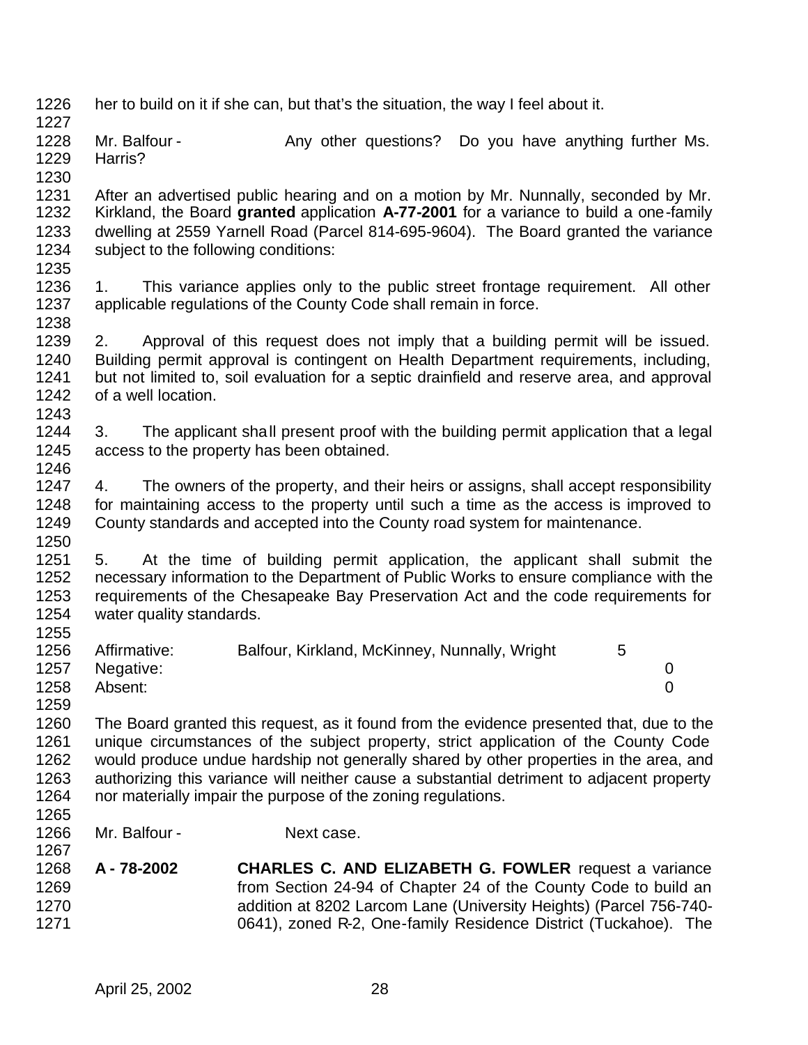her to build on it if she can, but that's the situation, the way I feel about it.

Mr. Balfour - Any other questions? Do you have anything further Ms. Harris?

After an advertised public hearing and on a motion by Mr. Nunnally, seconded by Mr. Kirkland, the Board **granted** application **A-77-2001** for a variance to build a one-family dwelling at 2559 Yarnell Road (Parcel 814-695-9604). The Board granted the variance subject to the following conditions:

1. This variance applies only to the public street frontage requirement. All other applicable regulations of the County Code shall remain in force.

2. Approval of this request does not imply that a building permit will be issued. Building permit approval is contingent on Health Department requirements, including, but not limited to, soil evaluation for a septic drainfield and reserve area, and approval of a well location.

3. The applicant shall present proof with the building permit application that a legal access to the property has been obtained.

4. The owners of the property, and their heirs or assigns, shall accept responsibility for maintaining access to the property until such a time as the access is improved to County standards and accepted into the County road system for maintenance.

5. At the time of building permit application, the applicant shall submit the necessary information to the Department of Public Works to ensure compliance with the requirements of the Chesapeake Bay Preservation Act and the code requirements for water quality standards.

| | | |
|---|---|---|
| Affirmative: | Balfour, Kirkland, McKinney, Nunnally, Wright | 5 |
| Negative: | | 0 |
| Absent: | | 0 |

The Board granted this request, as it found from the evidence presented that, due to the unique circumstances of the subject property, strict application of the County Code would produce undue hardship not generally shared by other properties in the area, and authorizing this variance will neither cause a substantial detriment to adjacent property nor materially impair the purpose of the zoning regulations.

Mr. Balfour - Next case.

**A - 78-2002** **CHARLES C. AND ELIZABETH G. FOWLER** request a variance from Section 24-94 of Chapter 24 of the County Code to build an addition at 8202 Larcom Lane (University Heights) (Parcel 756-740-0641), zoned R-2, One-family Residence District (Tuckahoe). The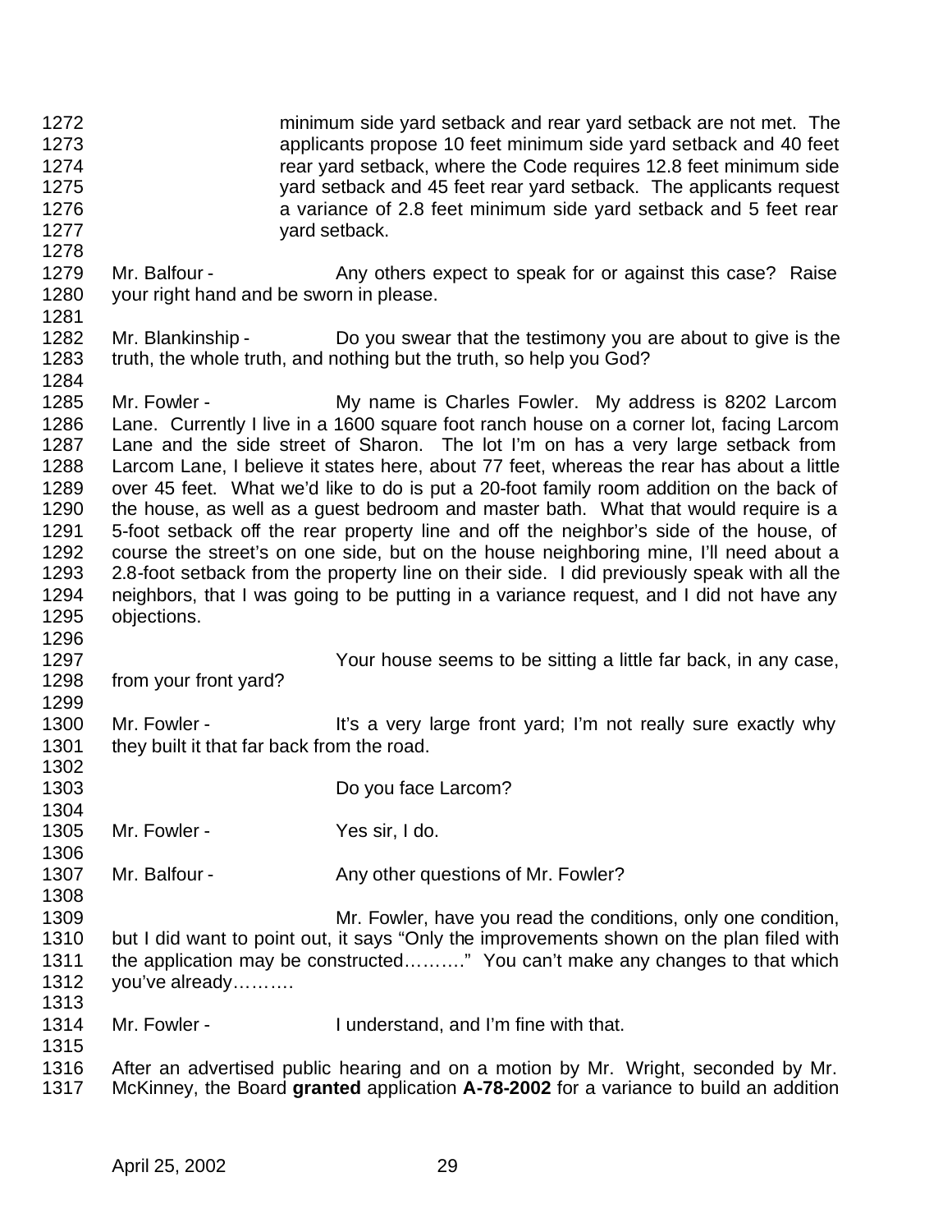minimum side yard setback and rear yard setback are not met. The applicants propose 10 feet minimum side yard setback and 40 feet rear yard setback, where the Code requires 12.8 feet minimum side yard setback and 45 feet rear yard setback. The applicants request a variance of 2.8 feet minimum side yard setback and 5 feet rear yard setback.

Mr. Balfour - Any others expect to speak for or against this case? Raise your right hand and be sworn in please.

Mr. Blankinship - Do you swear that the testimony you are about to give is the truth, the whole truth, and nothing but the truth, so help you God?

Mr. Fowler - My name is Charles Fowler. My address is 8202 Larcom Lane. Currently I live in a 1600 square foot ranch house on a corner lot, facing Larcom Lane and the side street of Sharon. The lot I'm on has a very large setback from Larcom Lane, I believe it states here, about 77 feet, whereas the rear has about a little over 45 feet. What we'd like to do is put a 20-foot family room addition on the back of the house, as well as a guest bedroom and master bath. What that would require is a 5-foot setback off the rear property line and off the neighbor's side of the house, of course the street's on one side, but on the house neighboring mine, I'll need about a 2.8-foot setback from the property line on their side. I did previously speak with all the neighbors, that I was going to be putting in a variance request, and I did not have any objections.

Your house seems to be sitting a little far back, in any case, from your front yard?

Mr. Fowler - It's a very large front yard; I'm not really sure exactly why they built it that far back from the road.

Do you face Larcom?

Mr. Fowler - Yes sir, I do.

Mr. Balfour - Any other questions of Mr. Fowler?

Mr. Fowler, have you read the conditions, only one condition, but I did want to point out, it says "Only the improvements shown on the plan filed with the application may be constructed………" You can't make any changes to that which you've already……….

Mr. Fowler - I understand, and I'm fine with that.

After an advertised public hearing and on a motion by Mr. Wright, seconded by Mr. McKinney, the Board **granted** application **A-78-2002** for a variance to build an addition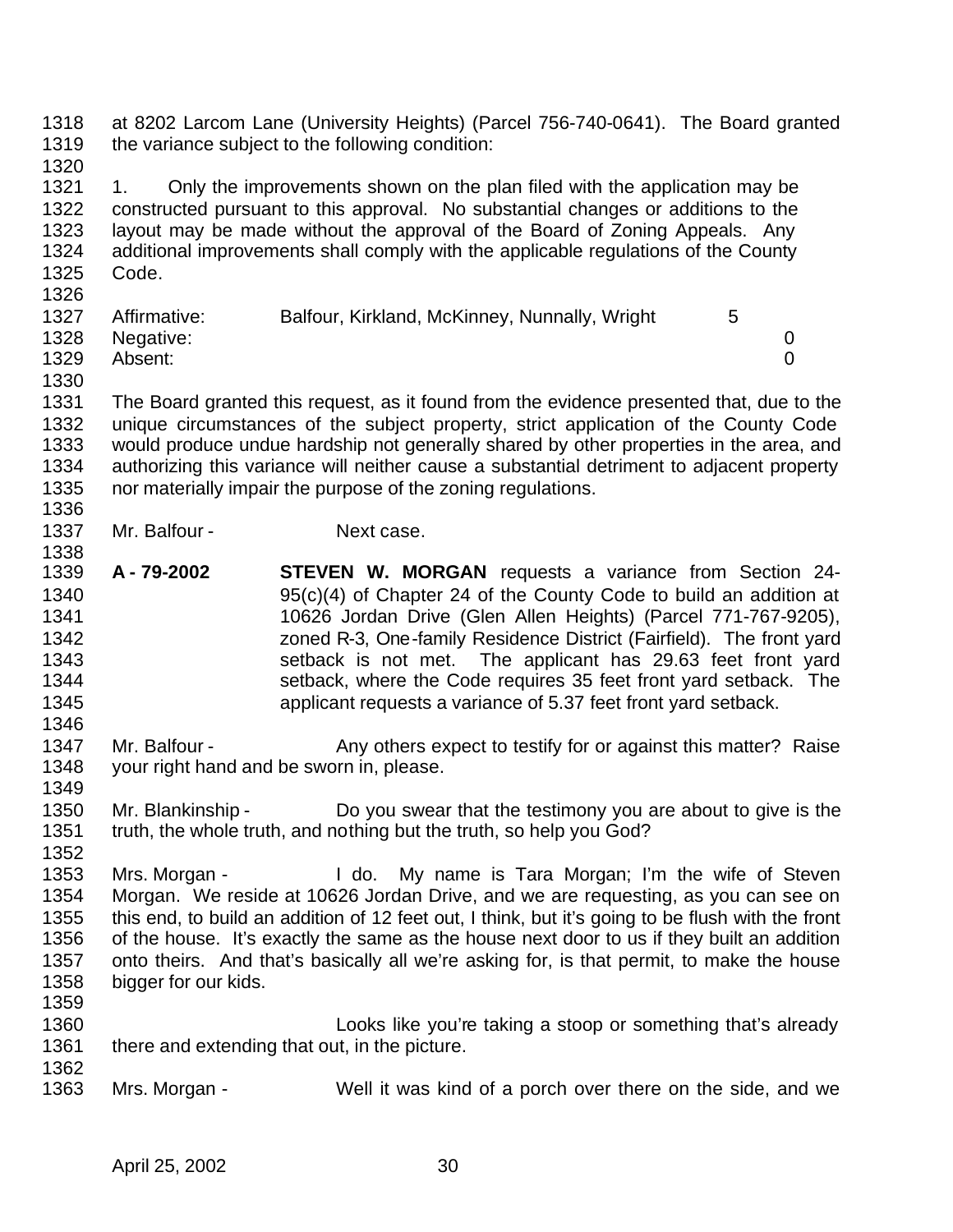at 8202 Larcom Lane (University Heights) (Parcel 756-740-0641). The Board granted the variance subject to the following condition:

1. Only the improvements shown on the plan filed with the application may be constructed pursuant to this approval. No substantial changes or additions to the layout may be made without the approval of the Board of Zoning Appeals. Any additional improvements shall comply with the applicable regulations of the County Code.

| | | |
|---|---|---|
| Affirmative: | Balfour, Kirkland, McKinney, Nunnally, Wright | 5 |
| Negative: | | 0 |
| Absent: | | 0 |

The Board granted this request, as it found from the evidence presented that, due to the unique circumstances of the subject property, strict application of the County Code would produce undue hardship not generally shared by other properties in the area, and authorizing this variance will neither cause a substantial detriment to adjacent property nor materially impair the purpose of the zoning regulations.

Mr. Balfour - Next case.

**A - 79-2002** **STEVEN W. MORGAN** requests a variance from Section 24-95(c)(4) of Chapter 24 of the County Code to build an addition at 10626 Jordan Drive (Glen Allen Heights) (Parcel 771-767-9205), zoned R-3, One-family Residence District (Fairfield). The front yard setback is not met. The applicant has 29.63 feet front yard setback, where the Code requires 35 feet front yard setback. The applicant requests a variance of 5.37 feet front yard setback.

Mr. Balfour - Any others expect to testify for or against this matter? Raise your right hand and be sworn in, please.

Mr. Blankinship - Do you swear that the testimony you are about to give is the truth, the whole truth, and nothing but the truth, so help you God?

Mrs. Morgan - I do. My name is Tara Morgan; I'm the wife of Steven Morgan. We reside at 10626 Jordan Drive, and we are requesting, as you can see on this end, to build an addition of 12 feet out, I think, but it's going to be flush with the front of the house. It's exactly the same as the house next door to us if they built an addition onto theirs. And that's basically all we're asking for, is that permit, to make the house bigger for our kids.

Looks like you're taking a stoop or something that's already there and extending that out, in the picture.

Mrs. Morgan - Well it was kind of a porch over there on the side, and we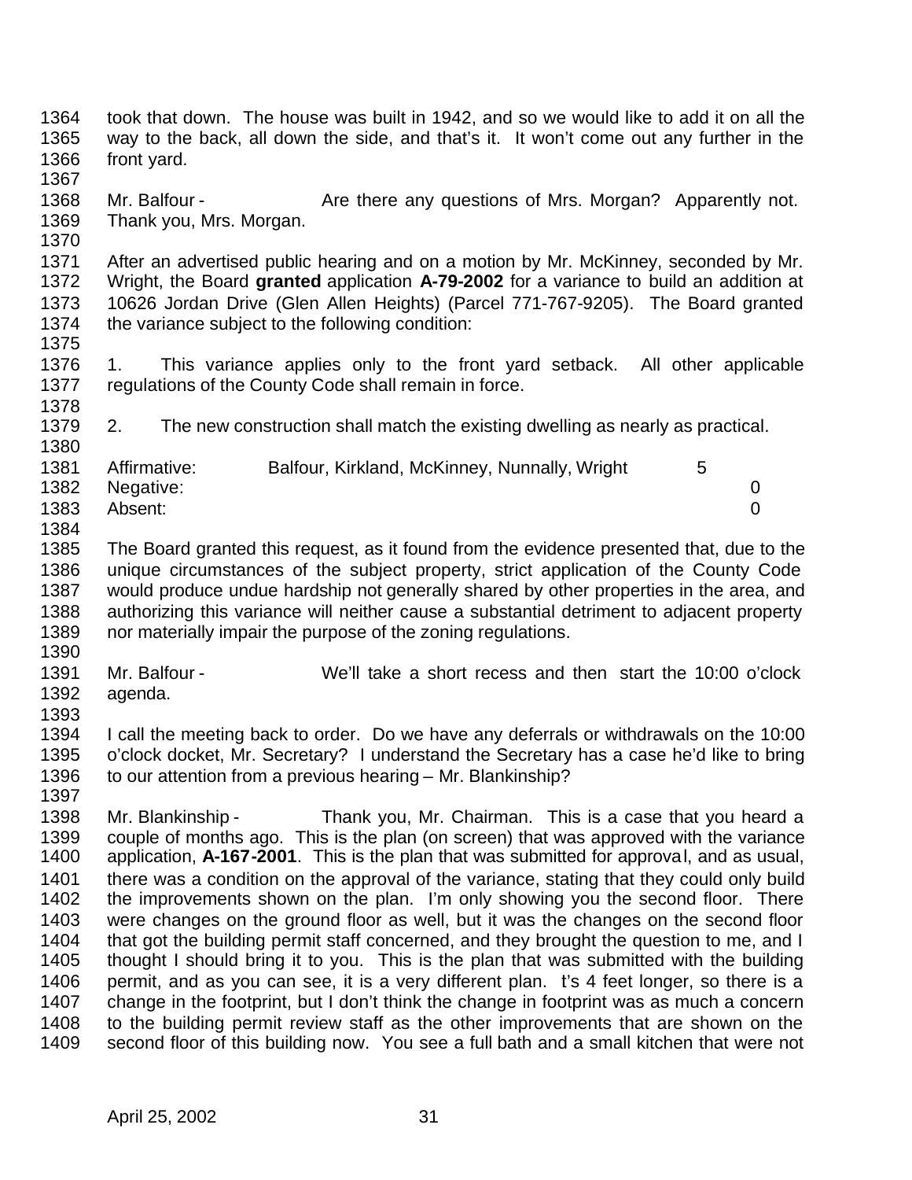took that down. The house was built in 1942, and so we would like to add it on all the way to the back, all down the side, and that's it. It won't come out any further in the front yard.

Mr. Balfour - Are there any questions of Mrs. Morgan? Apparently not. Thank you, Mrs. Morgan.

After an advertised public hearing and on a motion by Mr. McKinney, seconded by Mr. Wright, the Board **granted** application **A-79-2002** for a variance to build an addition at 10626 Jordan Drive (Glen Allen Heights) (Parcel 771-767-9205). The Board granted the variance subject to the following condition:

1. This variance applies only to the front yard setback. All other applicable regulations of the County Code shall remain in force.

2. The new construction shall match the existing dwelling as nearly as practical.

| | | |
|---|---|---|
| Affirmative: | Balfour, Kirkland, McKinney, Nunnally, Wright | 5 |
| Negative: | | 0 |
| Absent: | | 0 |

The Board granted this request, as it found from the evidence presented that, due to the unique circumstances of the subject property, strict application of the County Code would produce undue hardship not generally shared by other properties in the area, and authorizing this variance will neither cause a substantial detriment to adjacent property nor materially impair the purpose of the zoning regulations.

Mr. Balfour - We'll take a short recess and then start the 10:00 o'clock agenda.

I call the meeting back to order. Do we have any deferrals or withdrawals on the 10:00 o'clock docket, Mr. Secretary? I understand the Secretary has a case he'd like to bring to our attention from a previous hearing – Mr. Blankinship?

Mr. Blankinship - Thank you, Mr. Chairman. This is a case that you heard a couple of months ago. This is the plan (on screen) that was approved with the variance application, **A-167-2001**. This is the plan that was submitted for approval, and as usual, there was a condition on the approval of the variance, stating that they could only build the improvements shown on the plan. I'm only showing you the second floor. There were changes on the ground floor as well, but it was the changes on the second floor that got the building permit staff concerned, and they brought the question to me, and I thought I should bring it to you. This is the plan that was submitted with the building permit, and as you can see, it is a very different plan. t's 4 feet longer, so there is a change in the footprint, but I don't think the change in footprint was as much a concern to the building permit review staff as the other improvements that are shown on the second floor of this building now. You see a full bath and a small kitchen that were not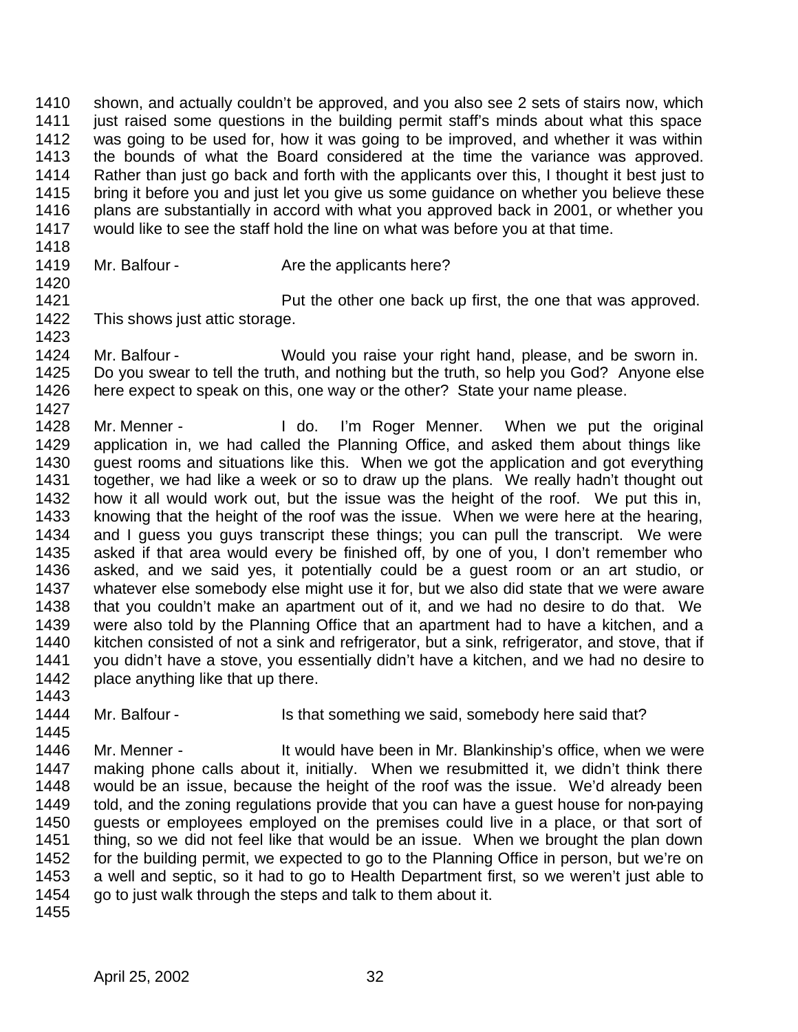shown, and actually couldn't be approved, and you also see 2 sets of stairs now, which just raised some questions in the building permit staff's minds about what this space was going to be used for, how it was going to be improved, and whether it was within the bounds of what the Board considered at the time the variance was approved. Rather than just go back and forth with the applicants over this, I thought it best just to bring it before you and just let you give us some guidance on whether you believe these plans are substantially in accord with what you approved back in 2001, or whether you would like to see the staff hold the line on what was before you at that time.

Mr. Balfour - Are the applicants here?

Put the other one back up first, the one that was approved. This shows just attic storage.

Mr. Balfour - Would you raise your right hand, please, and be sworn in. Do you swear to tell the truth, and nothing but the truth, so help you God? Anyone else here expect to speak on this, one way or the other? State your name please.

Mr. Menner - I do. I'm Roger Menner. When we put the original application in, we had called the Planning Office, and asked them about things like guest rooms and situations like this. When we got the application and got everything together, we had like a week or so to draw up the plans. We really hadn't thought out how it all would work out, but the issue was the height of the roof. We put this in, knowing that the height of the roof was the issue. When we were here at the hearing, and I guess you guys transcript these things; you can pull the transcript. We were asked if that area would every be finished off, by one of you, I don't remember who asked, and we said yes, it potentially could be a guest room or an art studio, or whatever else somebody else might use it for, but we also did state that we were aware that you couldn't make an apartment out of it, and we had no desire to do that. We were also told by the Planning Office that an apartment had to have a kitchen, and a kitchen consisted of not a sink and refrigerator, but a sink, refrigerator, and stove, that if you didn't have a stove, you essentially didn't have a kitchen, and we had no desire to place anything like that up there.

Mr. Balfour - Is that something we said, somebody here said that?

Mr. Menner - It would have been in Mr. Blankinship's office, when we were making phone calls about it, initially. When we resubmitted it, we didn't think there would be an issue, because the height of the roof was the issue. We'd already been told, and the zoning regulations provide that you can have a guest house for non-paying guests or employees employed on the premises could live in a place, or that sort of thing, so we did not feel like that would be an issue. When we brought the plan down for the building permit, we expected to go to the Planning Office in person, but we're on a well and septic, so it had to go to Health Department first, so we weren't just able to go to just walk through the steps and talk to them about it.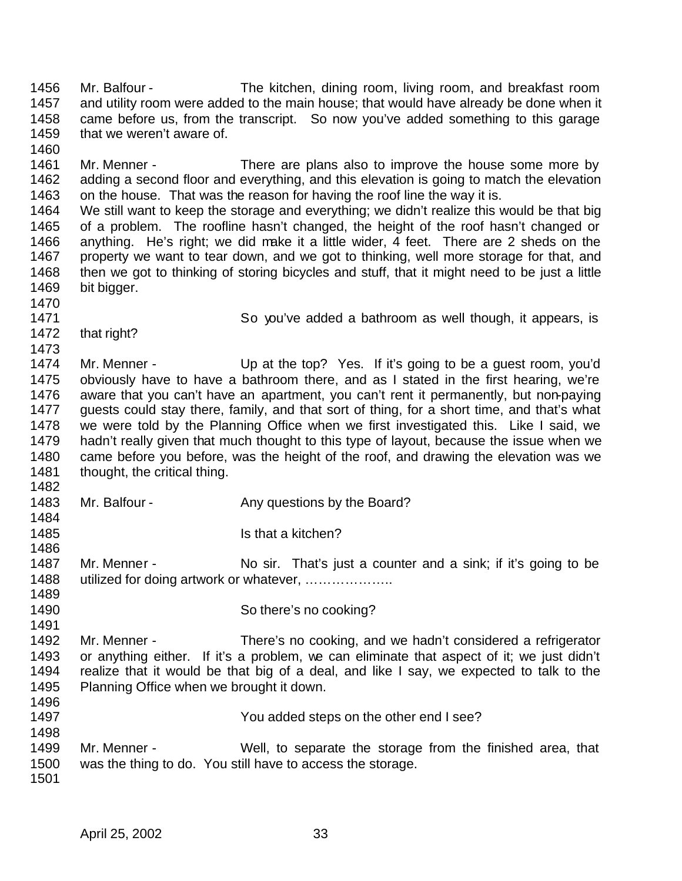1456 Mr. Balfour - The kitchen, dining room, living room, and breakfast room
1457 and utility room were added to the main house; that would have already be done when it
1458 came before us, from the transcript. So now you've added something to this garage
1459 that we weren't aware of.
1460
1461 Mr. Menner - There are plans also to improve the house some more by
1462 adding a second floor and everything, and this elevation is going to match the elevation
1463 on the house. That was the reason for having the roof line the way it is.
1464 We still want to keep the storage and everything; we didn't realize this would be that big
1465 of a problem. The roofline hasn't changed, the height of the roof hasn't changed or
1466 anything. He's right; we did make it a little wider, 4 feet. There are 2 sheds on the
1467 property we want to tear down, and we got to thinking, well more storage for that, and
1468 then we got to thinking of storing bicycles and stuff, that it might need to be just a little
1469 bit bigger.
1470
1471 So you've added a bathroom as well though, it appears, is
1472 that right?
1473
1474 Mr. Menner - Up at the top? Yes. If it's going to be a guest room, you'd
1475 obviously have to have a bathroom there, and as I stated in the first hearing, we're
1476 aware that you can't have an apartment, you can't rent it permanently, but non-paying
1477 guests could stay there, family, and that sort of thing, for a short time, and that's what
1478 we were told by the Planning Office when we first investigated this. Like I said, we
1479 hadn't really given that much thought to this type of layout, because the issue when we
1480 came before you before, was the height of the roof, and drawing the elevation was we
1481 thought, the critical thing.
1482
1483 Mr. Balfour - Any questions by the Board?
1484
1485 Is that a kitchen?
1486
1487 Mr. Menner - No sir. That's just a counter and a sink; if it's going to be
1488 utilized for doing artwork or whatever, ………………..
1489
1490 So there's no cooking?
1491
1492 Mr. Menner - There's no cooking, and we hadn't considered a refrigerator
1493 or anything either. If it's a problem, we can eliminate that aspect of it; we just didn't
1494 realize that it would be that big of a deal, and like I say, we expected to talk to the
1495 Planning Office when we brought it down.
1496
1497 You added steps on the other end I see?
1498
1499 Mr. Menner - Well, to separate the storage from the finished area, that
1500 was the thing to do. You still have to access the storage.
1501

April 25, 2002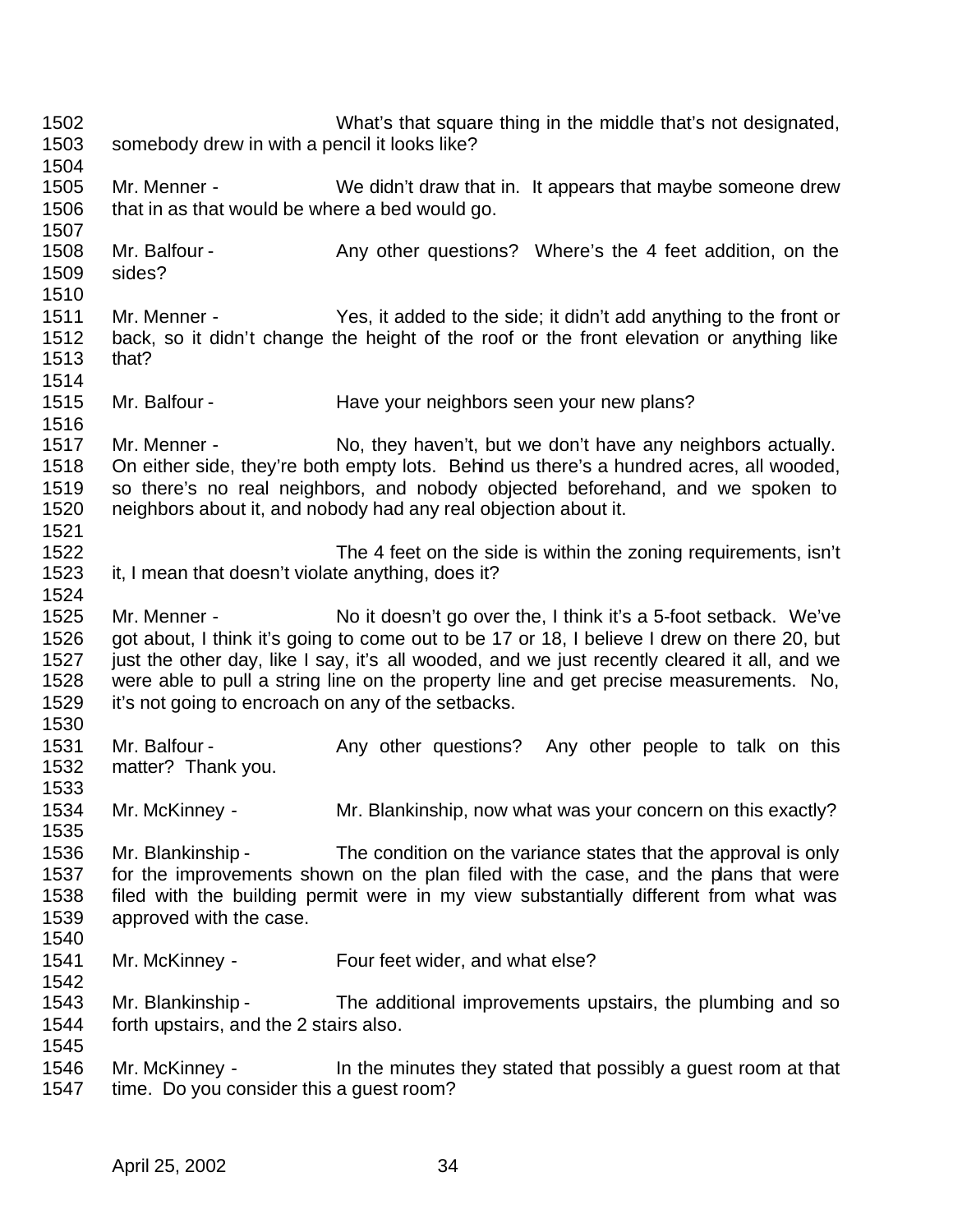What's that square thing in the middle that's not designated, somebody drew in with a pencil it looks like?

Mr. Menner - We didn't draw that in. It appears that maybe someone drew that in as that would be where a bed would go.

Mr. Balfour - Any other questions? Where's the 4 feet addition, on the sides?

Mr. Menner - Yes, it added to the side; it didn't add anything to the front or back, so it didn't change the height of the roof or the front elevation or anything like that?

Mr. Balfour - Have your neighbors seen your new plans?

Mr. Menner - No, they haven't, but we don't have any neighbors actually. On either side, they're both empty lots. Behind us there's a hundred acres, all wooded, so there's no real neighbors, and nobody objected beforehand, and we spoken to neighbors about it, and nobody had any real objection about it.

The 4 feet on the side is within the zoning requirements, isn't it, I mean that doesn't violate anything, does it?

Mr. Menner - No it doesn't go over the, I think it's a 5-foot setback. We've got about, I think it's going to come out to be 17 or 18, I believe I drew on there 20, but just the other day, like I say, it's all wooded, and we just recently cleared it all, and we were able to pull a string line on the property line and get precise measurements. No, it's not going to encroach on any of the setbacks.

Mr. Balfour - Any other questions? Any other people to talk on this matter? Thank you.

Mr. McKinney - Mr. Blankinship, now what was your concern on this exactly?

Mr. Blankinship - The condition on the variance states that the approval is only for the improvements shown on the plan filed with the case, and the plans that were filed with the building permit were in my view substantially different from what was approved with the case.

Mr. McKinney - Four feet wider, and what else?

Mr. Blankinship - The additional improvements upstairs, the plumbing and so forth upstairs, and the 2 stairs also.

Mr. McKinney - In the minutes they stated that possibly a guest room at that time. Do you consider this a guest room?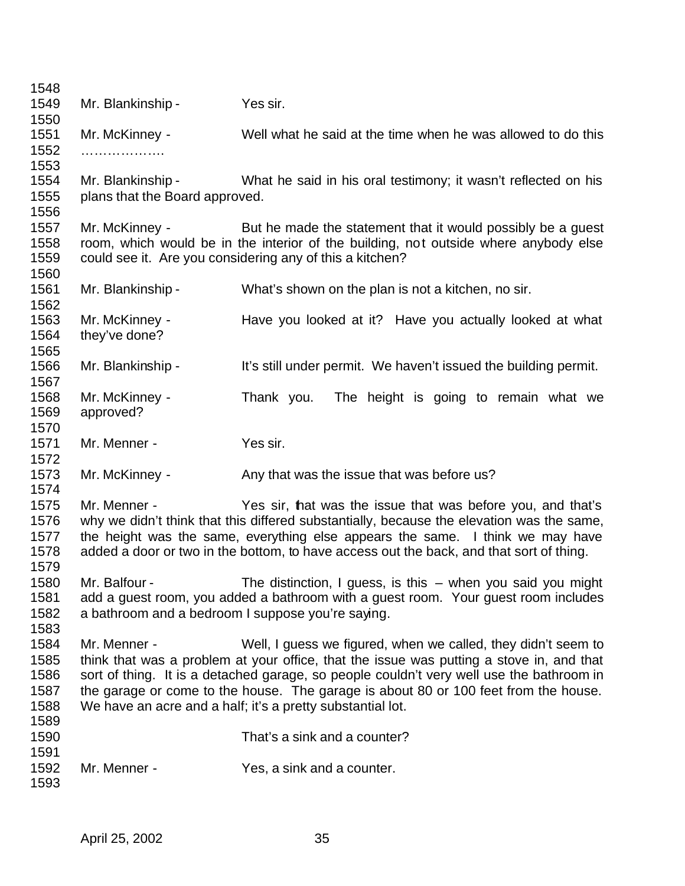1548
1549 Mr. Blankinship - Yes sir.
1550
1551 Mr. McKinney - Well what he said at the time when he was allowed to do this
1552 ……………….
1553
1554 Mr. Blankinship - What he said in his oral testimony; it wasn't reflected on his
1555 plans that the Board approved.
1556
1557 Mr. McKinney - But he made the statement that it would possibly be a guest
1558 room, which would be in the interior of the building, not outside where anybody else
1559 could see it. Are you considering any of this a kitchen?
1560
1561 Mr. Blankinship - What's shown on the plan is not a kitchen, no sir.
1562
1563 Mr. McKinney - Have you looked at it? Have you actually looked at what
1564 they've done?
1565
1566 Mr. Blankinship - It's still under permit. We haven't issued the building permit.
1567
1568 Mr. McKinney - Thank you. The height is going to remain what we
1569 approved?
1570
1571 Mr. Menner - Yes sir.
1572
1573 Mr. McKinney - Any that was the issue that was before us?
1574
1575 Mr. Menner - Yes sir, that was the issue that was before you, and that's
1576 why we didn't think that this differed substantially, because the elevation was the same,
1577 the height was the same, everything else appears the same. I think we may have
1578 added a door or two in the bottom, to have access out the back, and that sort of thing.
1579
1580 Mr. Balfour - The distinction, I guess, is this – when you said you might
1581 add a guest room, you added a bathroom with a guest room. Your guest room includes
1582 a bathroom and a bedroom I suppose you're saying.
1583
1584 Mr. Menner - Well, I guess we figured, when we called, they didn't seem to
1585 think that was a problem at your office, that the issue was putting a stove in, and that
1586 sort of thing. It is a detached garage, so people couldn't very well use the bathroom in
1587 the garage or come to the house. The garage is about 80 or 100 feet from the house.
1588 We have an acre and a half; it's a pretty substantial lot.
1589
1590 That's a sink and a counter?
1591
1592 Mr. Menner - Yes, a sink and a counter.
1593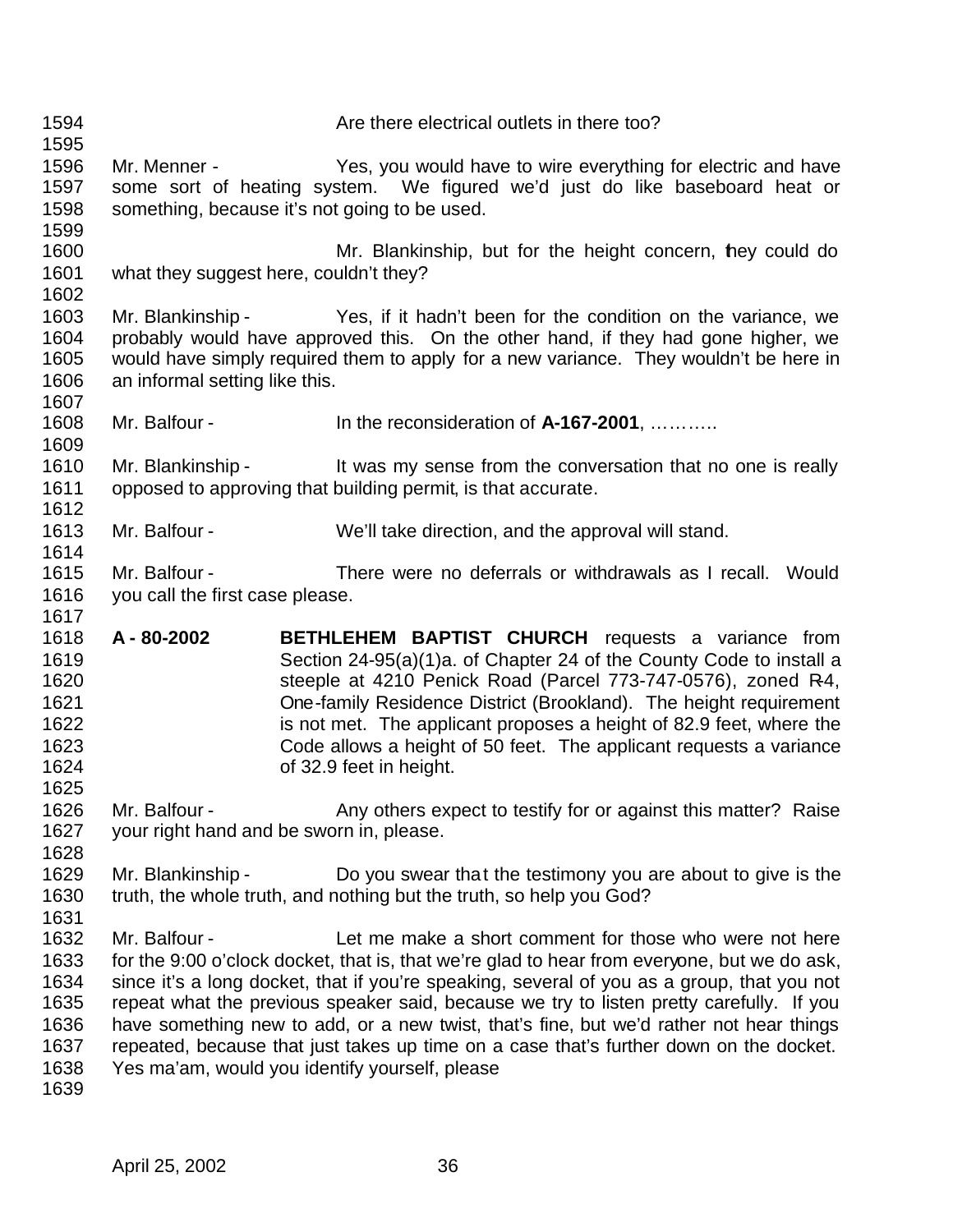Are there electrical outlets in there too?

Mr. Menner - Yes, you would have to wire everything for electric and have some sort of heating system. We figured we'd just do like baseboard heat or something, because it's not going to be used.

Mr. Blankinship, but for the height concern, they could do what they suggest here, couldn't they?

Mr. Blankinship - Yes, if it hadn't been for the condition on the variance, we probably would have approved this. On the other hand, if they had gone higher, we would have simply required them to apply for a new variance. They wouldn't be here in an informal setting like this.

Mr. Balfour - In the reconsideration of **A-167-2001**, ………..

Mr. Blankinship - It was my sense from the conversation that no one is really opposed to approving that building permit, is that accurate.

Mr. Balfour - We'll take direction, and the approval will stand.

Mr. Balfour - There were no deferrals or withdrawals as I recall. Would you call the first case please.

**A - 80-2002** **BETHLEHEM BAPTIST CHURCH** requests a variance from Section 24-95(a)(1)a. of Chapter 24 of the County Code to install a steeple at 4210 Penick Road (Parcel 773-747-0576), zoned R-4, One-family Residence District (Brookland). The height requirement is not met. The applicant proposes a height of 82.9 feet, where the Code allows a height of 50 feet. The applicant requests a variance of 32.9 feet in height.

Mr. Balfour - Any others expect to testify for or against this matter? Raise your right hand and be sworn in, please.

Mr. Blankinship - Do you swear that the testimony you are about to give is the truth, the whole truth, and nothing but the truth, so help you God?

Mr. Balfour - Let me make a short comment for those who were not here for the 9:00 o'clock docket, that is, that we're glad to hear from everyone, but we do ask, since it's a long docket, that if you're speaking, several of you as a group, that you not repeat what the previous speaker said, because we try to listen pretty carefully. If you have something new to add, or a new twist, that's fine, but we'd rather not hear things repeated, because that just takes up time on a case that's further down on the docket. Yes ma'am, would you identify yourself, please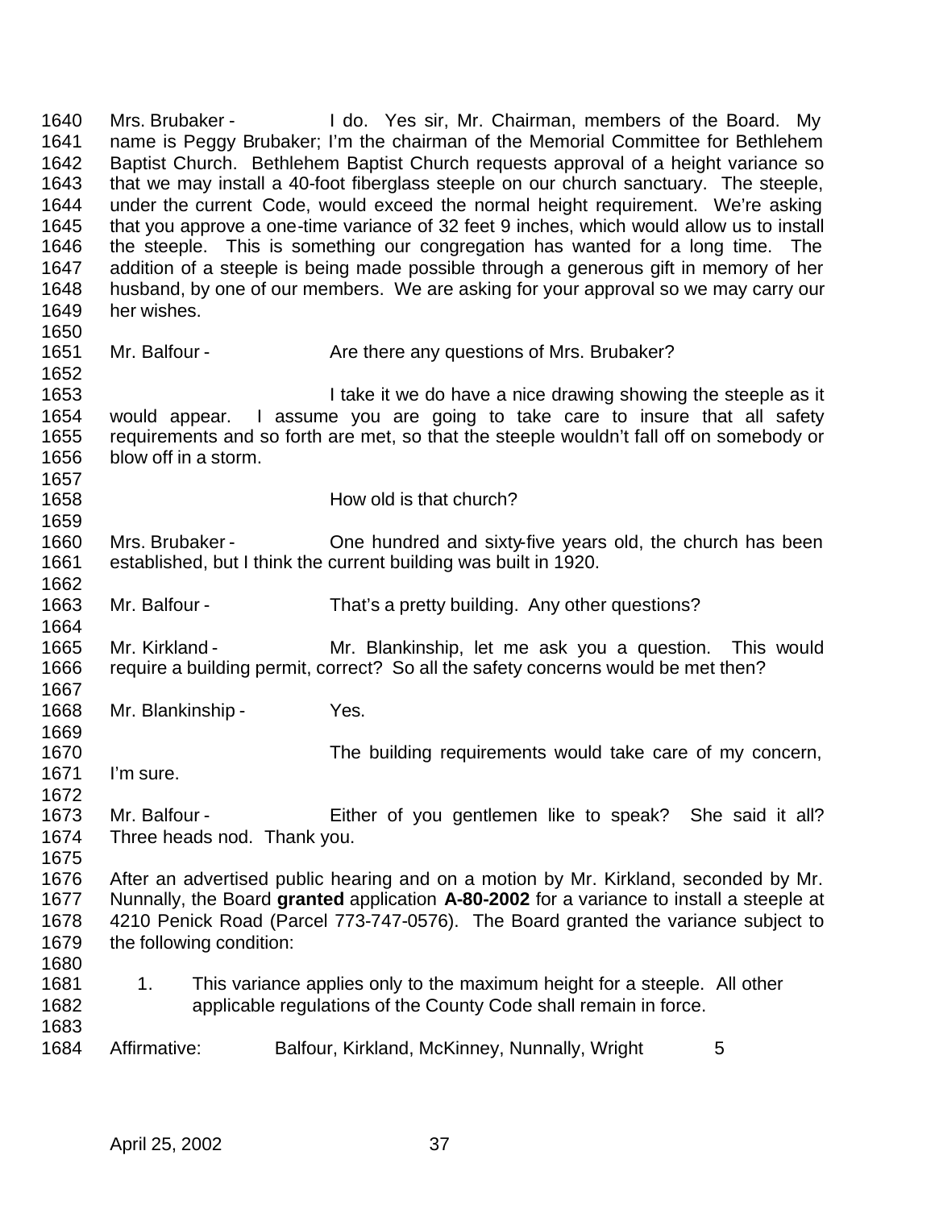1640 Mrs. Brubaker - I do. Yes sir, Mr. Chairman, members of the Board. My
1641 name is Peggy Brubaker; I'm the chairman of the Memorial Committee for Bethlehem
1642 Baptist Church. Bethlehem Baptist Church requests approval of a height variance so
1643 that we may install a 40-foot fiberglass steeple on our church sanctuary. The steeple,
1644 under the current Code, would exceed the normal height requirement. We're asking
1645 that you approve a one-time variance of 32 feet 9 inches, which would allow us to install
1646 the steeple. This is something our congregation has wanted for a long time. The
1647 addition of a steeple is being made possible through a generous gift in memory of her
1648 husband, by one of our members. We are asking for your approval so we may carry our
1649 her wishes.
1650
1651 Mr. Balfour - Are there any questions of Mrs. Brubaker?
1652
1653 I take it we do have a nice drawing showing the steeple as it
1654 would appear. I assume you are going to take care to insure that all safety
1655 requirements and so forth are met, so that the steeple wouldn't fall off on somebody or
1656 blow off in a storm.
1657
1658 How old is that church?
1659
1660 Mrs. Brubaker - One hundred and sixty-five years old, the church has been
1661 established, but I think the current building was built in 1920.
1662
1663 Mr. Balfour - That's a pretty building. Any other questions?
1664
1665 Mr. Kirkland - Mr. Blankinship, let me ask you a question. This would
1666 require a building permit, correct? So all the safety concerns would be met then?
1667
1668 Mr. Blankinship - Yes.
1669
1670 The building requirements would take care of my concern,
1671 I'm sure.
1672
1673 Mr. Balfour - Either of you gentlemen like to speak? She said it all?
1674 Three heads nod. Thank you.
1675
1676 After an advertised public hearing and on a motion by Mr. Kirkland, seconded by Mr.
1677 Nunnally, the Board **granted** application **A-80-2002** for a variance to install a steeple at
1678 4210 Penick Road (Parcel 773-747-0576). The Board granted the variance subject to
1679 the following condition:
1680
1681 1. This variance applies only to the maximum height for a steeple. All other
1682 applicable regulations of the County Code shall remain in force.
1683
1684 Affirmative: Balfour, Kirkland, McKinney, Nunnally, Wright 5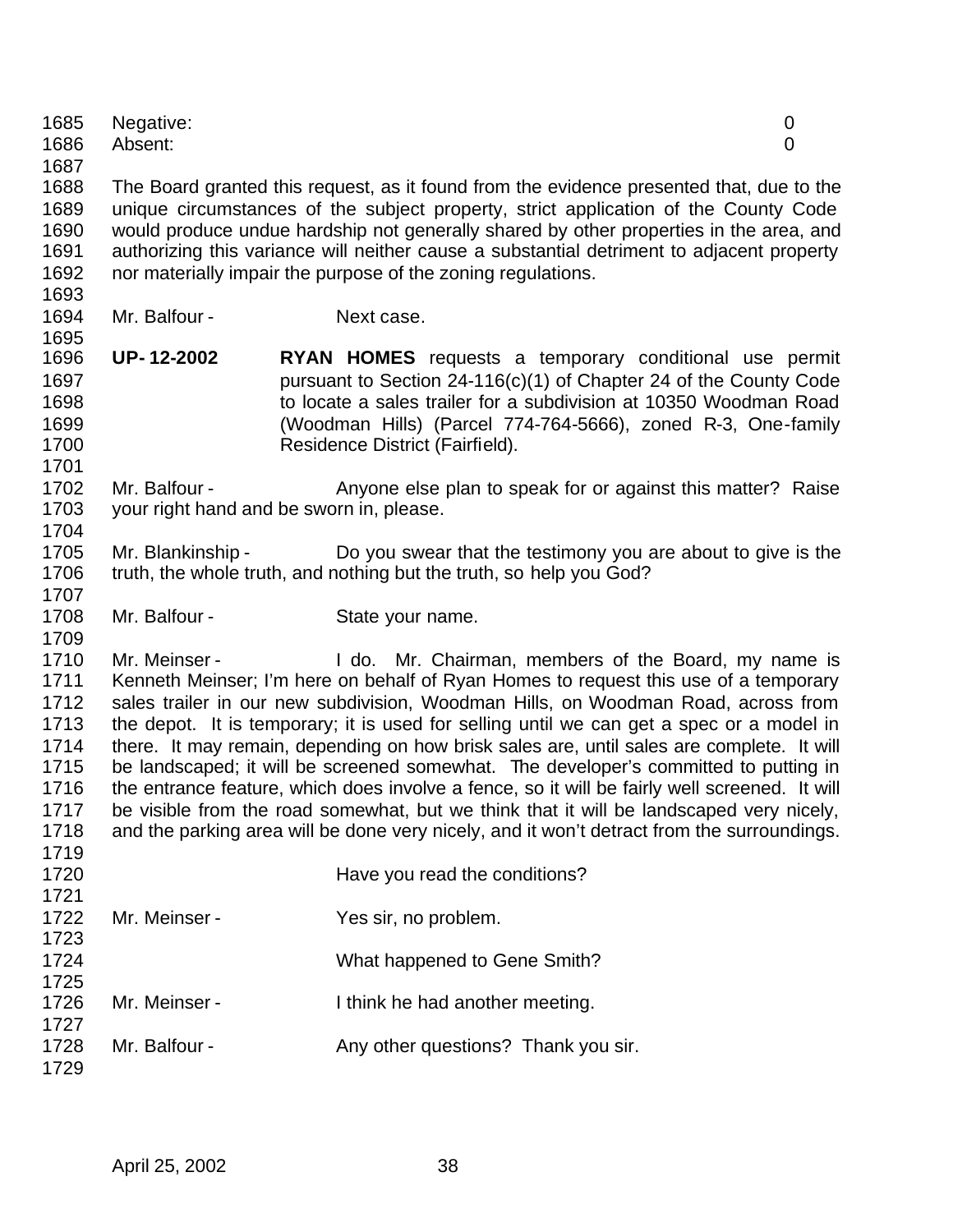Negative: 0
Absent: 0

The Board granted this request, as it found from the evidence presented that, due to the unique circumstances of the subject property, strict application of the County Code would produce undue hardship not generally shared by other properties in the area, and authorizing this variance will neither cause a substantial detriment to adjacent property nor materially impair the purpose of the zoning regulations.

Mr. Balfour - Next case.

**UP- 12-2002** **RYAN HOMES** requests a temporary conditional use permit pursuant to Section 24-116(c)(1) of Chapter 24 of the County Code to locate a sales trailer for a subdivision at 10350 Woodman Road (Woodman Hills) (Parcel 774-764-5666), zoned R-3, One-family Residence District (Fairfield).

Mr. Balfour - Anyone else plan to speak for or against this matter? Raise your right hand and be sworn in, please.

Mr. Blankinship - Do you swear that the testimony you are about to give is the truth, the whole truth, and nothing but the truth, so help you God?

Mr. Balfour - State your name.

Mr. Meinser - I do. Mr. Chairman, members of the Board, my name is Kenneth Meinser; I'm here on behalf of Ryan Homes to request this use of a temporary sales trailer in our new subdivision, Woodman Hills, on Woodman Road, across from the depot. It is temporary; it is used for selling until we can get a spec or a model in there. It may remain, depending on how brisk sales are, until sales are complete. It will be landscaped; it will be screened somewhat. The developer's committed to putting in the entrance feature, which does involve a fence, so it will be fairly well screened. It will be visible from the road somewhat, but we think that it will be landscaped very nicely, and the parking area will be done very nicely, and it won't detract from the surroundings.

Have you read the conditions?

Mr. Meinser - Yes sir, no problem.

What happened to Gene Smith?

Mr. Meinser - I think he had another meeting.

Mr. Balfour - Any other questions? Thank you sir.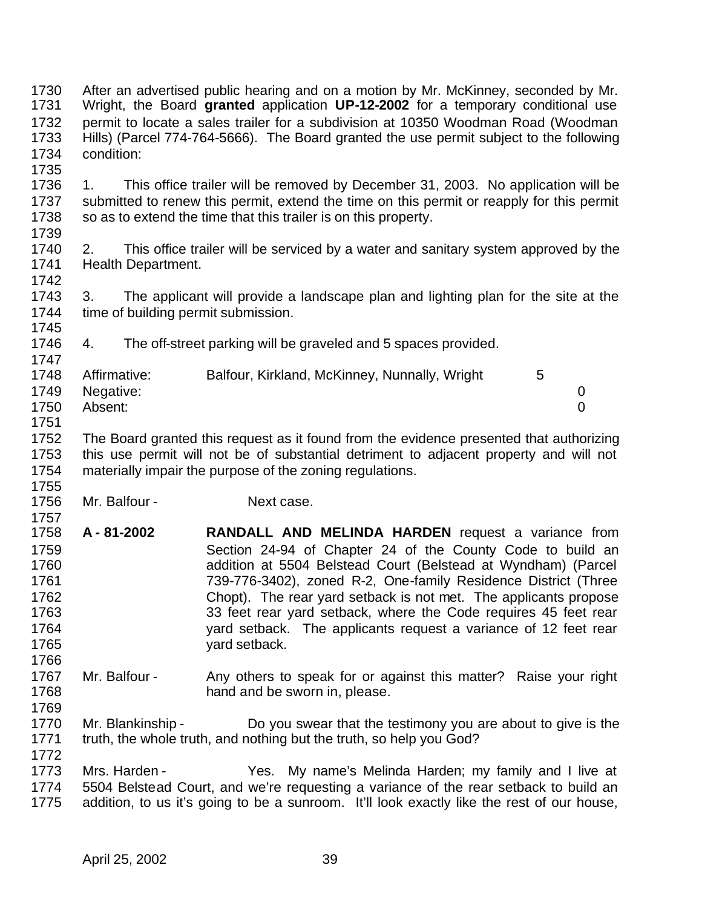After an advertised public hearing and on a motion by Mr. McKinney, seconded by Mr. Wright, the Board **granted** application **UP-12-2002** for a temporary conditional use permit to locate a sales trailer for a subdivision at 10350 Woodman Road (Woodman Hills) (Parcel 774-764-5666). The Board granted the use permit subject to the following condition:

1. This office trailer will be removed by December 31, 2003. No application will be submitted to renew this permit, extend the time on this permit or reapply for this permit so as to extend the time that this trailer is on this property.

2. This office trailer will be serviced by a water and sanitary system approved by the Health Department.

3. The applicant will provide a landscape plan and lighting plan for the site at the time of building permit submission.

4. The off-street parking will be graveled and 5 spaces provided.

| | | |
|---|---|---|
| Affirmative: | Balfour, Kirkland, McKinney, Nunnally, Wright | 5 |
| Negative: | | 0 |
| Absent: | | 0 |

The Board granted this request as it found from the evidence presented that authorizing this use permit will not be of substantial detriment to adjacent property and will not materially impair the purpose of the zoning regulations.

Mr. Balfour - Next case.

**A - 81-2002** **RANDALL AND MELINDA HARDEN** request a variance from Section 24-94 of Chapter 24 of the County Code to build an addition at 5504 Belstead Court (Belstead at Wyndham) (Parcel 739-776-3402), zoned R-2, One-family Residence District (Three Chopt). The rear yard setback is not met. The applicants propose 33 feet rear yard setback, where the Code requires 45 feet rear yard setback. The applicants request a variance of 12 feet rear yard setback.

Mr. Balfour - Any others to speak for or against this matter? Raise your right hand and be sworn in, please.

Mr. Blankinship - Do you swear that the testimony you are about to give is the truth, the whole truth, and nothing but the truth, so help you God?

Mrs. Harden - Yes. My name's Melinda Harden; my family and I live at 5504 Belstead Court, and we're requesting a variance of the rear setback to build an addition, to us it's going to be a sunroom. It'll look exactly like the rest of our house,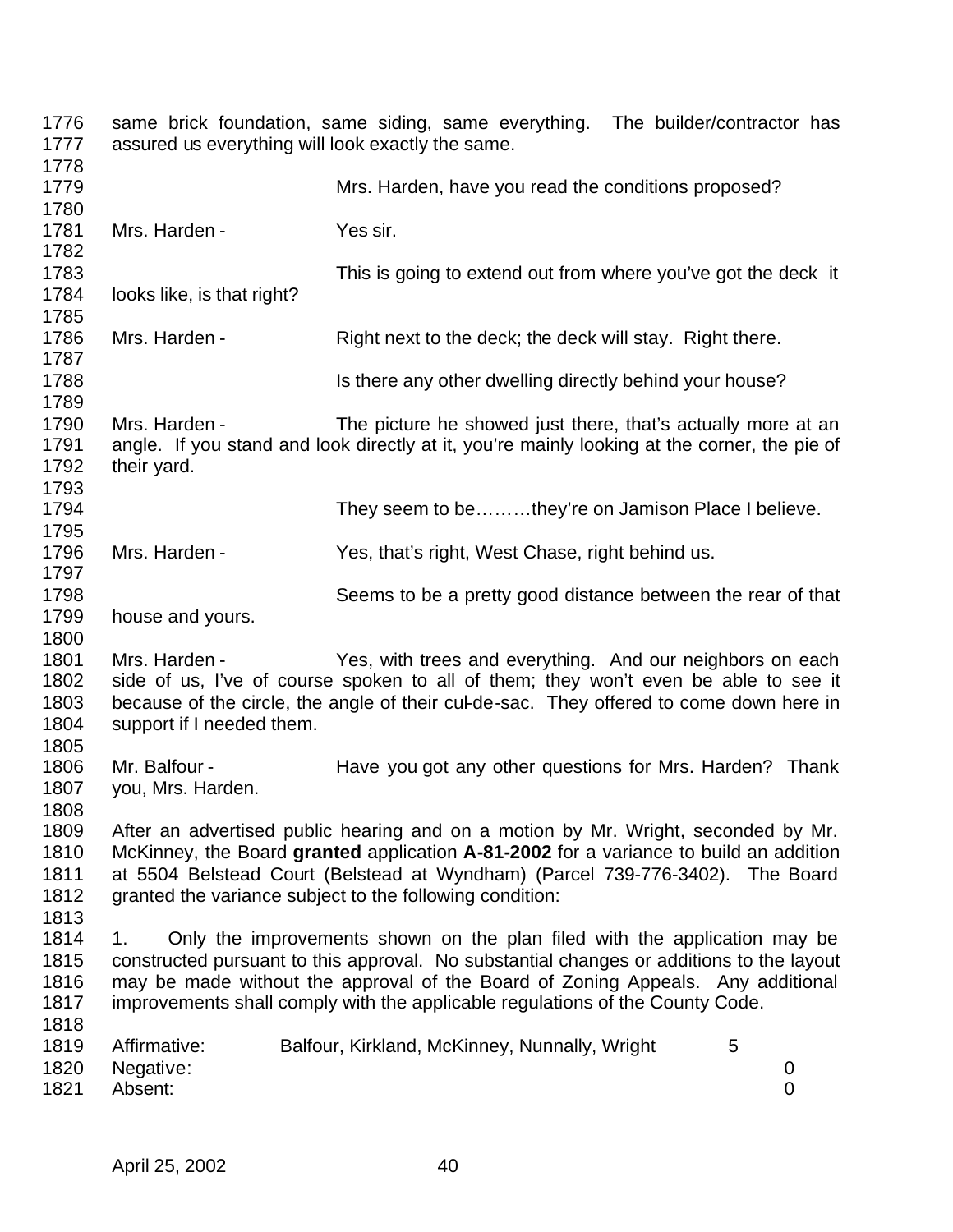same brick foundation, same siding, same everything. The builder/contractor has assured us everything will look exactly the same.

Mrs. Harden, have you read the conditions proposed?

Mrs. Harden - Yes sir.

This is going to extend out from where you've got the deck it looks like, is that right?

Mrs. Harden - Right next to the deck; the deck will stay. Right there.

Is there any other dwelling directly behind your house?

Mrs. Harden - The picture he showed just there, that's actually more at an angle. If you stand and look directly at it, you're mainly looking at the corner, the pie of their yard.

They seem to be………they're on Jamison Place I believe.

Mrs. Harden - Yes, that's right, West Chase, right behind us.

Seems to be a pretty good distance between the rear of that house and yours.

Mrs. Harden - Yes, with trees and everything. And our neighbors on each side of us, I've of course spoken to all of them; they won't even be able to see it because of the circle, the angle of their cul-de-sac. They offered to come down here in support if I needed them.

Mr. Balfour - Have you got any other questions for Mrs. Harden? Thank you, Mrs. Harden.

After an advertised public hearing and on a motion by Mr. Wright, seconded by Mr. McKinney, the Board **granted** application **A-81-2002** for a variance to build an addition at 5504 Belstead Court (Belstead at Wyndham) (Parcel 739-776-3402). The Board granted the variance subject to the following condition:

1. Only the improvements shown on the plan filed with the application may be constructed pursuant to this approval. No substantial changes or additions to the layout may be made without the approval of the Board of Zoning Appeals. Any additional improvements shall comply with the applicable regulations of the County Code.

| | | |
|---|---|---|
| Affirmative: | Balfour, Kirkland, McKinney, Nunnally, Wright | 5 |
| Negative: | | 0 |
| Absent: | | 0 |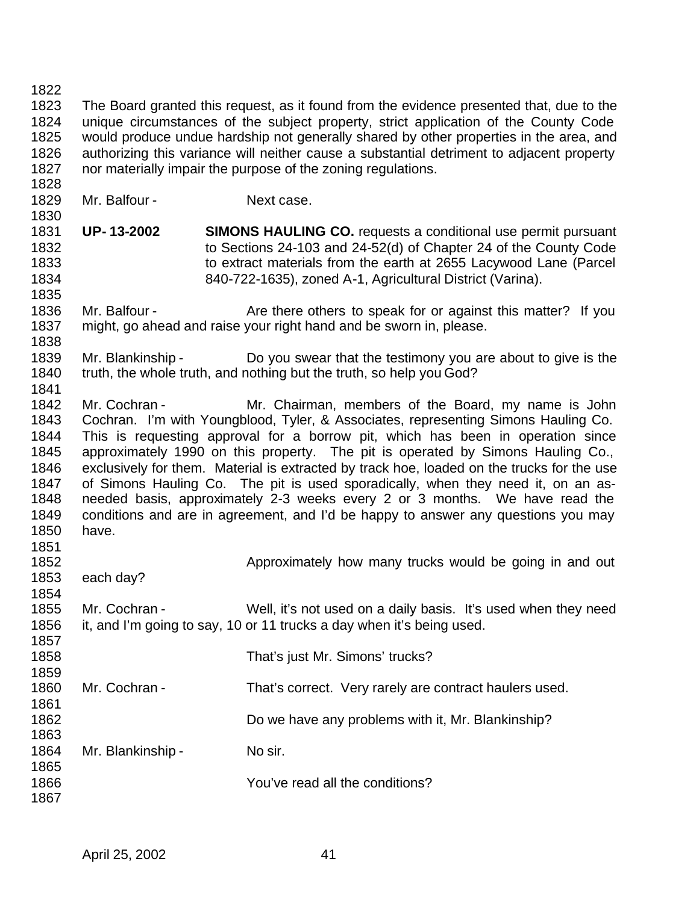The Board granted this request, as it found from the evidence presented that, due to the unique circumstances of the subject property, strict application of the County Code would produce undue hardship not generally shared by other properties in the area, and authorizing this variance will neither cause a substantial detriment to adjacent property nor materially impair the purpose of the zoning regulations.

Mr. Balfour - Next case.

**UP- 13-2002** **SIMONS HAULING CO.** requests a conditional use permit pursuant to Sections 24-103 and 24-52(d) of Chapter 24 of the County Code to extract materials from the earth at 2655 Lacywood Lane (Parcel 840-722-1635), zoned A-1, Agricultural District (Varina).

Mr. Balfour - Are there others to speak for or against this matter? If you might, go ahead and raise your right hand and be sworn in, please.

Mr. Blankinship - Do you swear that the testimony you are about to give is the truth, the whole truth, and nothing but the truth, so help you God?

Mr. Cochran - Mr. Chairman, members of the Board, my name is John Cochran. I'm with Youngblood, Tyler, & Associates, representing Simons Hauling Co. This is requesting approval for a borrow pit, which has been in operation since approximately 1990 on this property. The pit is operated by Simons Hauling Co., exclusively for them. Material is extracted by track hoe, loaded on the trucks for the use of Simons Hauling Co. The pit is used sporadically, when they need it, on an as-needed basis, approximately 2-3 weeks every 2 or 3 months. We have read the conditions and are in agreement, and I'd be happy to answer any questions you may have.

Approximately how many trucks would be going in and out each day?

Mr. Cochran - Well, it's not used on a daily basis. It's used when they need it, and I'm going to say, 10 or 11 trucks a day when it's being used.

That's just Mr. Simons' trucks?

Mr. Cochran - That's correct. Very rarely are contract haulers used.

Do we have any problems with it, Mr. Blankinship?

Mr. Blankinship - No sir.

You've read all the conditions?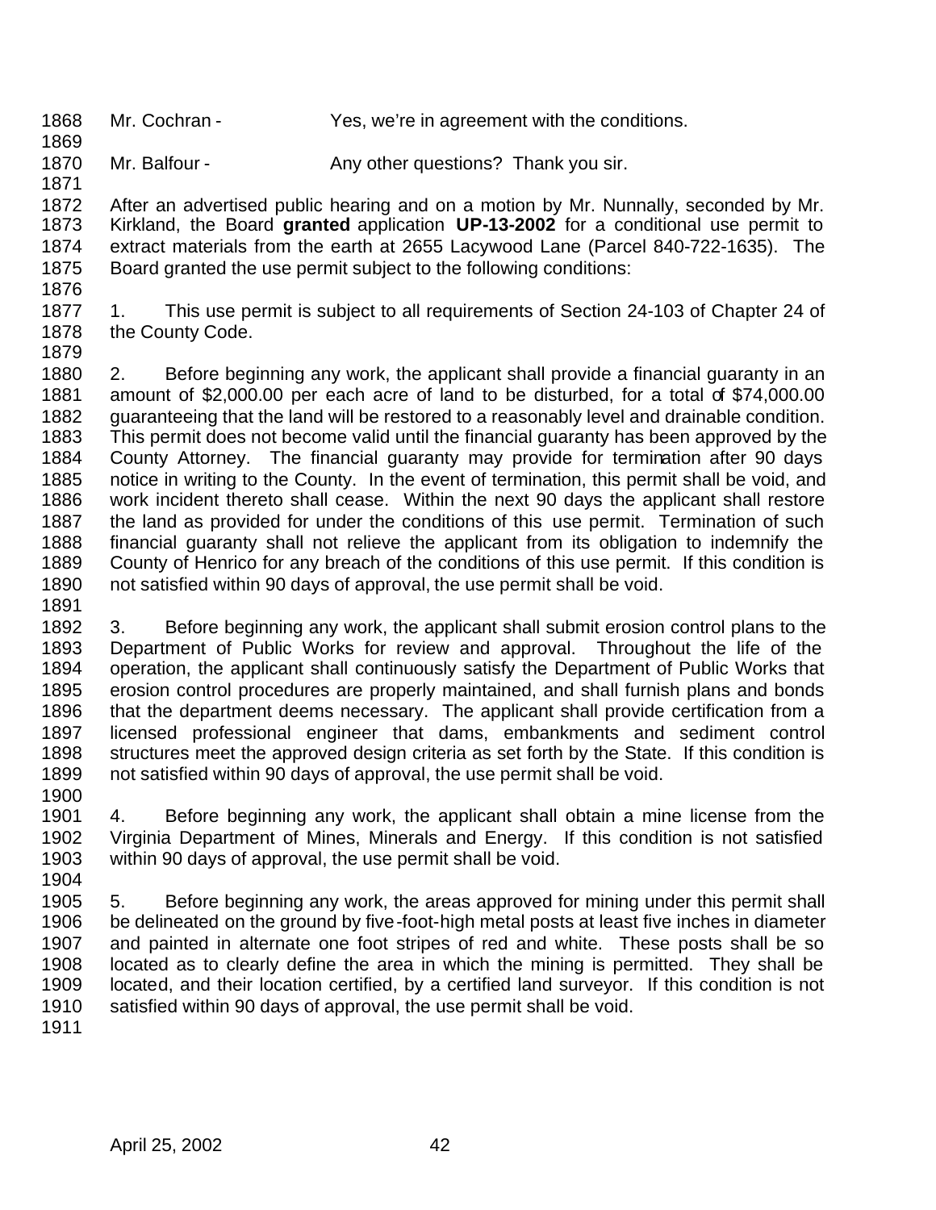Mr. Cochran - Yes, we're in agreement with the conditions.

Mr. Balfour - Any other questions? Thank you sir.

After an advertised public hearing and on a motion by Mr. Nunnally, seconded by Mr. Kirkland, the Board **granted** application **UP-13-2002** for a conditional use permit to extract materials from the earth at 2655 Lacywood Lane (Parcel 840-722-1635). The Board granted the use permit subject to the following conditions:

1. This use permit is subject to all requirements of Section 24-103 of Chapter 24 of the County Code.

2. Before beginning any work, the applicant shall provide a financial guaranty in an amount of $2,000.00 per each acre of land to be disturbed, for a total of $74,000.00 guaranteeing that the land will be restored to a reasonably level and drainable condition. This permit does not become valid until the financial guaranty has been approved by the County Attorney. The financial guaranty may provide for termination after 90 days notice in writing to the County. In the event of termination, this permit shall be void, and work incident thereto shall cease. Within the next 90 days the applicant shall restore the land as provided for under the conditions of this use permit. Termination of such financial guaranty shall not relieve the applicant from its obligation to indemnify the County of Henrico for any breach of the conditions of this use permit. If this condition is not satisfied within 90 days of approval, the use permit shall be void.

3. Before beginning any work, the applicant shall submit erosion control plans to the Department of Public Works for review and approval. Throughout the life of the operation, the applicant shall continuously satisfy the Department of Public Works that erosion control procedures are properly maintained, and shall furnish plans and bonds that the department deems necessary. The applicant shall provide certification from a licensed professional engineer that dams, embankments and sediment control structures meet the approved design criteria as set forth by the State. If this condition is not satisfied within 90 days of approval, the use permit shall be void.

4. Before beginning any work, the applicant shall obtain a mine license from the Virginia Department of Mines, Minerals and Energy. If this condition is not satisfied within 90 days of approval, the use permit shall be void.

5. Before beginning any work, the areas approved for mining under this permit shall be delineated on the ground by five-foot-high metal posts at least five inches in diameter and painted in alternate one foot stripes of red and white. These posts shall be so located as to clearly define the area in which the mining is permitted. They shall be located, and their location certified, by a certified land surveyor. If this condition is not satisfied within 90 days of approval, the use permit shall be void.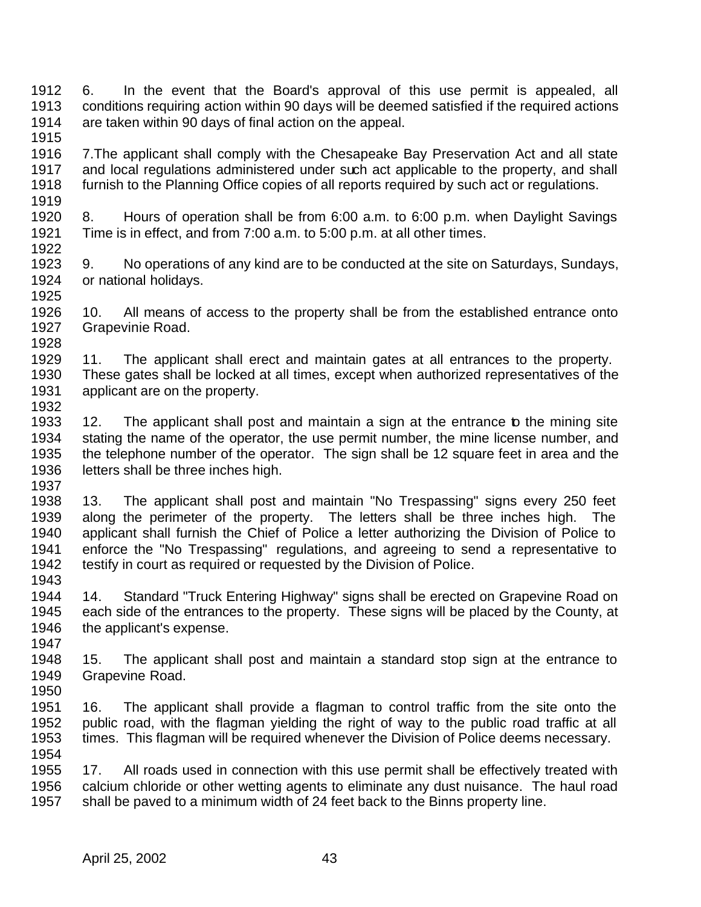6. In the event that the Board's approval of this use permit is appealed, all conditions requiring action within 90 days will be deemed satisfied if the required actions are taken within 90 days of final action on the appeal.

7.The applicant shall comply with the Chesapeake Bay Preservation Act and all state and local regulations administered under such act applicable to the property, and shall furnish to the Planning Office copies of all reports required by such act or regulations.

8. Hours of operation shall be from 6:00 a.m. to 6:00 p.m. when Daylight Savings Time is in effect, and from 7:00 a.m. to 5:00 p.m. at all other times.

9. No operations of any kind are to be conducted at the site on Saturdays, Sundays, or national holidays.

10. All means of access to the property shall be from the established entrance onto Grapevinie Road.

11. The applicant shall erect and maintain gates at all entrances to the property. These gates shall be locked at all times, except when authorized representatives of the applicant are on the property.

12. The applicant shall post and maintain a sign at the entrance to the mining site stating the name of the operator, the use permit number, the mine license number, and the telephone number of the operator. The sign shall be 12 square feet in area and the letters shall be three inches high.

13. The applicant shall post and maintain "No Trespassing" signs every 250 feet along the perimeter of the property. The letters shall be three inches high. The applicant shall furnish the Chief of Police a letter authorizing the Division of Police to enforce the "No Trespassing" regulations, and agreeing to send a representative to testify in court as required or requested by the Division of Police.

14. Standard "Truck Entering Highway" signs shall be erected on Grapevine Road on each side of the entrances to the property. These signs will be placed by the County, at the applicant's expense.

15. The applicant shall post and maintain a standard stop sign at the entrance to Grapevine Road.

16. The applicant shall provide a flagman to control traffic from the site onto the public road, with the flagman yielding the right of way to the public road traffic at all times. This flagman will be required whenever the Division of Police deems necessary.

17. All roads used in connection with this use permit shall be effectively treated with calcium chloride or other wetting agents to eliminate any dust nuisance. The haul road shall be paved to a minimum width of 24 feet back to the Binns property line.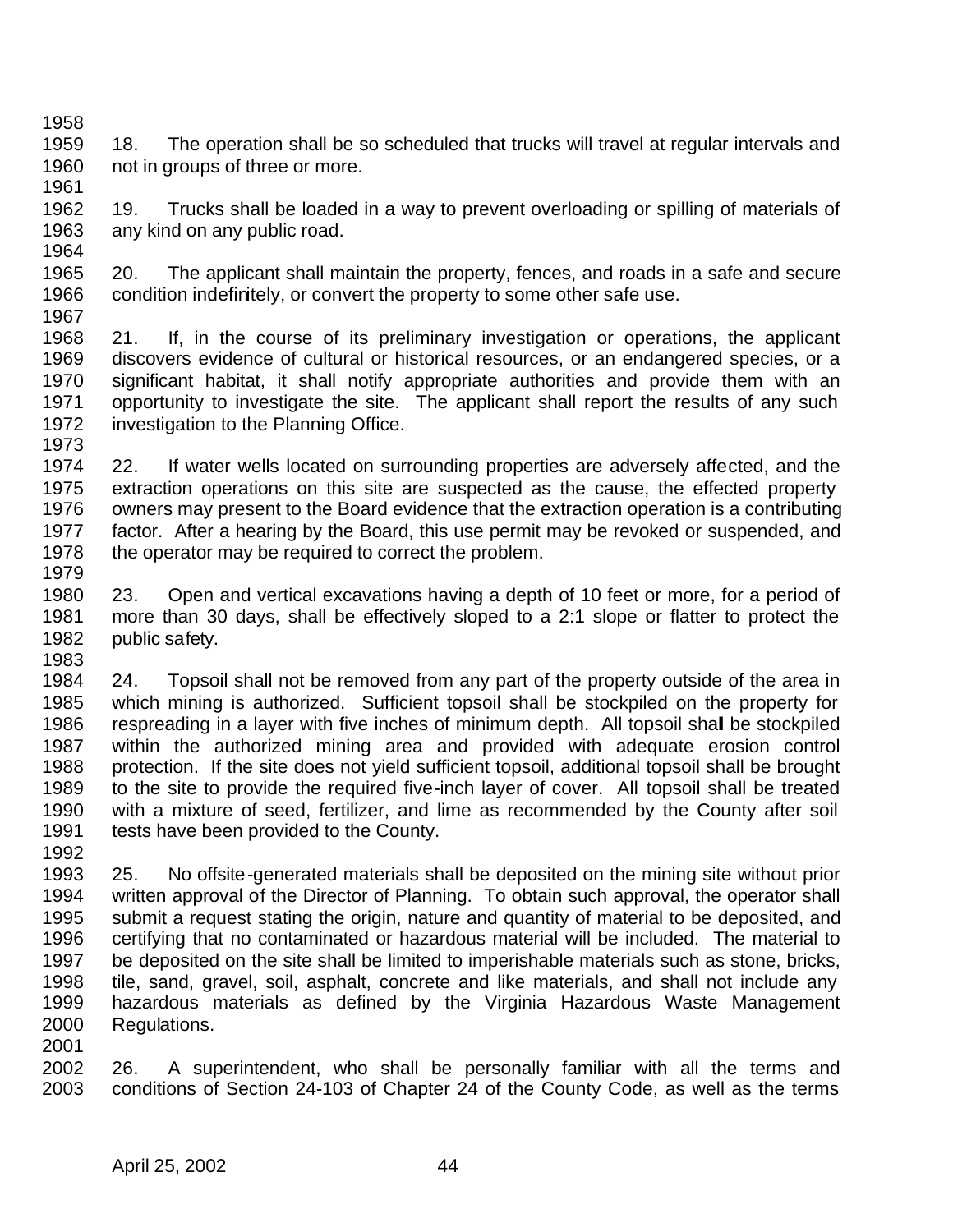18. The operation shall be so scheduled that trucks will travel at regular intervals and not in groups of three or more.

19. Trucks shall be loaded in a way to prevent overloading or spilling of materials of any kind on any public road.

20. The applicant shall maintain the property, fences, and roads in a safe and secure condition indefinitely, or convert the property to some other safe use.

21. If, in the course of its preliminary investigation or operations, the applicant discovers evidence of cultural or historical resources, or an endangered species, or a significant habitat, it shall notify appropriate authorities and provide them with an opportunity to investigate the site. The applicant shall report the results of any such investigation to the Planning Office.

22. If water wells located on surrounding properties are adversely affected, and the extraction operations on this site are suspected as the cause, the effected property owners may present to the Board evidence that the extraction operation is a contributing factor. After a hearing by the Board, this use permit may be revoked or suspended, and the operator may be required to correct the problem.

23. Open and vertical excavations having a depth of 10 feet or more, for a period of more than 30 days, shall be effectively sloped to a 2:1 slope or flatter to protect the public safety.

24. Topsoil shall not be removed from any part of the property outside of the area in which mining is authorized. Sufficient topsoil shall be stockpiled on the property for respreading in a layer with five inches of minimum depth. All topsoil shall be stockpiled within the authorized mining area and provided with adequate erosion control protection. If the site does not yield sufficient topsoil, additional topsoil shall be brought to the site to provide the required five-inch layer of cover. All topsoil shall be treated with a mixture of seed, fertilizer, and lime as recommended by the County after soil tests have been provided to the County.

25. No offsite-generated materials shall be deposited on the mining site without prior written approval of the Director of Planning. To obtain such approval, the operator shall submit a request stating the origin, nature and quantity of material to be deposited, and certifying that no contaminated or hazardous material will be included. The material to be deposited on the site shall be limited to imperishable materials such as stone, bricks, tile, sand, gravel, soil, asphalt, concrete and like materials, and shall not include any hazardous materials as defined by the Virginia Hazardous Waste Management Regulations.

26. A superintendent, who shall be personally familiar with all the terms and conditions of Section 24-103 of Chapter 24 of the County Code, as well as the terms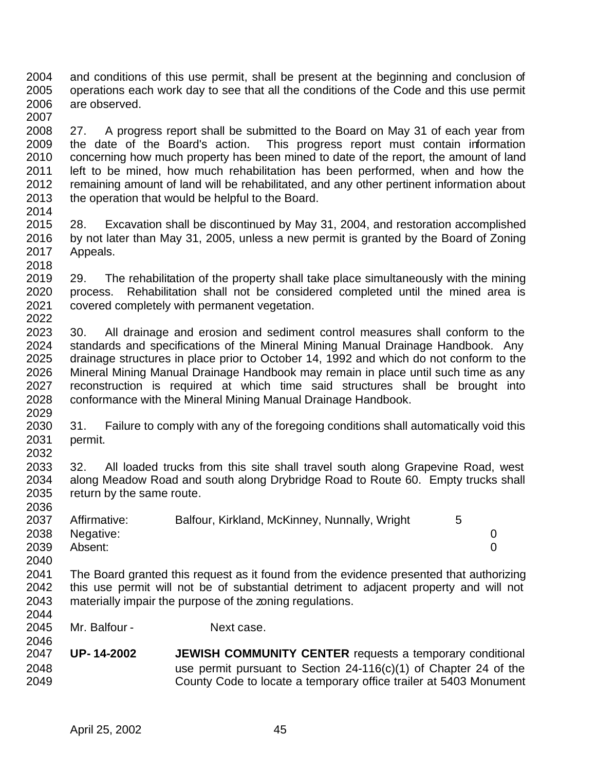and conditions of this use permit, shall be present at the beginning and conclusion of operations each work day to see that all the conditions of the Code and this use permit are observed.

27. A progress report shall be submitted to the Board on May 31 of each year from the date of the Board's action. This progress report must contain information concerning how much property has been mined to date of the report, the amount of land left to be mined, how much rehabilitation has been performed, when and how the remaining amount of land will be rehabilitated, and any other pertinent information about the operation that would be helpful to the Board.

28. Excavation shall be discontinued by May 31, 2004, and restoration accomplished by not later than May 31, 2005, unless a new permit is granted by the Board of Zoning Appeals.

29. The rehabilitation of the property shall take place simultaneously with the mining process. Rehabilitation shall not be considered completed until the mined area is covered completely with permanent vegetation.

30. All drainage and erosion and sediment control measures shall conform to the standards and specifications of the Mineral Mining Manual Drainage Handbook. Any drainage structures in place prior to October 14, 1992 and which do not conform to the Mineral Mining Manual Drainage Handbook may remain in place until such time as any reconstruction is required at which time said structures shall be brought into conformance with the Mineral Mining Manual Drainage Handbook.

31. Failure to comply with any of the foregoing conditions shall automatically void this permit.

32. All loaded trucks from this site shall travel south along Grapevine Road, west along Meadow Road and south along Drybridge Road to Route 60. Empty trucks shall return by the same route.

| | | |
|---|---|---|
| Affirmative: | Balfour, Kirkland, McKinney, Nunnally, Wright | 5 |
| Negative: | | 0 |
| Absent: | | 0 |

The Board granted this request as it found from the evidence presented that authorizing this use permit will not be of substantial detriment to adjacent property and will not materially impair the purpose of the zoning regulations.

Mr. Balfour - Next case.

**UP- 14-2002** **JEWISH COMMUNITY CENTER** requests a temporary conditional use permit pursuant to Section 24-116(c)(1) of Chapter 24 of the County Code to locate a temporary office trailer at 5403 Monument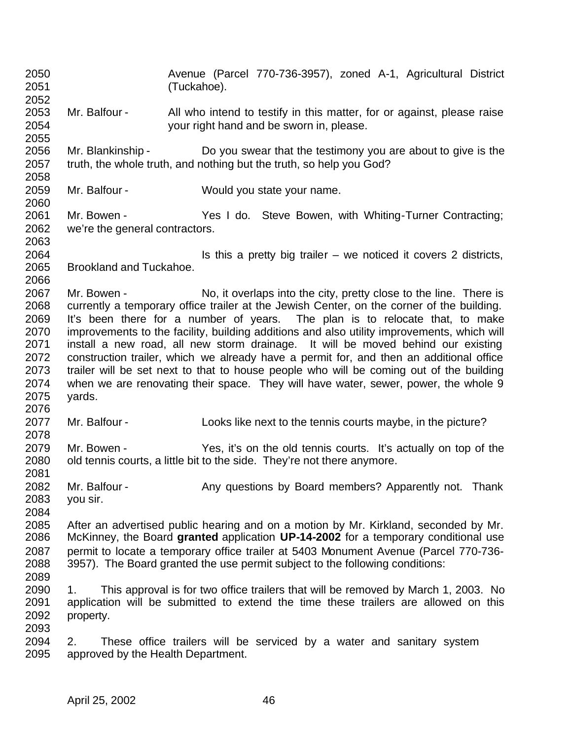Avenue (Parcel 770-736-3957), zoned A-1, Agricultural District (Tuckahoe).

Mr. Balfour - All who intend to testify in this matter, for or against, please raise your right hand and be sworn in, please.

Mr. Blankinship - Do you swear that the testimony you are about to give is the truth, the whole truth, and nothing but the truth, so help you God?

Mr. Balfour - Would you state your name.

Mr. Bowen - Yes I do. Steve Bowen, with Whiting-Turner Contracting; we're the general contractors.

Is this a pretty big trailer – we noticed it covers 2 districts, Brookland and Tuckahoe.

Mr. Bowen - No, it overlaps into the city, pretty close to the line. There is currently a temporary office trailer at the Jewish Center, on the corner of the building. It's been there for a number of years. The plan is to relocate that, to make improvements to the facility, building additions and also utility improvements, which will install a new road, all new storm drainage. It will be moved behind our existing construction trailer, which we already have a permit for, and then an additional office trailer will be set next to that to house people who will be coming out of the building when we are renovating their space. They will have water, sewer, power, the whole 9 yards.

Mr. Balfour - Looks like next to the tennis courts maybe, in the picture?

Mr. Bowen - Yes, it's on the old tennis courts. It's actually on top of the old tennis courts, a little bit to the side. They're not there anymore.

Mr. Balfour - Any questions by Board members? Apparently not. Thank you sir.

After an advertised public hearing and on a motion by Mr. Kirkland, seconded by Mr. McKinney, the Board **granted** application **UP-14-2002** for a temporary conditional use permit to locate a temporary office trailer at 5403 Monument Avenue (Parcel 770-736-3957). The Board granted the use permit subject to the following conditions:

1. This approval is for two office trailers that will be removed by March 1, 2003. No application will be submitted to extend the time these trailers are allowed on this property.

2. These office trailers will be serviced by a water and sanitary system approved by the Health Department.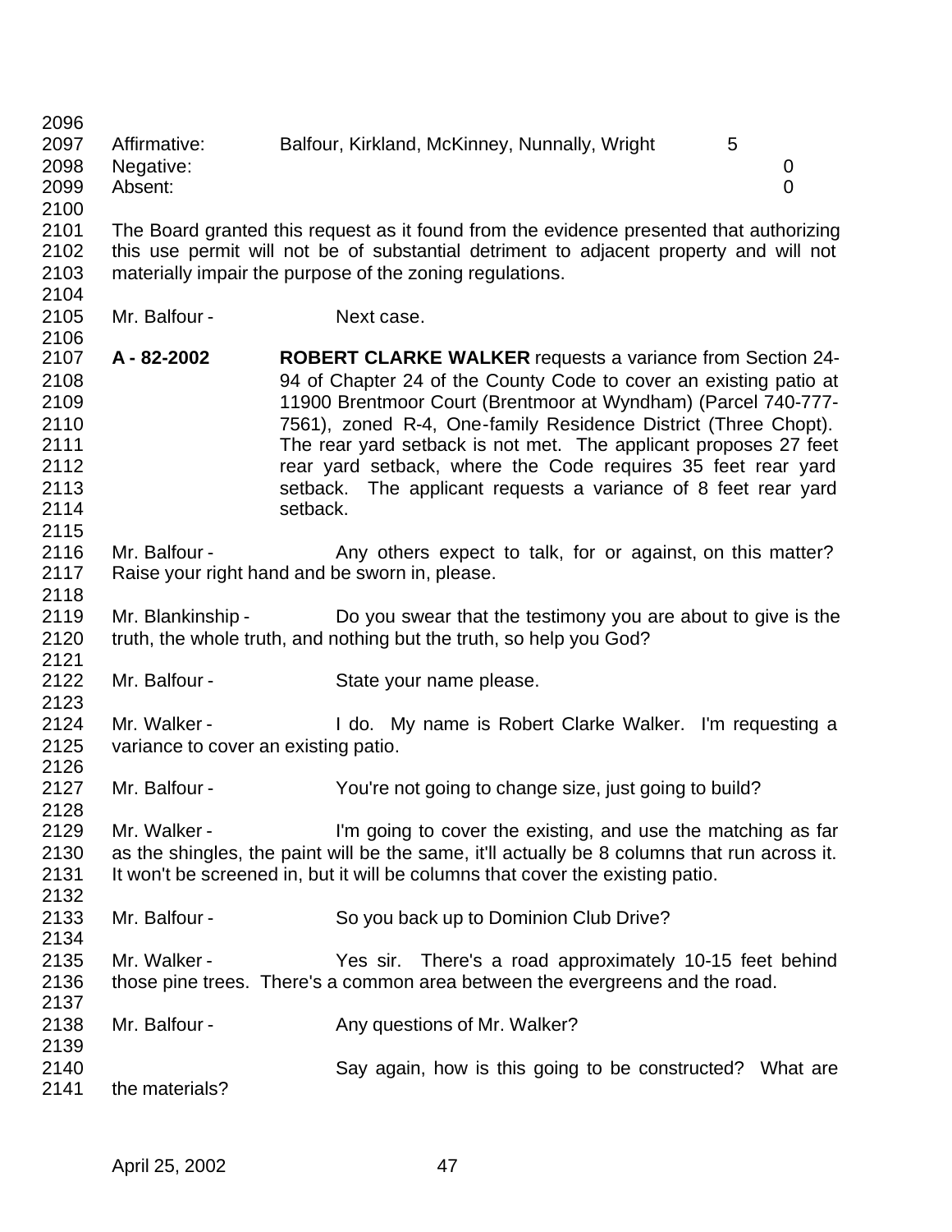| | | |
|---|---|---|
| Affirmative: | Balfour, Kirkland, McKinney, Nunnally, Wright | 5 |
| Negative: | | 0 |
| Absent: | | 0 |

The Board granted this request as it found from the evidence presented that authorizing this use permit will not be of substantial detriment to adjacent property and will not materially impair the purpose of the zoning regulations.

Mr. Balfour - Next case.

**A - 82-2002** **ROBERT CLARKE WALKER** requests a variance from Section 24-94 of Chapter 24 of the County Code to cover an existing patio at 11900 Brentmoor Court (Brentmoor at Wyndham) (Parcel 740-777-7561), zoned R-4, One-family Residence District (Three Chopt). The rear yard setback is not met. The applicant proposes 27 feet rear yard setback, where the Code requires 35 feet rear yard setback. The applicant requests a variance of 8 feet rear yard setback.

Mr. Balfour - Any others expect to talk, for or against, on this matter? Raise your right hand and be sworn in, please.

Mr. Blankinship - Do you swear that the testimony you are about to give is the truth, the whole truth, and nothing but the truth, so help you God?

Mr. Balfour - State your name please.

Mr. Walker - I do. My name is Robert Clarke Walker. I'm requesting a variance to cover an existing patio.

Mr. Balfour - You're not going to change size, just going to build?

Mr. Walker - I'm going to cover the existing, and use the matching as far as the shingles, the paint will be the same, it'll actually be 8 columns that run across it. It won't be screened in, but it will be columns that cover the existing patio.

Mr. Balfour - So you back up to Dominion Club Drive?

Mr. Walker - Yes sir. There's a road approximately 10-15 feet behind those pine trees. There's a common area between the evergreens and the road.

Mr. Balfour - Any questions of Mr. Walker?

Say again, how is this going to be constructed? What are the materials?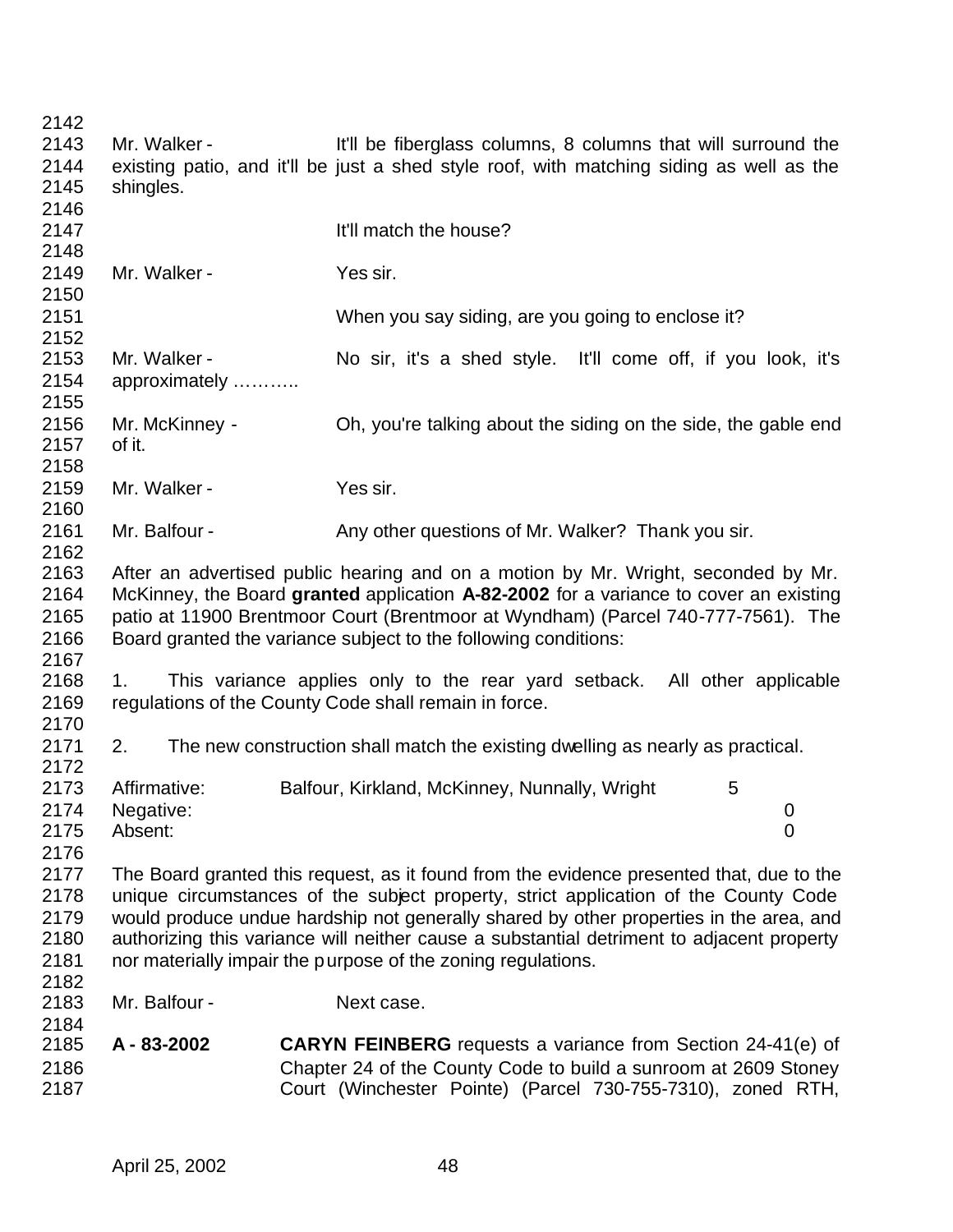Mr. Walker - It'll be fiberglass columns, 8 columns that will surround the existing patio, and it'll be just a shed style roof, with matching siding as well as the shingles.

It'll match the house?

Mr. Walker - Yes sir.

When you say siding, are you going to enclose it?

Mr. Walker - No sir, it's a shed style. It'll come off, if you look, it's approximately ………..

Mr. McKinney - Oh, you're talking about the siding on the side, the gable end of it.

Mr. Walker - Yes sir.

Mr. Balfour - Any other questions of Mr. Walker? Thank you sir.

After an advertised public hearing and on a motion by Mr. Wright, seconded by Mr. McKinney, the Board **granted** application **A-82-2002** for a variance to cover an existing patio at 11900 Brentmoor Court (Brentmoor at Wyndham) (Parcel 740-777-7561). The Board granted the variance subject to the following conditions:

1. This variance applies only to the rear yard setback. All other applicable regulations of the County Code shall remain in force.

2. The new construction shall match the existing dwelling as nearly as practical.

| | | |
|---|---|---|
| Affirmative: | Balfour, Kirkland, McKinney, Nunnally, Wright | 5 |
| Negative: | | 0 |
| Absent: | | 0 |

The Board granted this request, as it found from the evidence presented that, due to the unique circumstances of the subject property, strict application of the County Code would produce undue hardship not generally shared by other properties in the area, and authorizing this variance will neither cause a substantial detriment to adjacent property nor materially impair the purpose of the zoning regulations.

Mr. Balfour - Next case.

**A - 83-2002** **CARYN FEINBERG** requests a variance from Section 24-41(e) of Chapter 24 of the County Code to build a sunroom at 2609 Stoney Court (Winchester Pointe) (Parcel 730-755-7310), zoned RTH,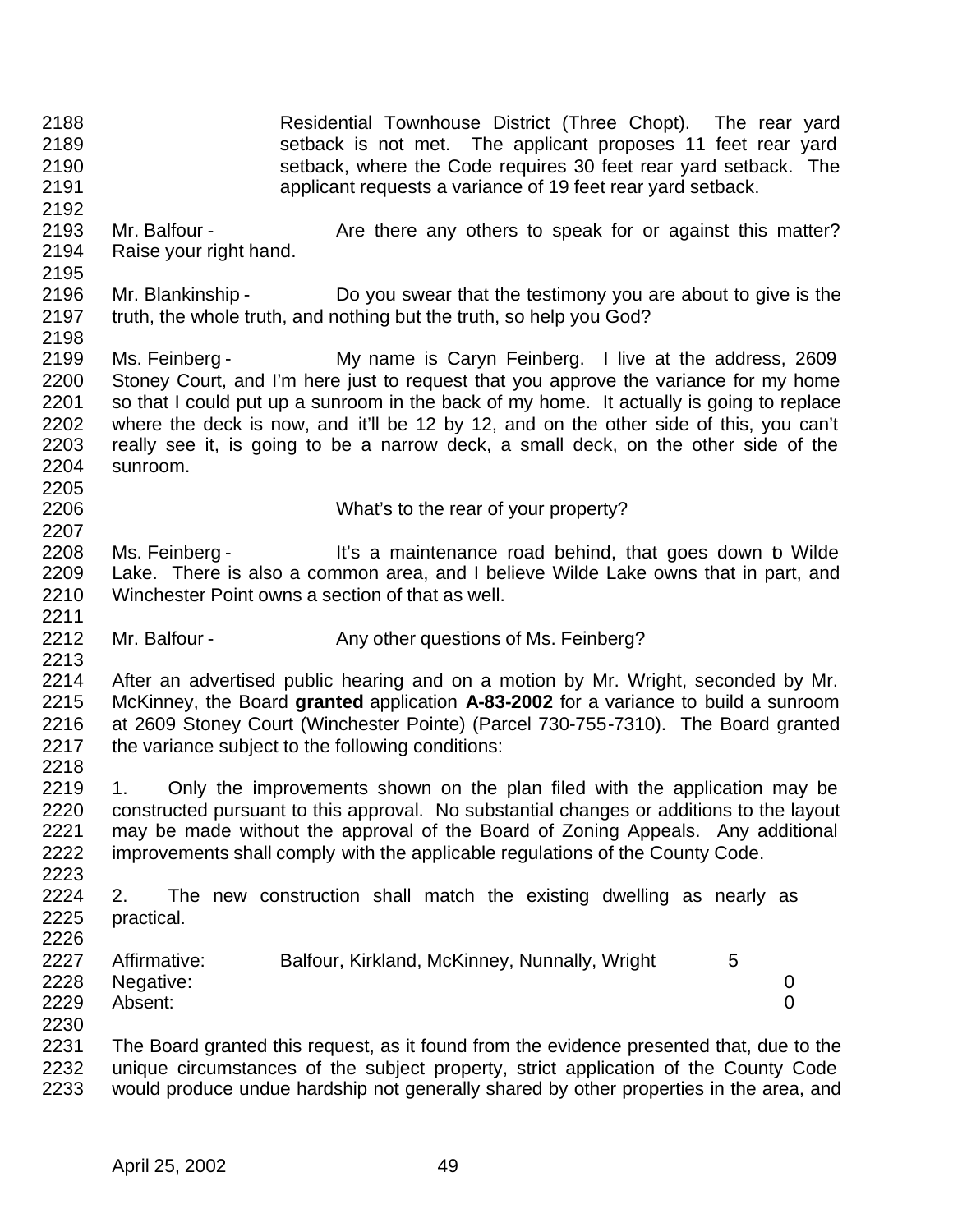Residential Townhouse District (Three Chopt). The rear yard setback is not met. The applicant proposes 11 feet rear yard setback, where the Code requires 30 feet rear yard setback. The applicant requests a variance of 19 feet rear yard setback.

Mr. Balfour - Are there any others to speak for or against this matter? Raise your right hand.

Mr. Blankinship - Do you swear that the testimony you are about to give is the truth, the whole truth, and nothing but the truth, so help you God?

Ms. Feinberg - My name is Caryn Feinberg. I live at the address, 2609 Stoney Court, and I'm here just to request that you approve the variance for my home so that I could put up a sunroom in the back of my home. It actually is going to replace where the deck is now, and it'll be 12 by 12, and on the other side of this, you can't really see it, is going to be a narrow deck, a small deck, on the other side of the sunroom.

What's to the rear of your property?

Ms. Feinberg - It's a maintenance road behind, that goes down to Wilde Lake. There is also a common area, and I believe Wilde Lake owns that in part, and Winchester Point owns a section of that as well.

Mr. Balfour - Any other questions of Ms. Feinberg?

After an advertised public hearing and on a motion by Mr. Wright, seconded by Mr. McKinney, the Board **granted** application **A-83-2002** for a variance to build a sunroom at 2609 Stoney Court (Winchester Pointe) (Parcel 730-755-7310). The Board granted the variance subject to the following conditions:

1. Only the improvements shown on the plan filed with the application may be constructed pursuant to this approval. No substantial changes or additions to the layout may be made without the approval of the Board of Zoning Appeals. Any additional improvements shall comply with the applicable regulations of the County Code.

2. The new construction shall match the existing dwelling as nearly as practical.

| | | |
|---|---|---|
| Affirmative: | Balfour, Kirkland, McKinney, Nunnally, Wright | 5 |
| Negative: | | 0 |
| Absent: | | 0 |

The Board granted this request, as it found from the evidence presented that, due to the unique circumstances of the subject property, strict application of the County Code would produce undue hardship not generally shared by other properties in the area, and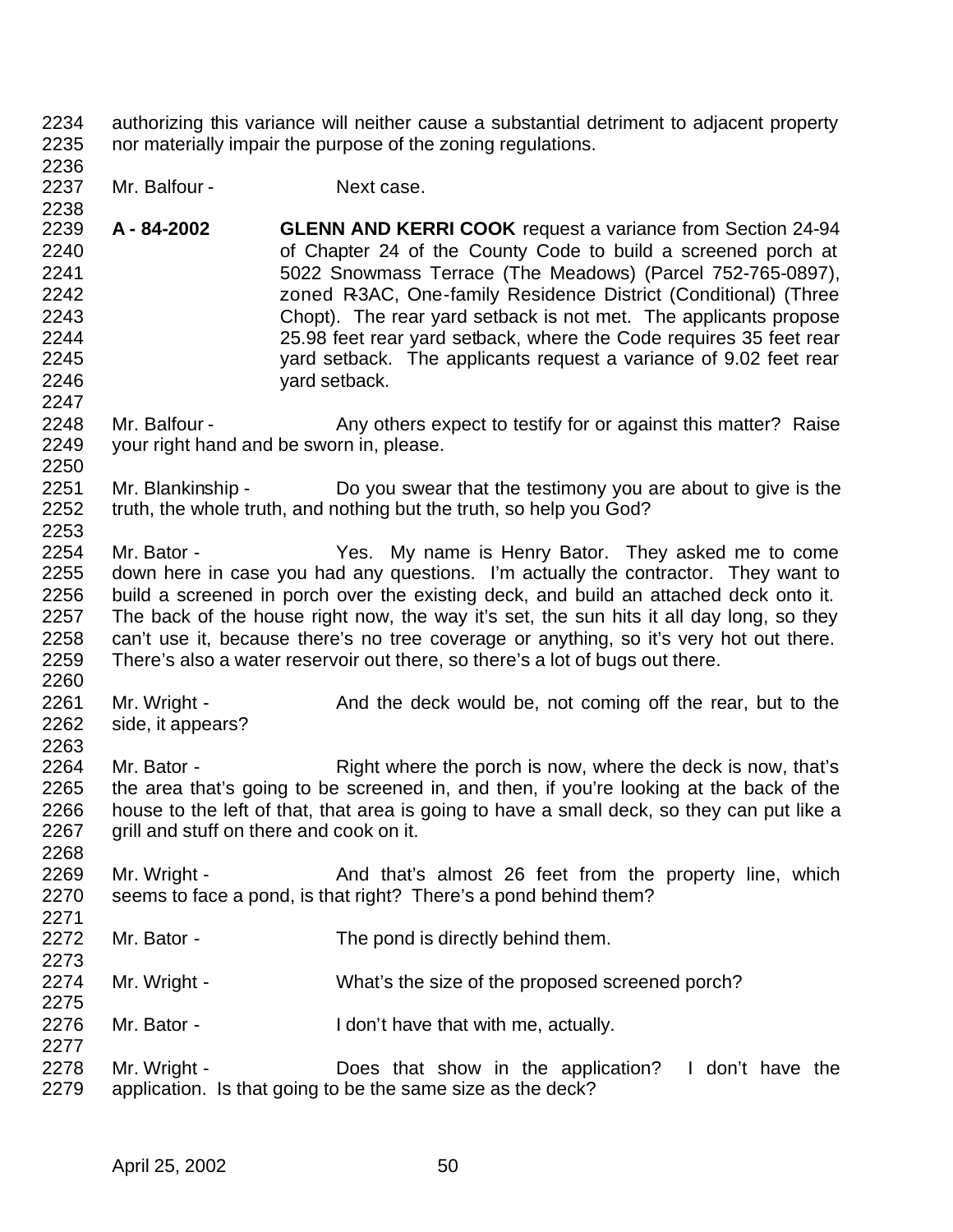authorizing this variance will neither cause a substantial detriment to adjacent property nor materially impair the purpose of the zoning regulations.

Mr. Balfour - Next case.

**A - 84-2002** **GLENN AND KERRI COOK** request a variance from Section 24-94 of Chapter 24 of the County Code to build a screened porch at 5022 Snowmass Terrace (The Meadows) (Parcel 752-765-0897), zoned R-3AC, One-family Residence District (Conditional) (Three Chopt). The rear yard setback is not met. The applicants propose 25.98 feet rear yard setback, where the Code requires 35 feet rear yard setback. The applicants request a variance of 9.02 feet rear yard setback.

Mr. Balfour - Any others expect to testify for or against this matter? Raise your right hand and be sworn in, please.

Mr. Blankinship - Do you swear that the testimony you are about to give is the truth, the whole truth, and nothing but the truth, so help you God?

Mr. Bator - Yes. My name is Henry Bator. They asked me to come down here in case you had any questions. I'm actually the contractor. They want to build a screened in porch over the existing deck, and build an attached deck onto it. The back of the house right now, the way it's set, the sun hits it all day long, so they can't use it, because there's no tree coverage or anything, so it's very hot out there. There's also a water reservoir out there, so there's a lot of bugs out there.

Mr. Wright - And the deck would be, not coming off the rear, but to the side, it appears?

Mr. Bator - Right where the porch is now, where the deck is now, that's the area that's going to be screened in, and then, if you're looking at the back of the house to the left of that, that area is going to have a small deck, so they can put like a grill and stuff on there and cook on it.

Mr. Wright - And that's almost 26 feet from the property line, which seems to face a pond, is that right? There's a pond behind them?

Mr. Bator - The pond is directly behind them.

Mr. Wright - What's the size of the proposed screened porch?

Mr. Bator - I don't have that with me, actually.

Mr. Wright - Does that show in the application? I don't have the application. Is that going to be the same size as the deck?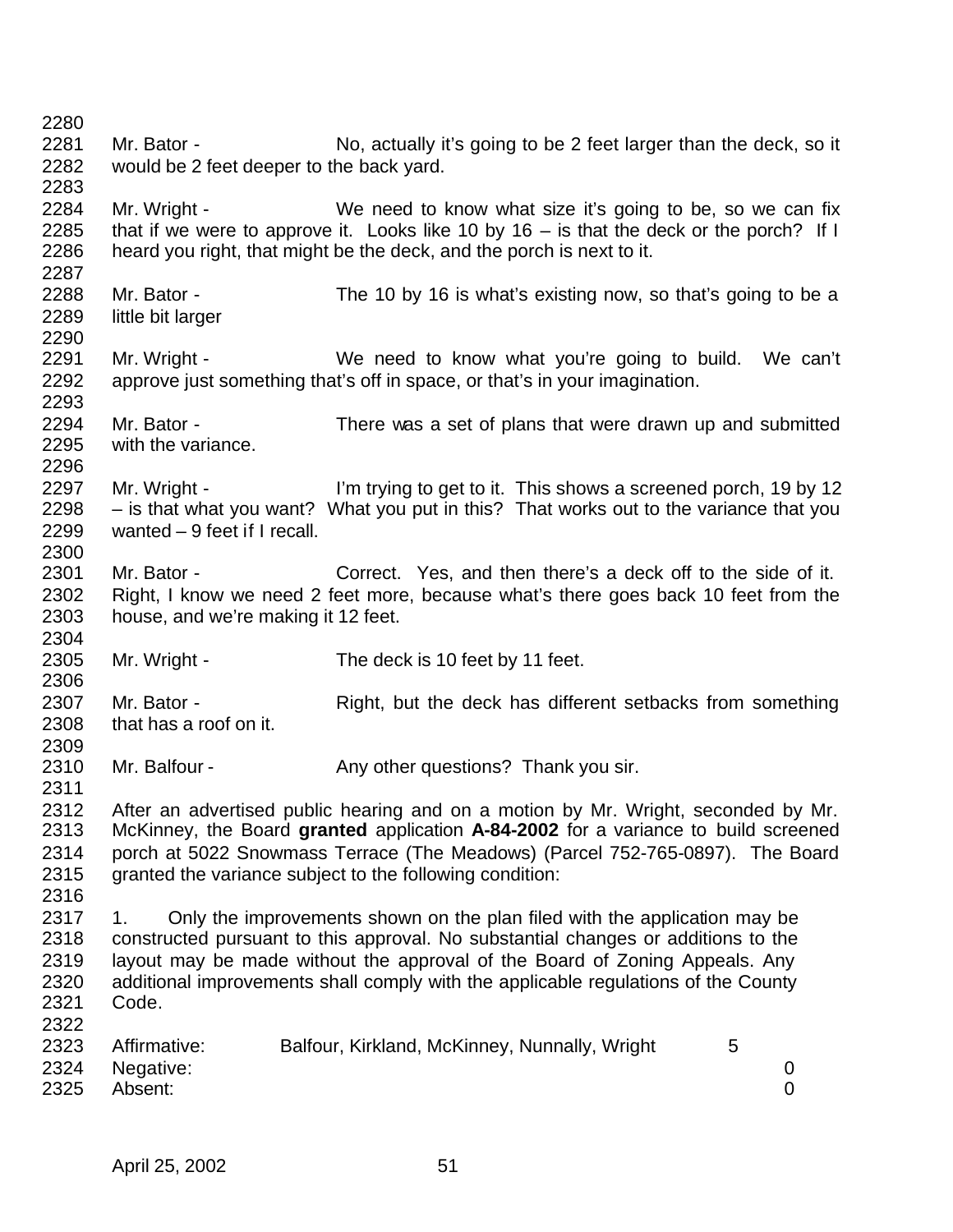Mr. Bator - No, actually it's going to be 2 feet larger than the deck, so it would be 2 feet deeper to the back yard.

Mr. Wright - We need to know what size it's going to be, so we can fix that if we were to approve it. Looks like 10 by 16 – is that the deck or the porch? If I heard you right, that might be the deck, and the porch is next to it.

Mr. Bator - The 10 by 16 is what's existing now, so that's going to be a little bit larger

Mr. Wright - We need to know what you're going to build. We can't approve just something that's off in space, or that's in your imagination.

Mr. Bator - There was a set of plans that were drawn up and submitted with the variance.

Mr. Wright - I'm trying to get to it. This shows a screened porch, 19 by 12 – is that what you want? What you put in this? That works out to the variance that you wanted – 9 feet if I recall.

Mr. Bator - Correct. Yes, and then there's a deck off to the side of it. Right, I know we need 2 feet more, because what's there goes back 10 feet from the house, and we're making it 12 feet.

Mr. Wright - The deck is 10 feet by 11 feet.

Mr. Bator - Right, but the deck has different setbacks from something that has a roof on it.

Mr. Balfour - Any other questions? Thank you sir.

After an advertised public hearing and on a motion by Mr. Wright, seconded by Mr. McKinney, the Board **granted** application **A-84-2002** for a variance to build screened porch at 5022 Snowmass Terrace (The Meadows) (Parcel 752-765-0897). The Board granted the variance subject to the following condition:

1. Only the improvements shown on the plan filed with the application may be constructed pursuant to this approval. No substantial changes or additions to the layout may be made without the approval of the Board of Zoning Appeals. Any additional improvements shall comply with the applicable regulations of the County Code.

| | | |
|---|---|---|
| Affirmative: | Balfour, Kirkland, McKinney, Nunnally, Wright | 5 |
| Negative: | | 0 |
| Absent: | | 0 |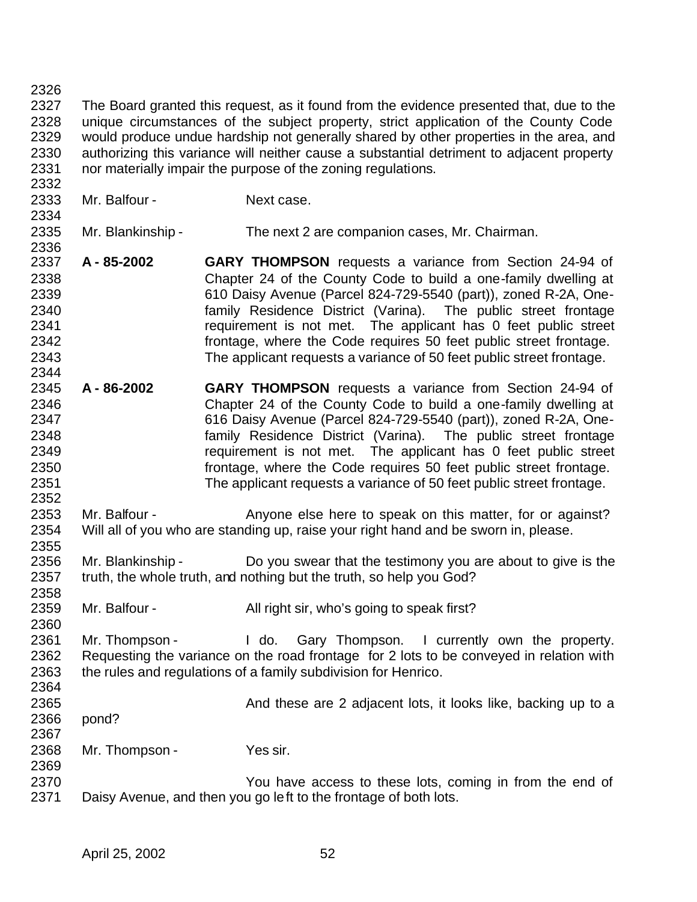The Board granted this request, as it found from the evidence presented that, due to the unique circumstances of the subject property, strict application of the County Code would produce undue hardship not generally shared by other properties in the area, and authorizing this variance will neither cause a substantial detriment to adjacent property nor materially impair the purpose of the zoning regulations.

Mr. Balfour - Next case.

Mr. Blankinship - The next 2 are companion cases, Mr. Chairman.

**A - 85-2002** **GARY THOMPSON** requests a variance from Section 24-94 of Chapter 24 of the County Code to build a one-family dwelling at 610 Daisy Avenue (Parcel 824-729-5540 (part)), zoned R-2A, One-family Residence District (Varina). The public street frontage requirement is not met. The applicant has 0 feet public street frontage, where the Code requires 50 feet public street frontage. The applicant requests a variance of 50 feet public street frontage.

**A - 86-2002** **GARY THOMPSON** requests a variance from Section 24-94 of Chapter 24 of the County Code to build a one-family dwelling at 616 Daisy Avenue (Parcel 824-729-5540 (part)), zoned R-2A, One-family Residence District (Varina). The public street frontage requirement is not met. The applicant has 0 feet public street frontage, where the Code requires 50 feet public street frontage. The applicant requests a variance of 50 feet public street frontage.

Mr. Balfour - Anyone else here to speak on this matter, for or against? Will all of you who are standing up, raise your right hand and be sworn in, please.

Mr. Blankinship - Do you swear that the testimony you are about to give is the truth, the whole truth, and nothing but the truth, so help you God?

Mr. Balfour - All right sir, who's going to speak first?

Mr. Thompson - I do. Gary Thompson. I currently own the property. Requesting the variance on the road frontage for 2 lots to be conveyed in relation with the rules and regulations of a family subdivision for Henrico.

And these are 2 adjacent lots, it looks like, backing up to a pond?

Mr. Thompson - Yes sir.

You have access to these lots, coming in from the end of Daisy Avenue, and then you go left to the frontage of both lots.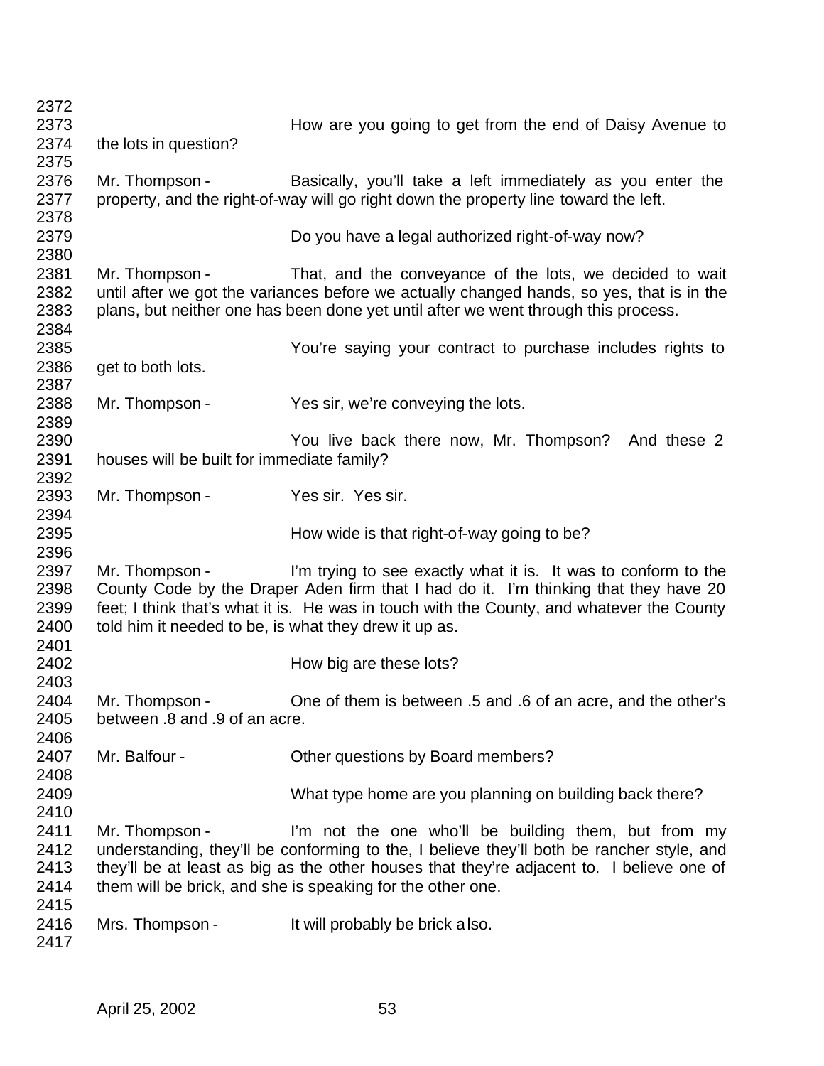How are you going to get from the end of Daisy Avenue to the lots in question?

Mr. Thompson - Basically, you'll take a left immediately as you enter the property, and the right-of-way will go right down the property line toward the left.

Do you have a legal authorized right-of-way now?

Mr. Thompson - That, and the conveyance of the lots, we decided to wait until after we got the variances before we actually changed hands, so yes, that is in the plans, but neither one has been done yet until after we went through this process.

You're saying your contract to purchase includes rights to get to both lots.

Mr. Thompson - Yes sir, we're conveying the lots.

You live back there now, Mr. Thompson? And these 2 houses will be built for immediate family?

Mr. Thompson - Yes sir. Yes sir.

How wide is that right-of-way going to be?

Mr. Thompson - I'm trying to see exactly what it is. It was to conform to the County Code by the Draper Aden firm that I had do it. I'm thinking that they have 20 feet; I think that's what it is. He was in touch with the County, and whatever the County told him it needed to be, is what they drew it up as.

How big are these lots?

Mr. Thompson - One of them is between .5 and .6 of an acre, and the other's between .8 and .9 of an acre.

Mr. Balfour - Other questions by Board members?

What type home are you planning on building back there?

Mr. Thompson - I'm not the one who'll be building them, but from my understanding, they'll be conforming to the, I believe they'll both be rancher style, and they'll be at least as big as the other houses that they're adjacent to. I believe one of them will be brick, and she is speaking for the other one.

Mrs. Thompson - It will probably be brick also.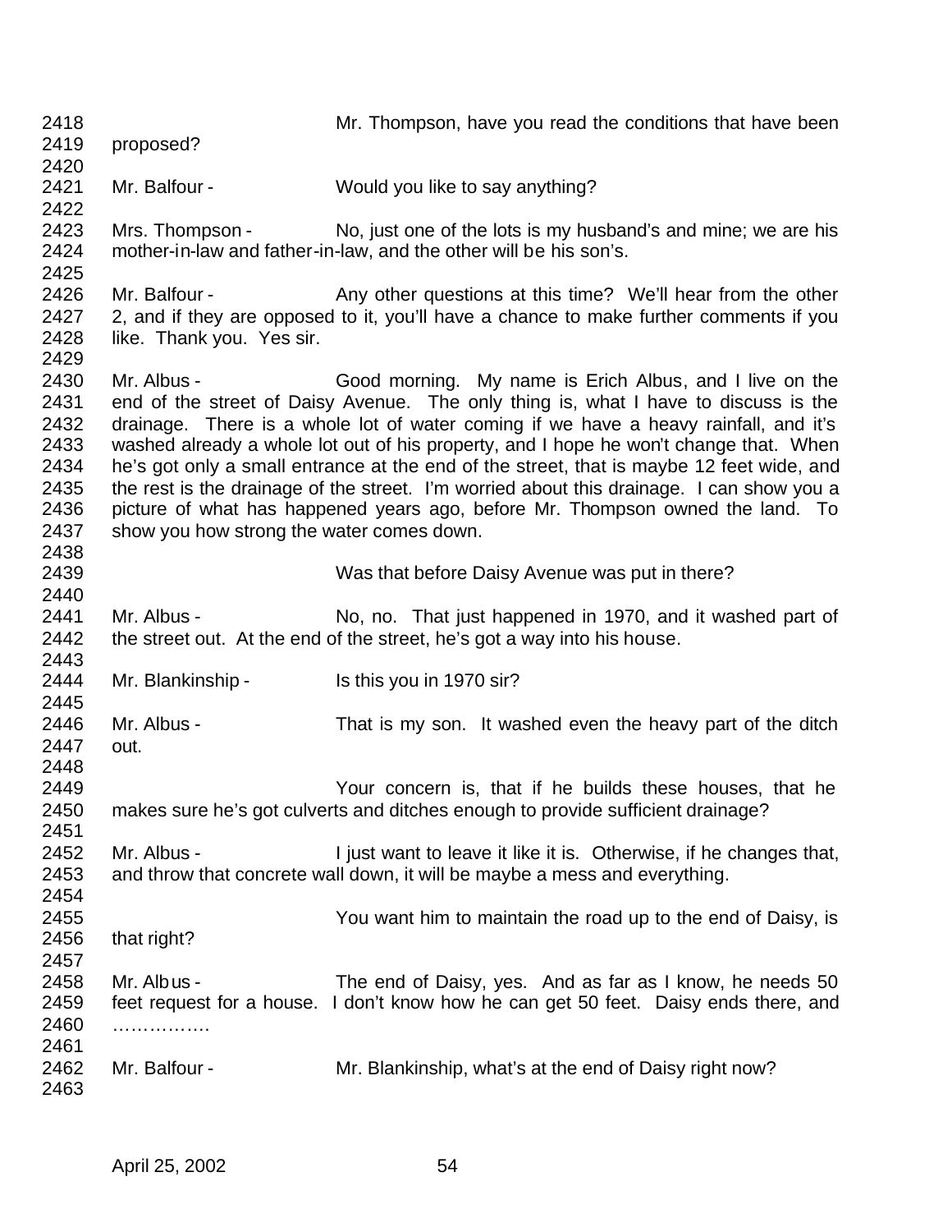Mr. Thompson, have you read the conditions that have been proposed?

Mr. Balfour - Would you like to say anything?

Mrs. Thompson - No, just one of the lots is my husband's and mine; we are his mother-in-law and father-in-law, and the other will be his son's.

Mr. Balfour - Any other questions at this time? We'll hear from the other 2, and if they are opposed to it, you'll have a chance to make further comments if you like. Thank you. Yes sir.

Mr. Albus - Good morning. My name is Erich Albus, and I live on the end of the street of Daisy Avenue. The only thing is, what I have to discuss is the drainage. There is a whole lot of water coming if we have a heavy rainfall, and it's washed already a whole lot out of his property, and I hope he won't change that. When he's got only a small entrance at the end of the street, that is maybe 12 feet wide, and the rest is the drainage of the street. I'm worried about this drainage. I can show you a picture of what has happened years ago, before Mr. Thompson owned the land. To show you how strong the water comes down.

Was that before Daisy Avenue was put in there?

Mr. Albus - No, no. That just happened in 1970, and it washed part of the street out. At the end of the street, he's got a way into his house.

Mr. Blankinship - Is this you in 1970 sir?

Mr. Albus - That is my son. It washed even the heavy part of the ditch out.

Your concern is, that if he builds these houses, that he makes sure he's got culverts and ditches enough to provide sufficient drainage?

Mr. Albus - I just want to leave it like it is. Otherwise, if he changes that, and throw that concrete wall down, it will be maybe a mess and everything.

You want him to maintain the road up to the end of Daisy, is that right?

Mr. Albus - The end of Daisy, yes. And as far as I know, he needs 50 feet request for a house. I don't know how he can get 50 feet. Daisy ends there, and …………….

Mr. Balfour - Mr. Blankinship, what's at the end of Daisy right now?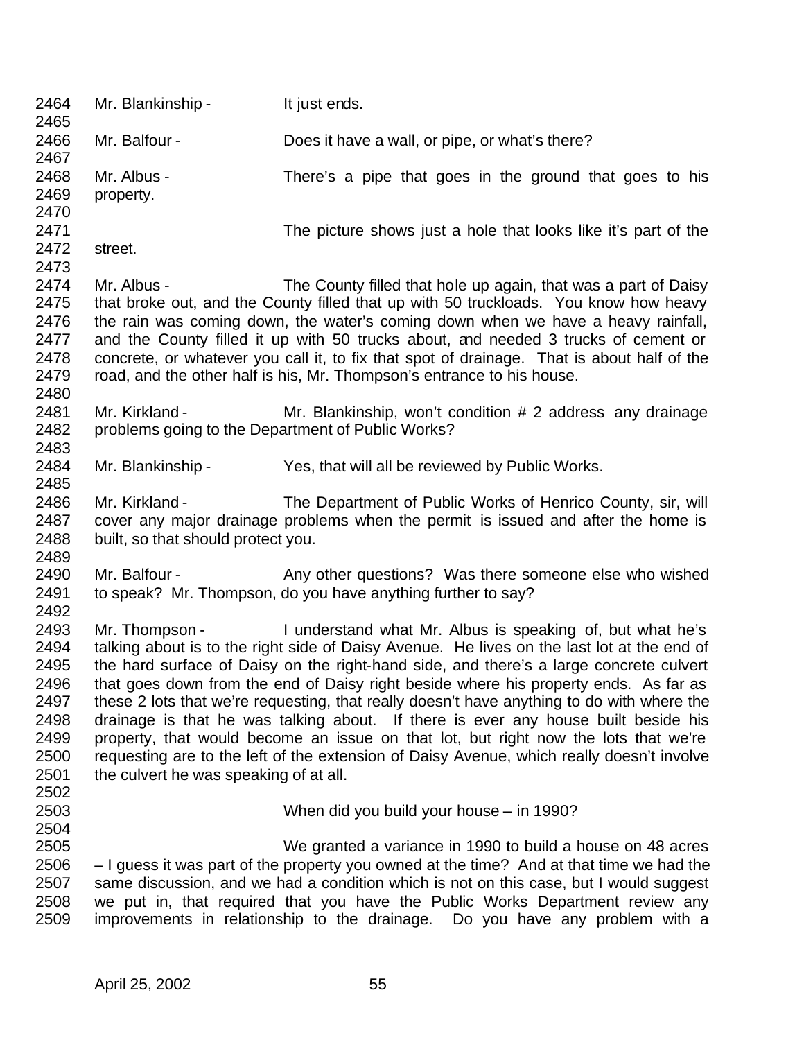2464 Mr. Blankinship - It just ends.

2466 Mr. Balfour - Does it have a wall, or pipe, or what's there?

2468 Mr. Albus - There's a pipe that goes in the ground that goes to his
2469 property.

2471 The picture shows just a hole that looks like it's part of the
2472 street.

2474 Mr. Albus - The County filled that hole up again, that was a part of Daisy
2475 that broke out, and the County filled that up with 50 truckloads. You know how heavy
2476 the rain was coming down, the water's coming down when we have a heavy rainfall,
2477 and the County filled it up with 50 trucks about, and needed 3 trucks of cement or
2478 concrete, or whatever you call it, to fix that spot of drainage. That is about half of the
2479 road, and the other half is his, Mr. Thompson's entrance to his house.

2481 Mr. Kirkland - Mr. Blankinship, won't condition # 2 address any drainage
2482 problems going to the Department of Public Works?

2484 Mr. Blankinship - Yes, that will all be reviewed by Public Works.

2486 Mr. Kirkland - The Department of Public Works of Henrico County, sir, will
2487 cover any major drainage problems when the permit is issued and after the home is
2488 built, so that should protect you.

2490 Mr. Balfour - Any other questions? Was there someone else who wished
2491 to speak? Mr. Thompson, do you have anything further to say?

2493 Mr. Thompson - I understand what Mr. Albus is speaking of, but what he's
2494 talking about is to the right side of Daisy Avenue. He lives on the last lot at the end of
2495 the hard surface of Daisy on the right-hand side, and there's a large concrete culvert
2496 that goes down from the end of Daisy right beside where his property ends. As far as
2497 these 2 lots that we're requesting, that really doesn't have anything to do with where the
2498 drainage is that he was talking about. If there is ever any house built beside his
2499 property, that would become an issue on that lot, but right now the lots that we're
2500 requesting are to the left of the extension of Daisy Avenue, which really doesn't involve
2501 the culvert he was speaking of at all.

2503 When did you build your house – in 1990?

2505 We granted a variance in 1990 to build a house on 48 acres
2506 – I guess it was part of the property you owned at the time? And at that time we had the
2507 same discussion, and we had a condition which is not on this case, but I would suggest
2508 we put in, that required that you have the Public Works Department review any
2509 improvements in relationship to the drainage. Do you have any problem with a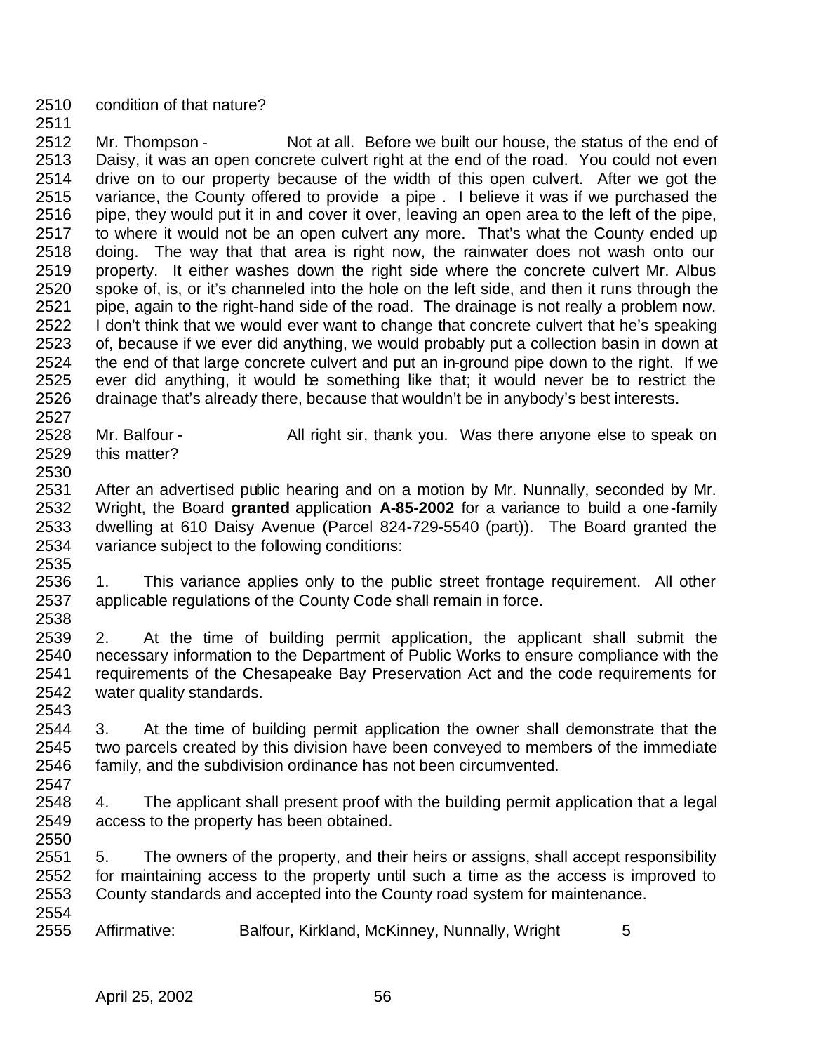condition of that nature?

Mr. Thompson - Not at all. Before we built our house, the status of the end of Daisy, it was an open concrete culvert right at the end of the road. You could not even drive on to our property because of the width of this open culvert. After we got the variance, the County offered to provide a pipe . I believe it was if we purchased the pipe, they would put it in and cover it over, leaving an open area to the left of the pipe, to where it would not be an open culvert any more. That's what the County ended up doing. The way that that area is right now, the rainwater does not wash onto our property. It either washes down the right side where the concrete culvert Mr. Albus spoke of, is, or it's channeled into the hole on the left side, and then it runs through the pipe, again to the right-hand side of the road. The drainage is not really a problem now. I don't think that we would ever want to change that concrete culvert that he's speaking of, because if we ever did anything, we would probably put a collection basin in down at the end of that large concrete culvert and put an in-ground pipe down to the right. If we ever did anything, it would be something like that; it would never be to restrict the drainage that's already there, because that wouldn't be in anybody's best interests.

Mr. Balfour - All right sir, thank you. Was there anyone else to speak on this matter?

After an advertised public hearing and on a motion by Mr. Nunnally, seconded by Mr. Wright, the Board **granted** application **A-85-2002** for a variance to build a one-family dwelling at 610 Daisy Avenue (Parcel 824-729-5540 (part)). The Board granted the variance subject to the following conditions:

1. This variance applies only to the public street frontage requirement. All other applicable regulations of the County Code shall remain in force.

2. At the time of building permit application, the applicant shall submit the necessary information to the Department of Public Works to ensure compliance with the requirements of the Chesapeake Bay Preservation Act and the code requirements for water quality standards.

3. At the time of building permit application the owner shall demonstrate that the two parcels created by this division have been conveyed to members of the immediate family, and the subdivision ordinance has not been circumvented.

4. The applicant shall present proof with the building permit application that a legal access to the property has been obtained.

5. The owners of the property, and their heirs or assigns, shall accept responsibility for maintaining access to the property until such a time as the access is improved to County standards and accepted into the County road system for maintenance.

Affirmative: Balfour, Kirkland, McKinney, Nunnally, Wright 5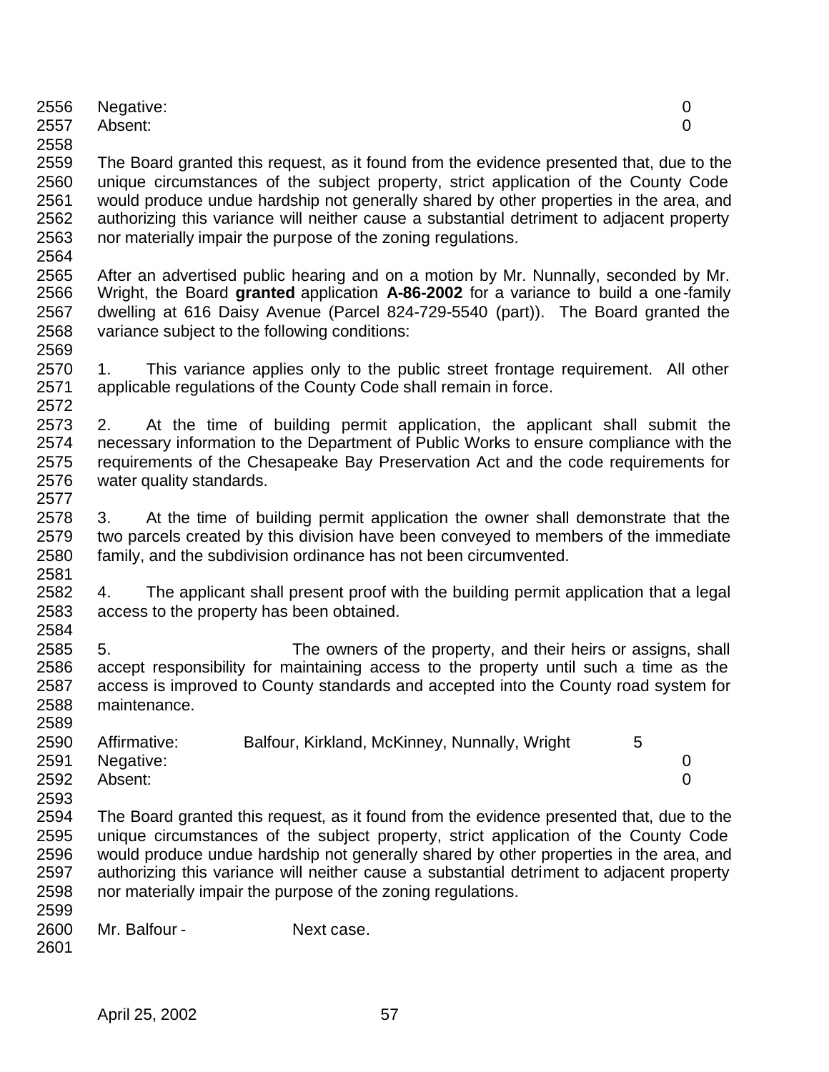Negative: 0
Absent: 0

The Board granted this request, as it found from the evidence presented that, due to the unique circumstances of the subject property, strict application of the County Code would produce undue hardship not generally shared by other properties in the area, and authorizing this variance will neither cause a substantial detriment to adjacent property nor materially impair the purpose of the zoning regulations.

After an advertised public hearing and on a motion by Mr. Nunnally, seconded by Mr. Wright, the Board **granted** application **A-86-2002** for a variance to build a one-family dwelling at 616 Daisy Avenue (Parcel 824-729-5540 (part)). The Board granted the variance subject to the following conditions:

1. This variance applies only to the public street frontage requirement. All other applicable regulations of the County Code shall remain in force.

2. At the time of building permit application, the applicant shall submit the necessary information to the Department of Public Works to ensure compliance with the requirements of the Chesapeake Bay Preservation Act and the code requirements for water quality standards.

3. At the time of building permit application the owner shall demonstrate that the two parcels created by this division have been conveyed to members of the immediate family, and the subdivision ordinance has not been circumvented.

4. The applicant shall present proof with the building permit application that a legal access to the property has been obtained.

5. The owners of the property, and their heirs or assigns, shall accept responsibility for maintaining access to the property until such a time as the access is improved to County standards and accepted into the County road system for maintenance.

Affirmative: Balfour, Kirkland, McKinney, Nunnally, Wright 5
Negative: 0
Absent: 0

The Board granted this request, as it found from the evidence presented that, due to the unique circumstances of the subject property, strict application of the County Code would produce undue hardship not generally shared by other properties in the area, and authorizing this variance will neither cause a substantial detriment to adjacent property nor materially impair the purpose of the zoning regulations.

Mr. Balfour - Next case.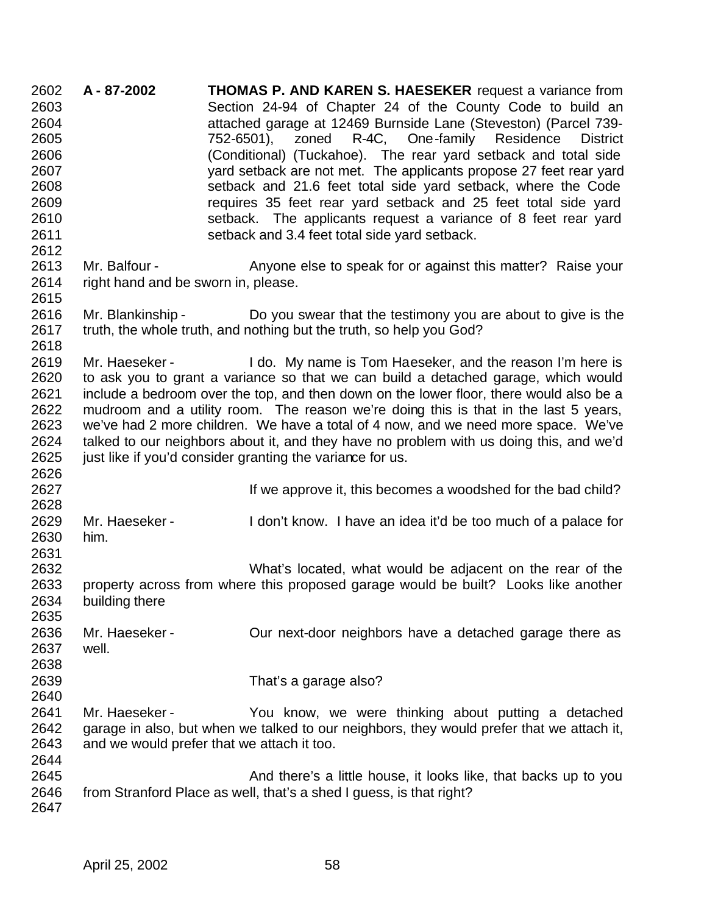**A - 87-2002** **THOMAS P. AND KAREN S. HAESEKER** request a variance from Section 24-94 of Chapter 24 of the County Code to build an attached garage at 12469 Burnside Lane (Steveston) (Parcel 739-752-6501), zoned R-4C, One-family Residence District (Conditional) (Tuckahoe). The rear yard setback and total side yard setback are not met. The applicants propose 27 feet rear yard setback and 21.6 feet total side yard setback, where the Code requires 35 feet rear yard setback and 25 feet total side yard setback. The applicants request a variance of 8 feet rear yard setback and 3.4 feet total side yard setback.

Mr. Balfour - Anyone else to speak for or against this matter? Raise your right hand and be sworn in, please.

Mr. Blankinship - Do you swear that the testimony you are about to give is the truth, the whole truth, and nothing but the truth, so help you God?

Mr. Haeseker - I do. My name is Tom Haeseker, and the reason I'm here is to ask you to grant a variance so that we can build a detached garage, which would include a bedroom over the top, and then down on the lower floor, there would also be a mudroom and a utility room. The reason we're doing this is that in the last 5 years, we've had 2 more children. We have a total of 4 now, and we need more space. We've talked to our neighbors about it, and they have no problem with us doing this, and we'd just like if you'd consider granting the variance for us.

If we approve it, this becomes a woodshed for the bad child?

Mr. Haeseker - I don't know. I have an idea it'd be too much of a palace for him.

What's located, what would be adjacent on the rear of the property across from where this proposed garage would be built? Looks like another building there

Mr. Haeseker - Our next-door neighbors have a detached garage there as well.

That's a garage also?

Mr. Haeseker - You know, we were thinking about putting a detached garage in also, but when we talked to our neighbors, they would prefer that we attach it, and we would prefer that we attach it too.

And there's a little house, it looks like, that backs up to you from Stranford Place as well, that's a shed I guess, is that right?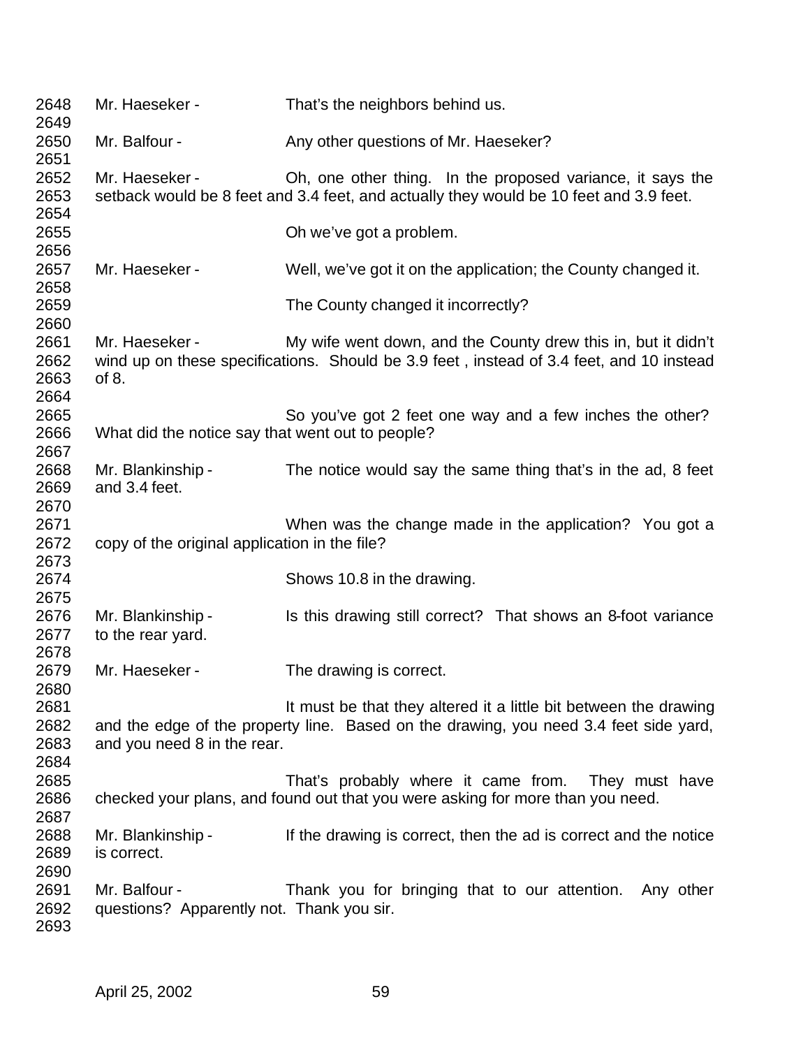2648 Mr. Haeseker - That's the neighbors behind us.
2649
2650 Mr. Balfour - Any other questions of Mr. Haeseker?
2651
2652 Mr. Haeseker - Oh, one other thing. In the proposed variance, it says the
2653 setback would be 8 feet and 3.4 feet, and actually they would be 10 feet and 3.9 feet.
2654
2655 Oh we've got a problem.
2656
2657 Mr. Haeseker - Well, we've got it on the application; the County changed it.
2658
2659 The County changed it incorrectly?
2660
2661 Mr. Haeseker - My wife went down, and the County drew this in, but it didn't
2662 wind up on these specifications. Should be 3.9 feet , instead of 3.4 feet, and 10 instead
2663 of 8.
2664
2665 So you've got 2 feet one way and a few inches the other?
2666 What did the notice say that went out to people?
2667
2668 Mr. Blankinship - The notice would say the same thing that's in the ad, 8 feet
2669 and 3.4 feet.
2670
2671 When was the change made in the application? You got a
2672 copy of the original application in the file?
2673
2674 Shows 10.8 in the drawing.
2675
2676 Mr. Blankinship - Is this drawing still correct? That shows an 8-foot variance
2677 to the rear yard.
2678
2679 Mr. Haeseker - The drawing is correct.
2680
2681 It must be that they altered it a little bit between the drawing
2682 and the edge of the property line. Based on the drawing, you need 3.4 feet side yard,
2683 and you need 8 in the rear.
2684
2685 That's probably where it came from. They must have
2686 checked your plans, and found out that you were asking for more than you need.
2687
2688 Mr. Blankinship - If the drawing is correct, then the ad is correct and the notice
2689 is correct.
2690
2691 Mr. Balfour - Thank you for bringing that to our attention. Any other
2692 questions? Apparently not. Thank you sir.
2693

April 25, 2002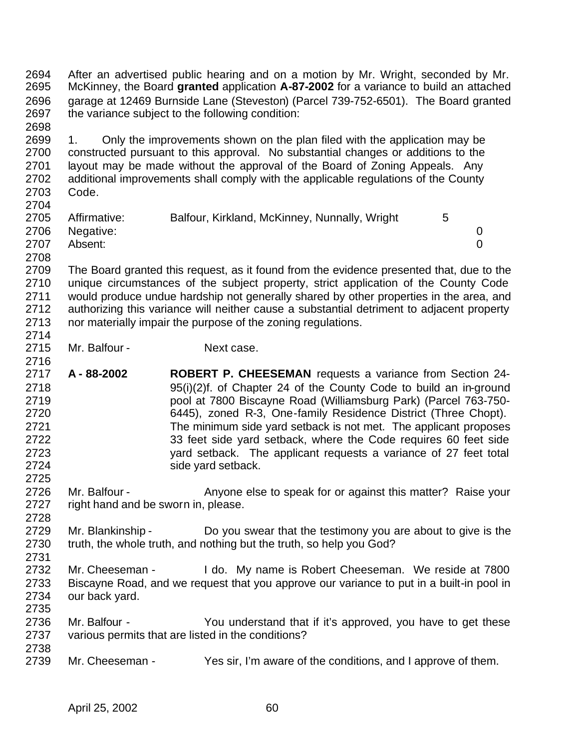After an advertised public hearing and on a motion by Mr. Wright, seconded by Mr. McKinney, the Board **granted** application **A-87-2002** for a variance to build an attached garage at 12469 Burnside Lane (Steveston) (Parcel 739-752-6501). The Board granted the variance subject to the following condition:

1. Only the improvements shown on the plan filed with the application may be constructed pursuant to this approval. No substantial changes or additions to the layout may be made without the approval of the Board of Zoning Appeals. Any additional improvements shall comply with the applicable regulations of the County Code.

| | | |
|---|---|---|
| Affirmative: | Balfour, Kirkland, McKinney, Nunnally, Wright | 5 |
| Negative: | | 0 |
| Absent: | | 0 |

The Board granted this request, as it found from the evidence presented that, due to the unique circumstances of the subject property, strict application of the County Code would produce undue hardship not generally shared by other properties in the area, and authorizing this variance will neither cause a substantial detriment to adjacent property nor materially impair the purpose of the zoning regulations.

Mr. Balfour - Next case.

**A - 88-2002** **ROBERT P. CHEESEMAN** requests a variance from Section 24-95(i)(2)f. of Chapter 24 of the County Code to build an in-ground pool at 7800 Biscayne Road (Williamsburg Park) (Parcel 763-750-6445), zoned R-3, One-family Residence District (Three Chopt). The minimum side yard setback is not met. The applicant proposes 33 feet side yard setback, where the Code requires 60 feet side yard setback. The applicant requests a variance of 27 feet total side yard setback.

Mr. Balfour - Anyone else to speak for or against this matter? Raise your right hand and be sworn in, please.

Mr. Blankinship - Do you swear that the testimony you are about to give is the truth, the whole truth, and nothing but the truth, so help you God?

Mr. Cheeseman - I do. My name is Robert Cheeseman. We reside at 7800 Biscayne Road, and we request that you approve our variance to put in a built-in pool in our back yard.

Mr. Balfour - You understand that if it's approved, you have to get these various permits that are listed in the conditions?

Mr. Cheeseman - Yes sir, I'm aware of the conditions, and I approve of them.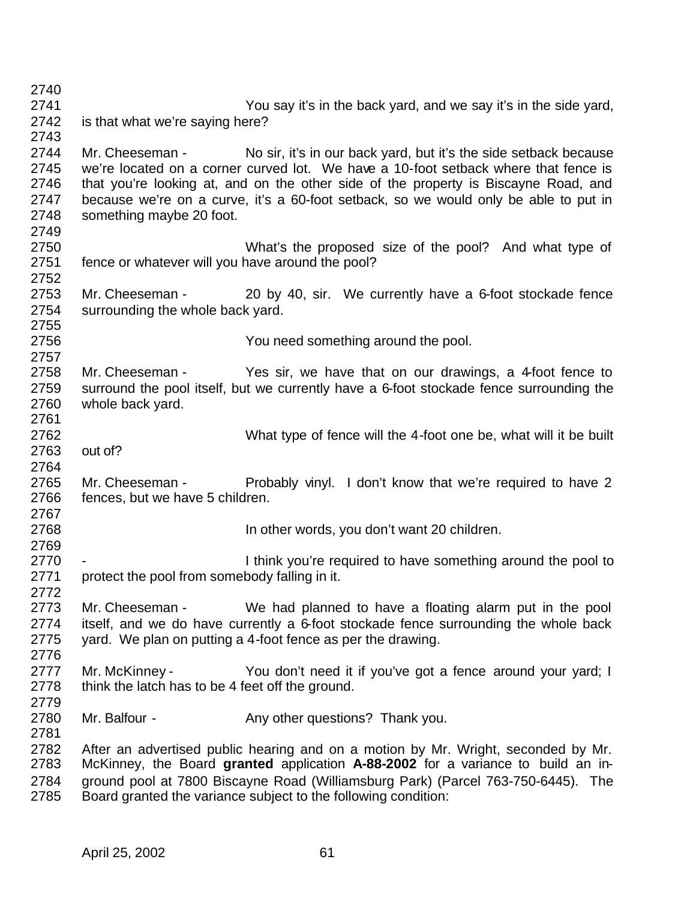You say it's in the back yard, and we say it's in the side yard, is that what we're saying here?

Mr. Cheeseman - No sir, it's in our back yard, but it's the side setback because we're located on a corner curved lot. We have a 10-foot setback where that fence is that you're looking at, and on the other side of the property is Biscayne Road, and because we're on a curve, it's a 60-foot setback, so we would only be able to put in something maybe 20 foot.

What's the proposed size of the pool? And what type of fence or whatever will you have around the pool?

Mr. Cheeseman - 20 by 40, sir. We currently have a 6-foot stockade fence surrounding the whole back yard.

You need something around the pool.

Mr. Cheeseman - Yes sir, we have that on our drawings, a 4-foot fence to surround the pool itself, but we currently have a 6-foot stockade fence surrounding the whole back yard.

What type of fence will the 4-foot one be, what will it be built out of?

Mr. Cheeseman - Probably vinyl. I don't know that we're required to have 2 fences, but we have 5 children.

In other words, you don't want 20 children.

\- I think you're required to have something around the pool to protect the pool from somebody falling in it.

Mr. Cheeseman - We had planned to have a floating alarm put in the pool itself, and we do have currently a 6-foot stockade fence surrounding the whole back yard. We plan on putting a 4-foot fence as per the drawing.

Mr. McKinney - You don't need it if you've got a fence around your yard; I think the latch has to be 4 feet off the ground.

Mr. Balfour - Any other questions? Thank you.

After an advertised public hearing and on a motion by Mr. Wright, seconded by Mr. McKinney, the Board **granted** application **A-88-2002** for a variance to build an in-ground pool at 7800 Biscayne Road (Williamsburg Park) (Parcel 763-750-6445). The Board granted the variance subject to the following condition: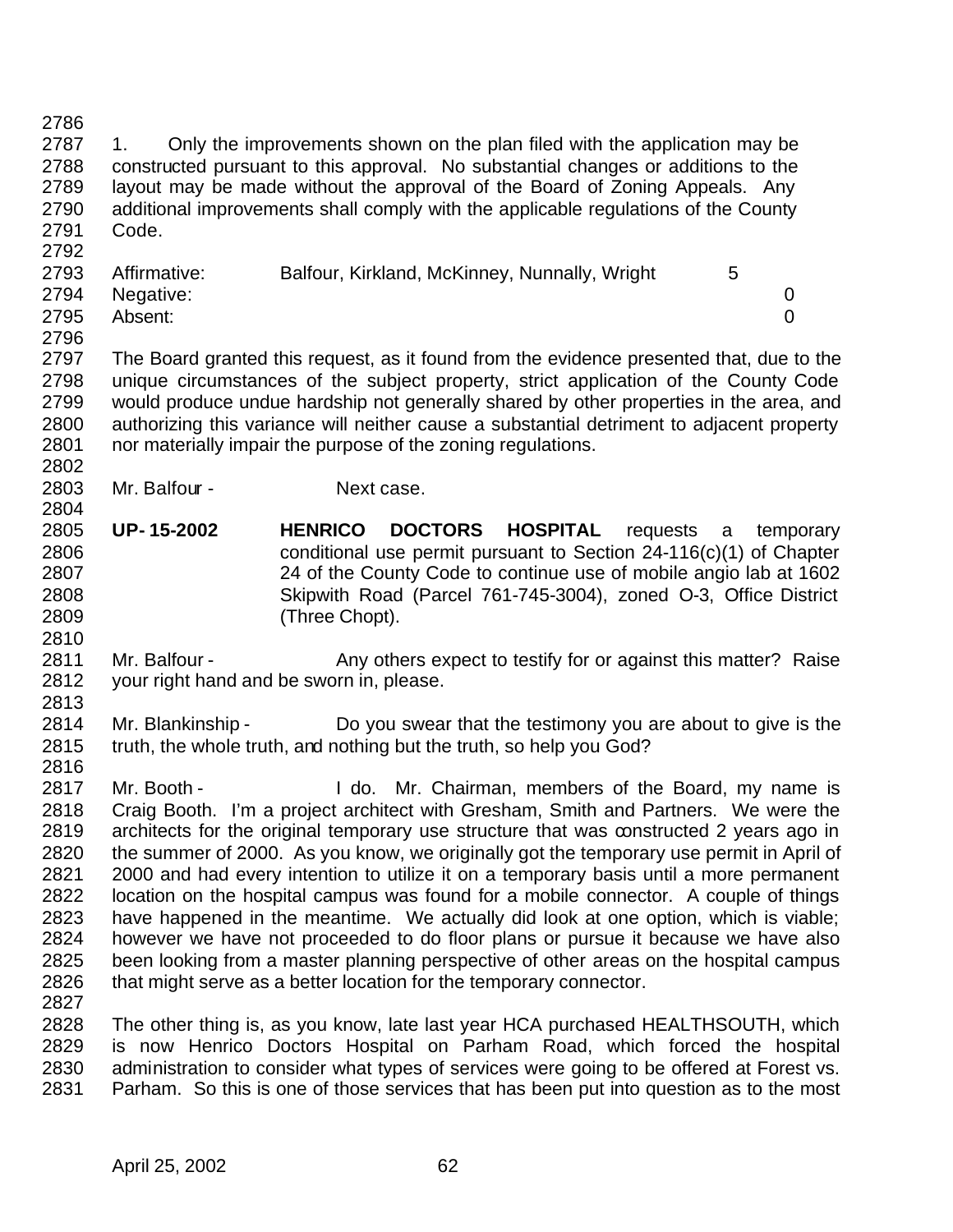1. Only the improvements shown on the plan filed with the application may be constructed pursuant to this approval. No substantial changes or additions to the layout may be made without the approval of the Board of Zoning Appeals. Any additional improvements shall comply with the applicable regulations of the County Code.

| | | |
|---|---|---|
| Affirmative: | Balfour, Kirkland, McKinney, Nunnally, Wright | 5 |
| Negative: | | 0 |
| Absent: | | 0 |

The Board granted this request, as it found from the evidence presented that, due to the unique circumstances of the subject property, strict application of the County Code would produce undue hardship not generally shared by other properties in the area, and authorizing this variance will neither cause a substantial detriment to adjacent property nor materially impair the purpose of the zoning regulations.

Mr. Balfour - Next case.

**UP-15-2002** **HENRICO DOCTORS HOSPITAL** requests a temporary conditional use permit pursuant to Section 24-116(c)(1) of Chapter 24 of the County Code to continue use of mobile angio lab at 1602 Skipwith Road (Parcel 761-745-3004), zoned O-3, Office District (Three Chopt).

Mr. Balfour - Any others expect to testify for or against this matter? Raise your right hand and be sworn in, please.

Mr. Blankinship - Do you swear that the testimony you are about to give is the truth, the whole truth, and nothing but the truth, so help you God?

Mr. Booth - I do. Mr. Chairman, members of the Board, my name is Craig Booth. I'm a project architect with Gresham, Smith and Partners. We were the architects for the original temporary use structure that was constructed 2 years ago in the summer of 2000. As you know, we originally got the temporary use permit in April of 2000 and had every intention to utilize it on a temporary basis until a more permanent location on the hospital campus was found for a mobile connector. A couple of things have happened in the meantime. We actually did look at one option, which is viable; however we have not proceeded to do floor plans or pursue it because we have also been looking from a master planning perspective of other areas on the hospital campus that might serve as a better location for the temporary connector.

The other thing is, as you know, late last year HCA purchased HEALTHSOUTH, which is now Henrico Doctors Hospital on Parham Road, which forced the hospital administration to consider what types of services were going to be offered at Forest vs. Parham. So this is one of those services that has been put into question as to the most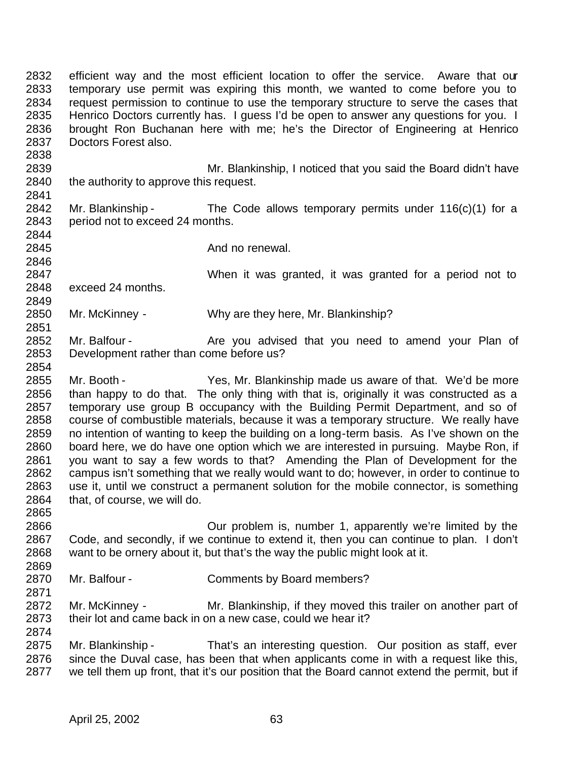2832 efficient way and the most efficient location to offer the service. Aware that our
2833 temporary use permit was expiring this month, we wanted to come before you to
2834 request permission to continue to use the temporary structure to serve the cases that
2835 Henrico Doctors currently has. I guess I'd be open to answer any questions for you. I
2836 brought Ron Buchanan here with me; he's the Director of Engineering at Henrico
2837 Doctors Forest also.
2838
2839 Mr. Blankinship, I noticed that you said the Board didn't have
2840 the authority to approve this request.
2841
2842 Mr. Blankinship - The Code allows temporary permits under 116(c)(1) for a
2843 period not to exceed 24 months.
2844
2845 And no renewal.
2846
2847 When it was granted, it was granted for a period not to
2848 exceed 24 months.
2849
2850 Mr. McKinney - Why are they here, Mr. Blankinship?
2851
2852 Mr. Balfour - Are you advised that you need to amend your Plan of
2853 Development rather than come before us?
2854
2855 Mr. Booth - Yes, Mr. Blankinship made us aware of that. We'd be more
2856 than happy to do that. The only thing with that is, originally it was constructed as a
2857 temporary use group B occupancy with the Building Permit Department, and so of
2858 course of combustible materials, because it was a temporary structure. We really have
2859 no intention of wanting to keep the building on a long-term basis. As I've shown on the
2860 board here, we do have one option which we are interested in pursuing. Maybe Ron, if
2861 you want to say a few words to that? Amending the Plan of Development for the
2862 campus isn't something that we really would want to do; however, in order to continue to
2863 use it, until we construct a permanent solution for the mobile connector, is something
2864 that, of course, we will do.
2865
2866 Our problem is, number 1, apparently we're limited by the
2867 Code, and secondly, if we continue to extend it, then you can continue to plan. I don't
2868 want to be ornery about it, but that's the way the public might look at it.
2869
2870 Mr. Balfour - Comments by Board members?
2871
2872 Mr. McKinney - Mr. Blankinship, if they moved this trailer on another part of
2873 their lot and came back in on a new case, could we hear it?
2874
2875 Mr. Blankinship - That's an interesting question. Our position as staff, ever
2876 since the Duval case, has been that when applicants come in with a request like this,
2877 we tell them up front, that it's our position that the Board cannot extend the permit, but if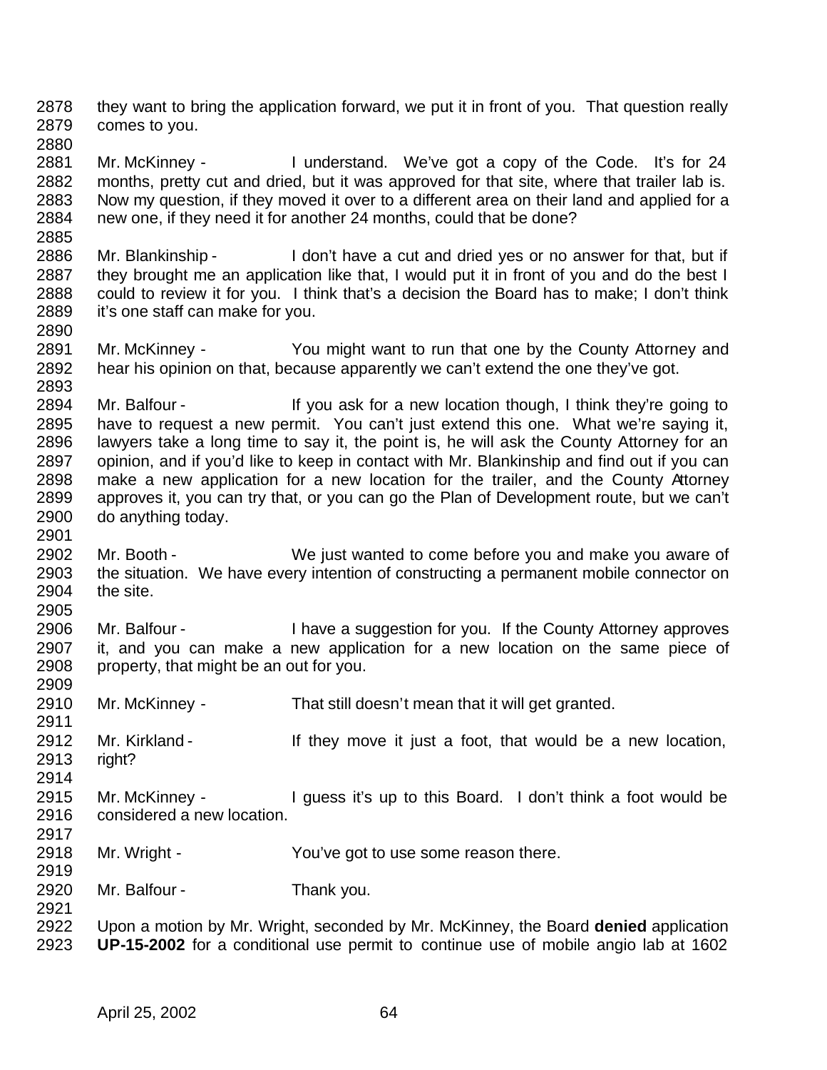they want to bring the application forward, we put it in front of you. That question really comes to you.

Mr. McKinney - I understand. We've got a copy of the Code. It's for 24 months, pretty cut and dried, but it was approved for that site, where that trailer lab is. Now my question, if they moved it over to a different area on their land and applied for a new one, if they need it for another 24 months, could that be done?

Mr. Blankinship - I don't have a cut and dried yes or no answer for that, but if they brought me an application like that, I would put it in front of you and do the best I could to review it for you. I think that's a decision the Board has to make; I don't think it's one staff can make for you.

Mr. McKinney - You might want to run that one by the County Attorney and hear his opinion on that, because apparently we can't extend the one they've got.

Mr. Balfour - If you ask for a new location though, I think they're going to have to request a new permit. You can't just extend this one. What we're saying it, lawyers take a long time to say it, the point is, he will ask the County Attorney for an opinion, and if you'd like to keep in contact with Mr. Blankinship and find out if you can make a new application for a new location for the trailer, and the County Attorney approves it, you can try that, or you can go the Plan of Development route, but we can't do anything today.

Mr. Booth - We just wanted to come before you and make you aware of the situation. We have every intention of constructing a permanent mobile connector on the site.

Mr. Balfour - I have a suggestion for you. If the County Attorney approves it, and you can make a new application for a new location on the same piece of property, that might be an out for you.

Mr. McKinney - That still doesn't mean that it will get granted.

Mr. Kirkland - If they move it just a foot, that would be a new location, right?

Mr. McKinney - I guess it's up to this Board. I don't think a foot would be considered a new location.

Mr. Wright - You've got to use some reason there.

Mr. Balfour - Thank you.

Upon a motion by Mr. Wright, seconded by Mr. McKinney, the Board **denied** application **UP-15-2002** for a conditional use permit to continue use of mobile angio lab at 1602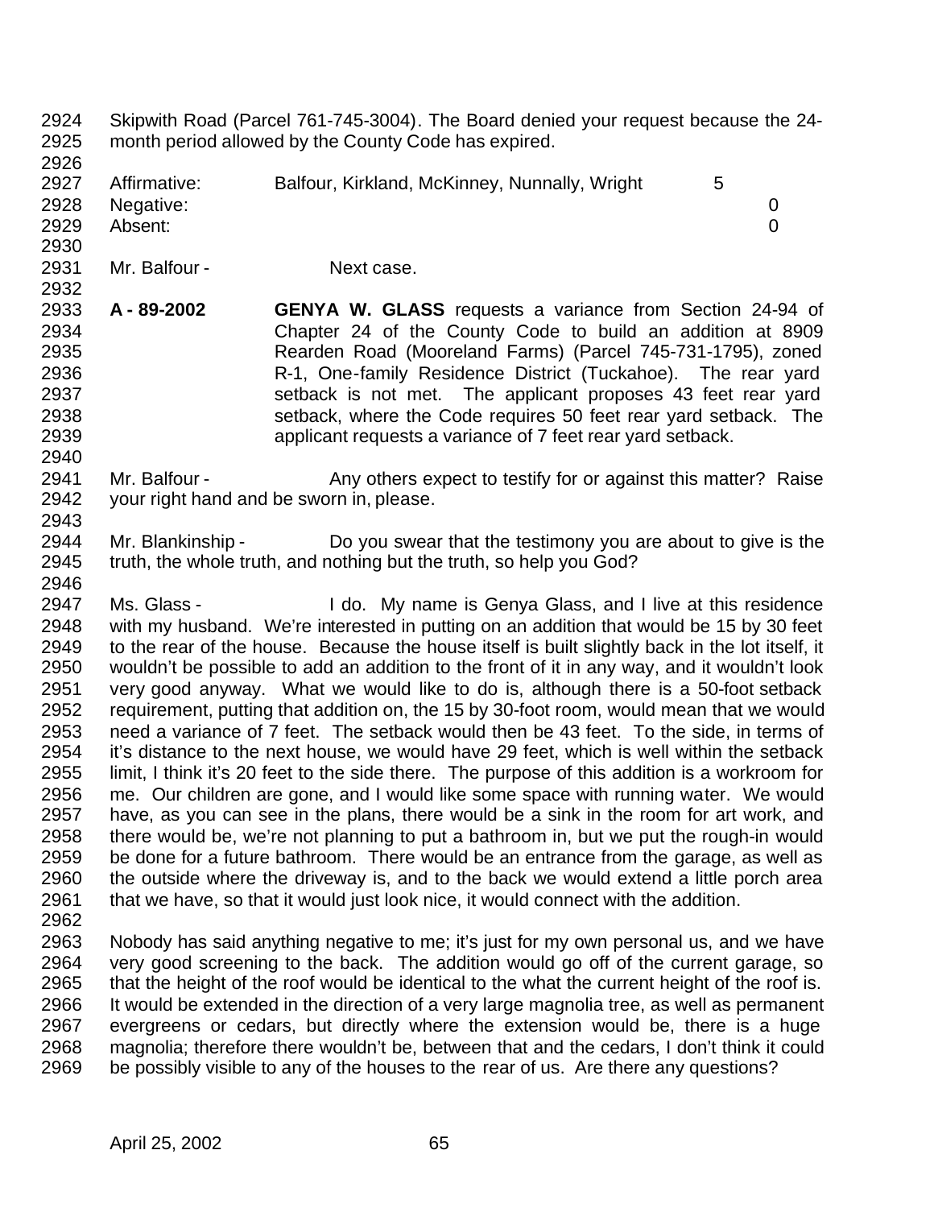Skipwith Road (Parcel 761-745-3004). The Board denied your request because the 24-month period allowed by the County Code has expired.

| | | |
|---|---|---|
| Affirmative: | Balfour, Kirkland, McKinney, Nunnally, Wright | 5 |
| Negative: | | 0 |
| Absent: | | 0 |

Mr. Balfour - Next case.

**A - 89-2002** **GENYA W. GLASS** requests a variance from Section 24-94 of Chapter 24 of the County Code to build an addition at 8909 Rearden Road (Mooreland Farms) (Parcel 745-731-1795), zoned R-1, One-family Residence District (Tuckahoe). The rear yard setback is not met. The applicant proposes 43 feet rear yard setback, where the Code requires 50 feet rear yard setback. The applicant requests a variance of 7 feet rear yard setback.

Mr. Balfour - Any others expect to testify for or against this matter? Raise your right hand and be sworn in, please.

Mr. Blankinship - Do you swear that the testimony you are about to give is the truth, the whole truth, and nothing but the truth, so help you God?

Ms. Glass - I do. My name is Genya Glass, and I live at this residence with my husband. We're interested in putting on an addition that would be 15 by 30 feet to the rear of the house. Because the house itself is built slightly back in the lot itself, it wouldn't be possible to add an addition to the front of it in any way, and it wouldn't look very good anyway. What we would like to do is, although there is a 50-foot setback requirement, putting that addition on, the 15 by 30-foot room, would mean that we would need a variance of 7 feet. The setback would then be 43 feet. To the side, in terms of it's distance to the next house, we would have 29 feet, which is well within the setback limit, I think it's 20 feet to the side there. The purpose of this addition is a workroom for me. Our children are gone, and I would like some space with running water. We would have, as you can see in the plans, there would be a sink in the room for art work, and there would be, we're not planning to put a bathroom in, but we put the rough-in would be done for a future bathroom. There would be an entrance from the garage, as well as the outside where the driveway is, and to the back we would extend a little porch area that we have, so that it would just look nice, it would connect with the addition.

Nobody has said anything negative to me; it's just for my own personal us, and we have very good screening to the back. The addition would go off of the current garage, so that the height of the roof would be identical to the what the current height of the roof is. It would be extended in the direction of a very large magnolia tree, as well as permanent evergreens or cedars, but directly where the extension would be, there is a huge magnolia; therefore there wouldn't be, between that and the cedars, I don't think it could be possibly visible to any of the houses to the rear of us. Are there any questions?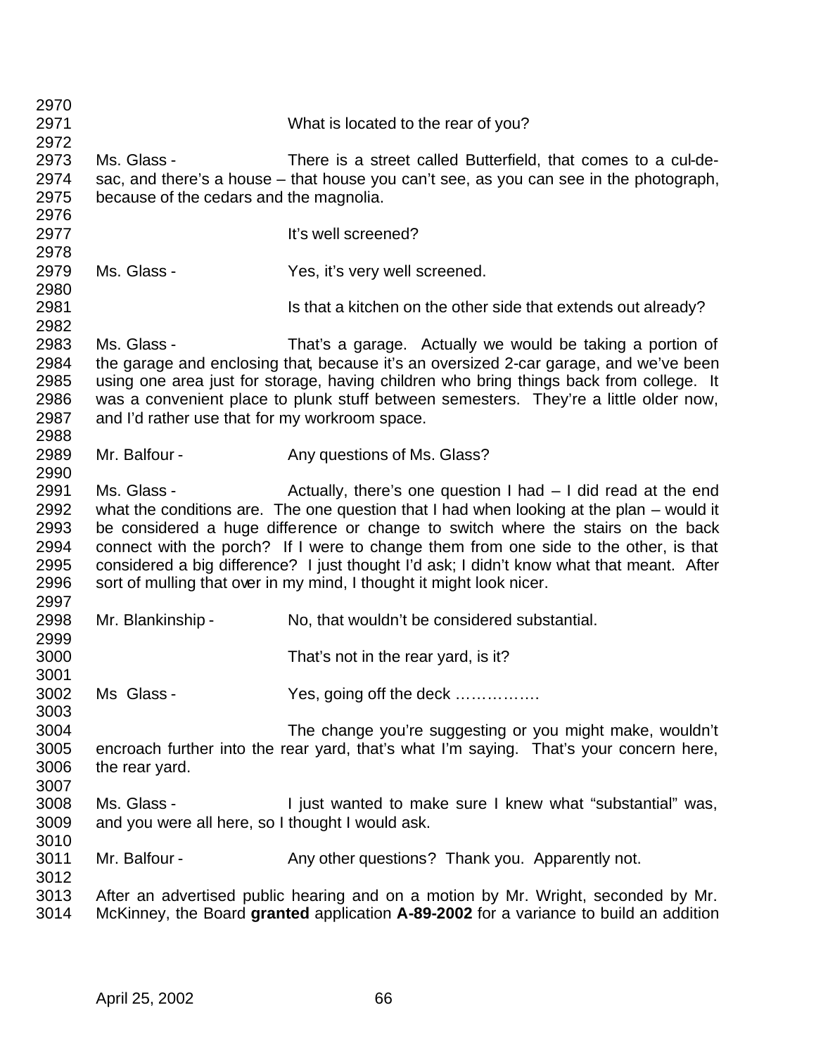What is located to the rear of you?

Ms. Glass - There is a street called Butterfield, that comes to a cul-de-sac, and there's a house – that house you can't see, as you can see in the photograph, because of the cedars and the magnolia.

It's well screened?

Ms. Glass - Yes, it's very well screened.

Is that a kitchen on the other side that extends out already?

Ms. Glass - That's a garage. Actually we would be taking a portion of the garage and enclosing that, because it's an oversized 2-car garage, and we've been using one area just for storage, having children who bring things back from college. It was a convenient place to plunk stuff between semesters. They're a little older now, and I'd rather use that for my workroom space.

Mr. Balfour - Any questions of Ms. Glass?

Ms. Glass - Actually, there's one question I had – I did read at the end what the conditions are. The one question that I had when looking at the plan – would it be considered a huge difference or change to switch where the stairs on the back connect with the porch? If I were to change them from one side to the other, is that considered a big difference? I just thought I'd ask; I didn't know what that meant. After sort of mulling that over in my mind, I thought it might look nicer.

Mr. Blankinship - No, that wouldn't be considered substantial.

That's not in the rear yard, is it?

Ms Glass - Yes, going off the deck …………….

The change you're suggesting or you might make, wouldn't encroach further into the rear yard, that's what I'm saying. That's your concern here, the rear yard.

Ms. Glass - I just wanted to make sure I knew what "substantial" was, and you were all here, so I thought I would ask.

Mr. Balfour - Any other questions? Thank you. Apparently not.

After an advertised public hearing and on a motion by Mr. Wright, seconded by Mr. McKinney, the Board **granted** application **A-89-2002** for a variance to build an addition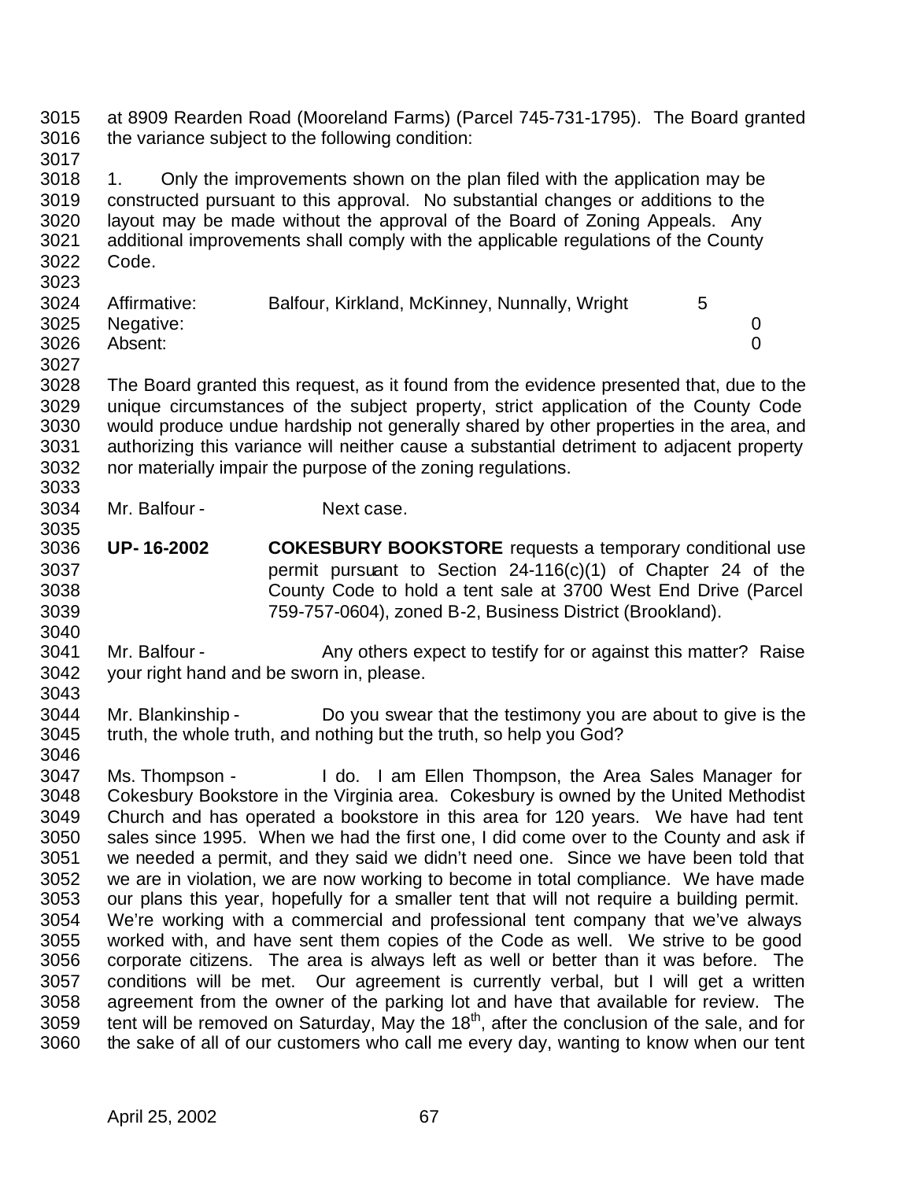at 8909 Rearden Road (Mooreland Farms) (Parcel 745-731-1795). The Board granted the variance subject to the following condition:

1. Only the improvements shown on the plan filed with the application may be constructed pursuant to this approval. No substantial changes or additions to the layout may be made without the approval of the Board of Zoning Appeals. Any additional improvements shall comply with the applicable regulations of the County Code.

| | | |
|---|---|---|
| Affirmative: | Balfour, Kirkland, McKinney, Nunnally, Wright | 5 |
| Negative: | | 0 |
| Absent: | | 0 |

The Board granted this request, as it found from the evidence presented that, due to the unique circumstances of the subject property, strict application of the County Code would produce undue hardship not generally shared by other properties in the area, and authorizing this variance will neither cause a substantial detriment to adjacent property nor materially impair the purpose of the zoning regulations.

Mr. Balfour - Next case.

**UP-16-2002** **COKESBURY BOOKSTORE** requests a temporary conditional use permit pursuant to Section 24-116(c)(1) of Chapter 24 of the County Code to hold a tent sale at 3700 West End Drive (Parcel 759-757-0604), zoned B-2, Business District (Brookland).

Mr. Balfour - Any others expect to testify for or against this matter? Raise your right hand and be sworn in, please.

Mr. Blankinship - Do you swear that the testimony you are about to give is the truth, the whole truth, and nothing but the truth, so help you God?

Ms. Thompson - I do. I am Ellen Thompson, the Area Sales Manager for Cokesbury Bookstore in the Virginia area. Cokesbury is owned by the United Methodist Church and has operated a bookstore in this area for 120 years. We have had tent sales since 1995. When we had the first one, I did come over to the County and ask if we needed a permit, and they said we didn't need one. Since we have been told that we are in violation, we are now working to become in total compliance. We have made our plans this year, hopefully for a smaller tent that will not require a building permit. We're working with a commercial and professional tent company that we've always worked with, and have sent them copies of the Code as well. We strive to be good corporate citizens. The area is always left as well or better than it was before. The conditions will be met. Our agreement is currently verbal, but I will get a written agreement from the owner of the parking lot and have that available for review. The tent will be removed on Saturday, May the 18th, after the conclusion of the sale, and for the sake of all of our customers who call me every day, wanting to know when our tent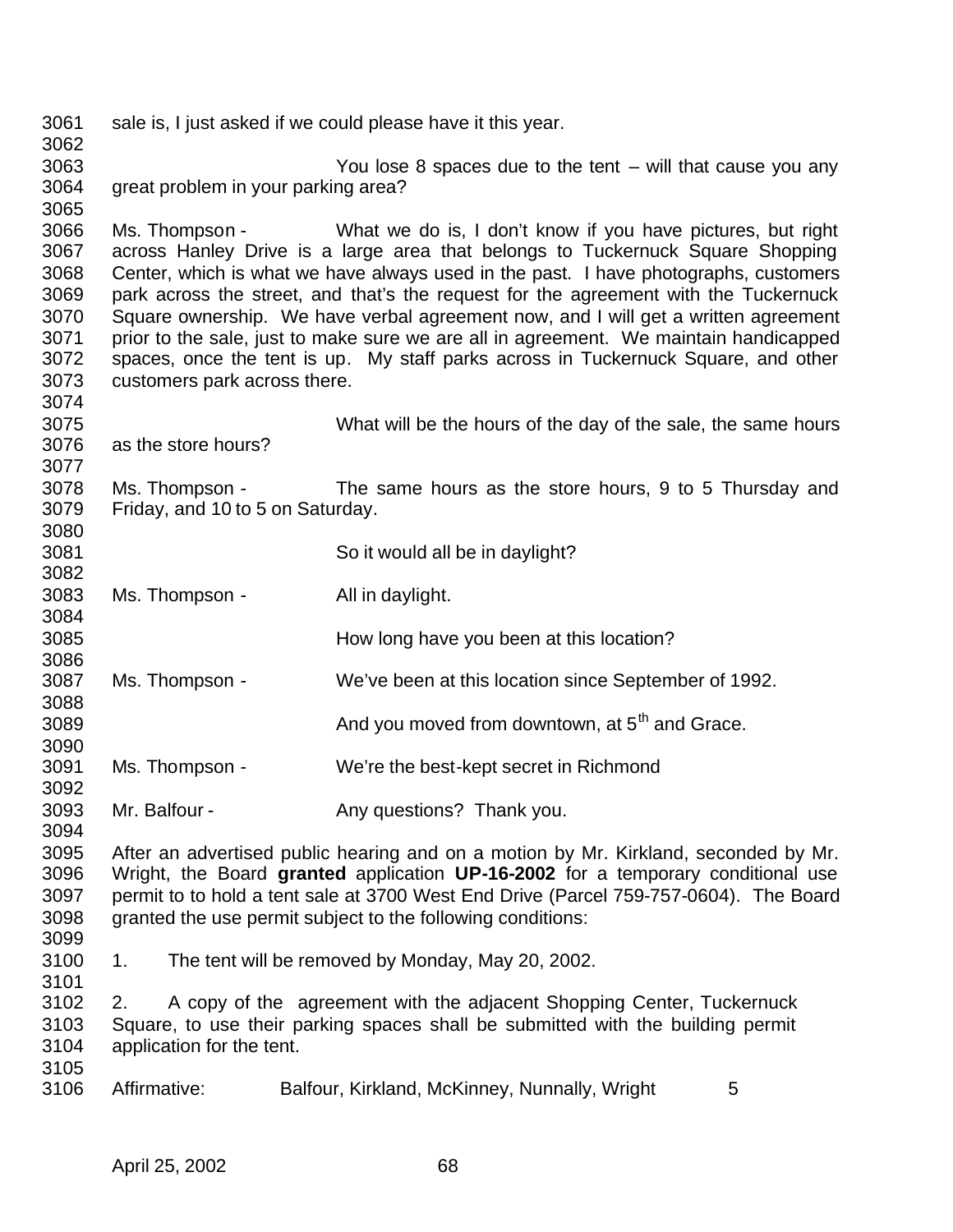sale is, I just asked if we could please have it this year.

You lose 8 spaces due to the tent – will that cause you any great problem in your parking area?

Ms. Thompson - What we do is, I don't know if you have pictures, but right across Hanley Drive is a large area that belongs to Tuckernuck Square Shopping Center, which is what we have always used in the past. I have photographs, customers park across the street, and that's the request for the agreement with the Tuckernuck Square ownership. We have verbal agreement now, and I will get a written agreement prior to the sale, just to make sure we are all in agreement. We maintain handicapped spaces, once the tent is up. My staff parks across in Tuckernuck Square, and other customers park across there.

What will be the hours of the day of the sale, the same hours as the store hours?

Ms. Thompson - The same hours as the store hours, 9 to 5 Thursday and Friday, and 10 to 5 on Saturday.

So it would all be in daylight?

Ms. Thompson - All in daylight.

How long have you been at this location?

Ms. Thompson - We've been at this location since September of 1992.

And you moved from downtown, at 5th and Grace.

Ms. Thompson - We're the best-kept secret in Richmond

Mr. Balfour - Any questions? Thank you.

After an advertised public hearing and on a motion by Mr. Kirkland, seconded by Mr. Wright, the Board **granted** application **UP-16-2002** for a temporary conditional use permit to to hold a tent sale at 3700 West End Drive (Parcel 759-757-0604). The Board granted the use permit subject to the following conditions:

1. The tent will be removed by Monday, May 20, 2002.

2. A copy of the agreement with the adjacent Shopping Center, Tuckernuck Square, to use their parking spaces shall be submitted with the building permit application for the tent.

Affirmative: Balfour, Kirkland, McKinney, Nunnally, Wright 5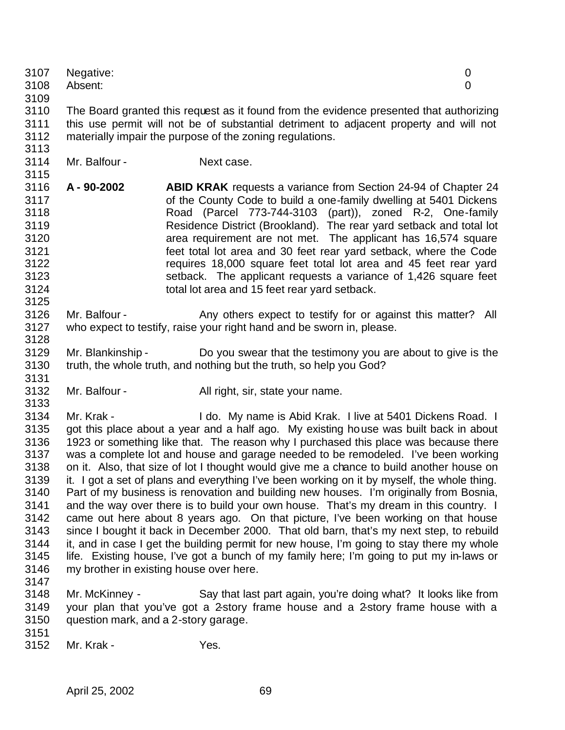Negative: 0
Absent: 0

The Board granted this request as it found from the evidence presented that authorizing this use permit will not be of substantial detriment to adjacent property and will not materially impair the purpose of the zoning regulations.

Mr. Balfour - Next case.

**A - 90-2002** **ABID KRAK** requests a variance from Section 24-94 of Chapter 24 of the County Code to build a one-family dwelling at 5401 Dickens Road (Parcel 773-744-3103 (part)), zoned R-2, One-family Residence District (Brookland). The rear yard setback and total lot area requirement are not met. The applicant has 16,574 square feet total lot area and 30 feet rear yard setback, where the Code requires 18,000 square feet total lot area and 45 feet rear yard setback. The applicant requests a variance of 1,426 square feet total lot area and 15 feet rear yard setback.

Mr. Balfour - Any others expect to testify for or against this matter? All who expect to testify, raise your right hand and be sworn in, please.

Mr. Blankinship - Do you swear that the testimony you are about to give is the truth, the whole truth, and nothing but the truth, so help you God?

Mr. Balfour - All right, sir, state your name.

Mr. Krak - I do. My name is Abid Krak. I live at 5401 Dickens Road. I got this place about a year and a half ago. My existing house was built back in about 1923 or something like that. The reason why I purchased this place was because there was a complete lot and house and garage needed to be remodeled. I've been working on it. Also, that size of lot I thought would give me a chance to build another house on it. I got a set of plans and everything I've been working on it by myself, the whole thing. Part of my business is renovation and building new houses. I'm originally from Bosnia, and the way over there is to build your own house. That's my dream in this country. I came out here about 8 years ago. On that picture, I've been working on that house since I bought it back in December 2000. That old barn, that's my next step, to rebuild it, and in case I get the building permit for new house, I'm going to stay there my whole life. Existing house, I've got a bunch of my family here; I'm going to put my in-laws or my brother in existing house over here.

Mr. McKinney - Say that last part again, you're doing what? It looks like from your plan that you've got a 2-story frame house and a 2-story frame house with a question mark, and a 2-story garage.

Mr. Krak - Yes.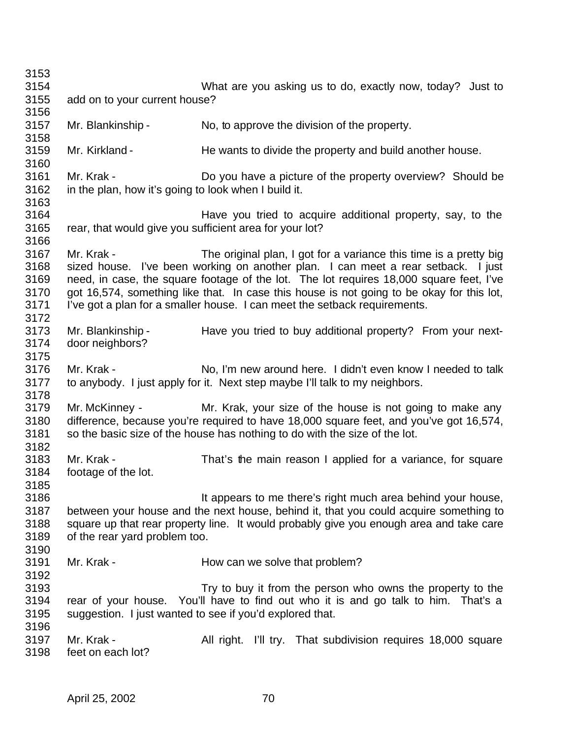What are you asking us to do, exactly now, today? Just to add on to your current house?

Mr. Blankinship - No, to approve the division of the property.

Mr. Kirkland - He wants to divide the property and build another house.

Mr. Krak - Do you have a picture of the property overview? Should be in the plan, how it's going to look when I build it.

Have you tried to acquire additional property, say, to the rear, that would give you sufficient area for your lot?

Mr. Krak - The original plan, I got for a variance this time is a pretty big sized house. I've been working on another plan. I can meet a rear setback. I just need, in case, the square footage of the lot. The lot requires 18,000 square feet, I've got 16,574, something like that. In case this house is not going to be okay for this lot, I've got a plan for a smaller house. I can meet the setback requirements.

Mr. Blankinship - Have you tried to buy additional property? From your next-door neighbors?

Mr. Krak - No, I'm new around here. I didn't even know I needed to talk to anybody. I just apply for it. Next step maybe I'll talk to my neighbors.

Mr. McKinney - Mr. Krak, your size of the house is not going to make any difference, because you're required to have 18,000 square feet, and you've got 16,574, so the basic size of the house has nothing to do with the size of the lot.

Mr. Krak - That's the main reason I applied for a variance, for square footage of the lot.

It appears to me there's right much area behind your house, between your house and the next house, behind it, that you could acquire something to square up that rear property line. It would probably give you enough area and take care of the rear yard problem too.

Mr. Krak - How can we solve that problem?

Try to buy it from the person who owns the property to the rear of your house. You'll have to find out who it is and go talk to him. That's a suggestion. I just wanted to see if you'd explored that.

Mr. Krak - All right. I'll try. That subdivision requires 18,000 square feet on each lot?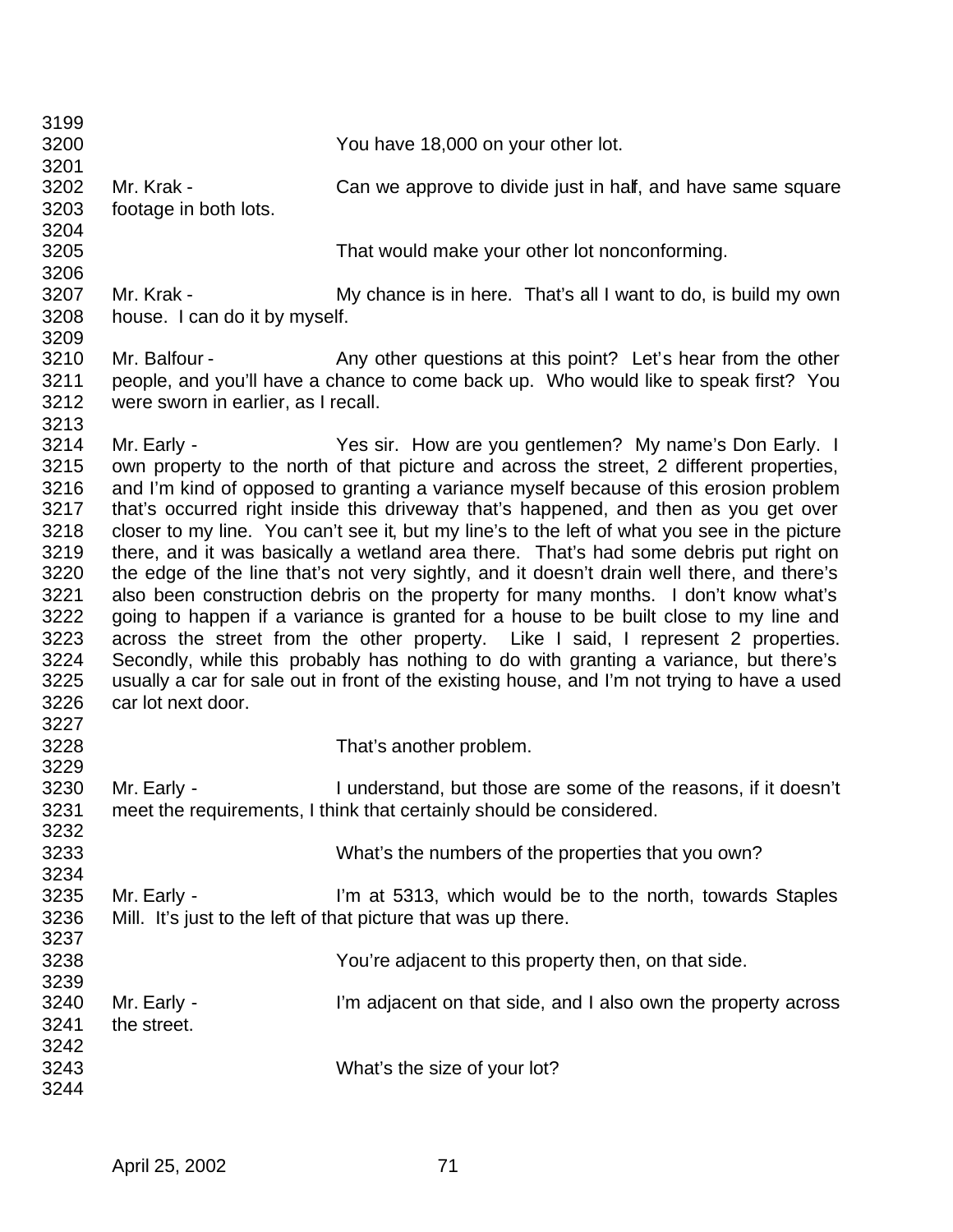You have 18,000 on your other lot.

Mr. Krak - Can we approve to divide just in half, and have same square footage in both lots.

That would make your other lot nonconforming.

Mr. Krak - My chance is in here. That's all I want to do, is build my own house. I can do it by myself.

Mr. Balfour - Any other questions at this point? Let's hear from the other people, and you'll have a chance to come back up. Who would like to speak first? You were sworn in earlier, as I recall.

Mr. Early - Yes sir. How are you gentlemen? My name's Don Early. I own property to the north of that picture and across the street, 2 different properties, and I'm kind of opposed to granting a variance myself because of this erosion problem that's occurred right inside this driveway that's happened, and then as you get over closer to my line. You can't see it, but my line's to the left of what you see in the picture there, and it was basically a wetland area there. That's had some debris put right on the edge of the line that's not very sightly, and it doesn't drain well there, and there's also been construction debris on the property for many months. I don't know what's going to happen if a variance is granted for a house to be built close to my line and across the street from the other property. Like I said, I represent 2 properties. Secondly, while this probably has nothing to do with granting a variance, but there's usually a car for sale out in front of the existing house, and I'm not trying to have a used car lot next door.

That's another problem.

Mr. Early - I understand, but those are some of the reasons, if it doesn't meet the requirements, I think that certainly should be considered.

What's the numbers of the properties that you own?

Mr. Early - I'm at 5313, which would be to the north, towards Staples Mill. It's just to the left of that picture that was up there.

You're adjacent to this property then, on that side.

Mr. Early - I'm adjacent on that side, and I also own the property across the street.

What's the size of your lot?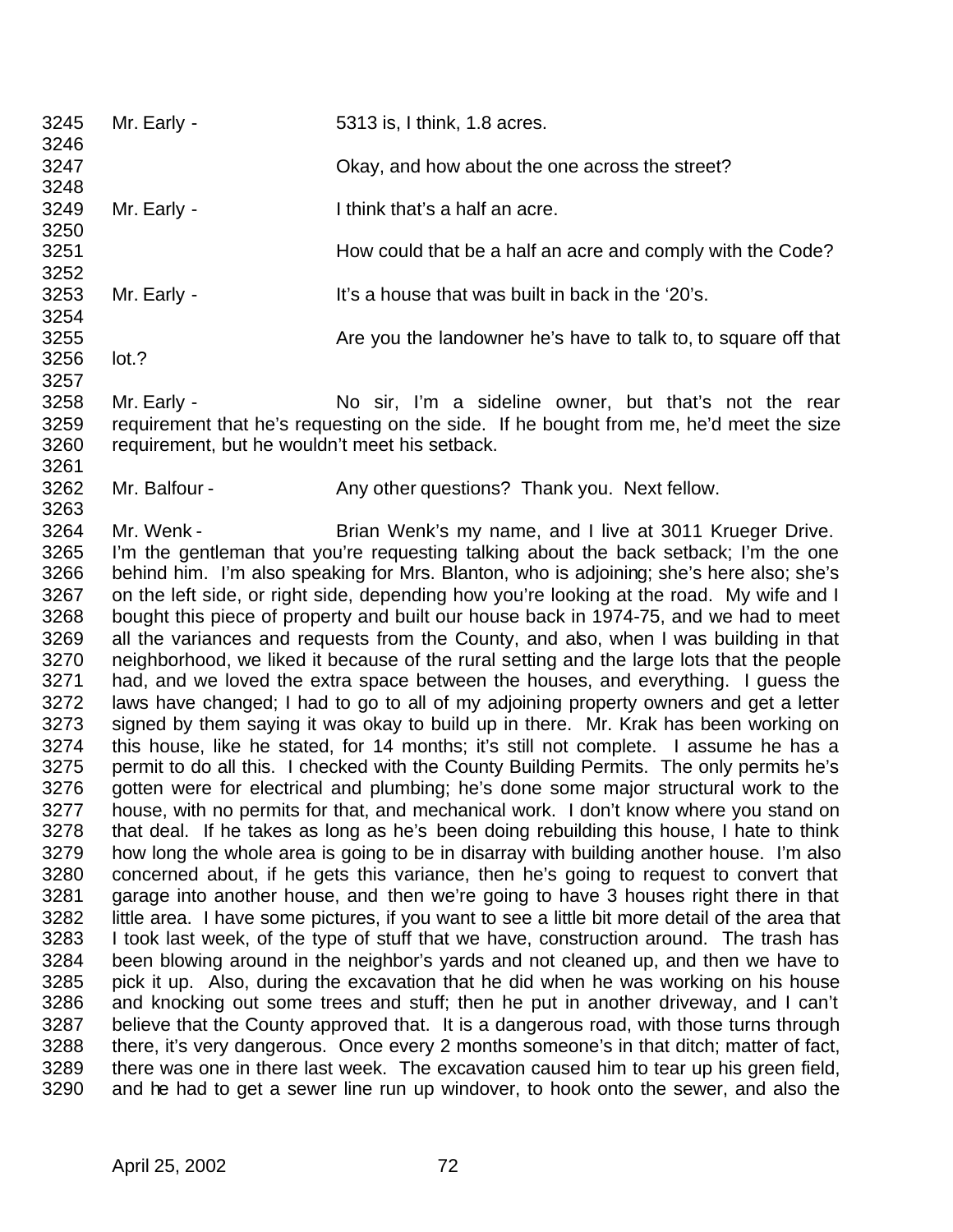3245 Mr. Early - 5313 is, I think, 1.8 acres.

3246

3247 Okay, and how about the one across the street?

3248

3249 Mr. Early - I think that's a half an acre.

3250

3251 How could that be a half an acre and comply with the Code?

3252

3253 Mr. Early - It's a house that was built in back in the '20's.

3254

3255 Are you the landowner he's have to talk to, to square off that

3256 lot.?

3257

3258 Mr. Early - No sir, I'm a sideline owner, but that's not the rear

3259 requirement that he's requesting on the side. If he bought from me, he'd meet the size

3260 requirement, but he wouldn't meet his setback.

3261

3262 Mr. Balfour - Any other questions? Thank you. Next fellow.

3263

3264 Mr. Wenk - Brian Wenk's my name, and I live at 3011 Krueger Drive.

3265 I'm the gentleman that you're requesting talking about the back setback; I'm the one

3266 behind him. I'm also speaking for Mrs. Blanton, who is adjoining; she's here also; she's

3267 on the left side, or right side, depending how you're looking at the road. My wife and I

3268 bought this piece of property and built our house back in 1974-75, and we had to meet

3269 all the variances and requests from the County, and also, when I was building in that

3270 neighborhood, we liked it because of the rural setting and the large lots that the people

3271 had, and we loved the extra space between the houses, and everything. I guess the

3272 laws have changed; I had to go to all of my adjoining property owners and get a letter

3273 signed by them saying it was okay to build up in there. Mr. Krak has been working on

3274 this house, like he stated, for 14 months; it's still not complete. I assume he has a

3275 permit to do all this. I checked with the County Building Permits. The only permits he's

3276 gotten were for electrical and plumbing; he's done some major structural work to the

3277 house, with no permits for that, and mechanical work. I don't know where you stand on

3278 that deal. If he takes as long as he's been doing rebuilding this house, I hate to think

3279 how long the whole area is going to be in disarray with building another house. I'm also

3280 concerned about, if he gets this variance, then he's going to request to convert that

3281 garage into another house, and then we're going to have 3 houses right there in that

3282 little area. I have some pictures, if you want to see a little bit more detail of the area that

3283 I took last week, of the type of stuff that we have, construction around. The trash has

3284 been blowing around in the neighbor's yards and not cleaned up, and then we have to

3285 pick it up. Also, during the excavation that he did when he was working on his house

3286 and knocking out some trees and stuff; then he put in another driveway, and I can't

3287 believe that the County approved that. It is a dangerous road, with those turns through

3288 there, it's very dangerous. Once every 2 months someone's in that ditch; matter of fact,

3289 there was one in there last week. The excavation caused him to tear up his green field,

3290 and he had to get a sewer line run up windover, to hook onto the sewer, and also the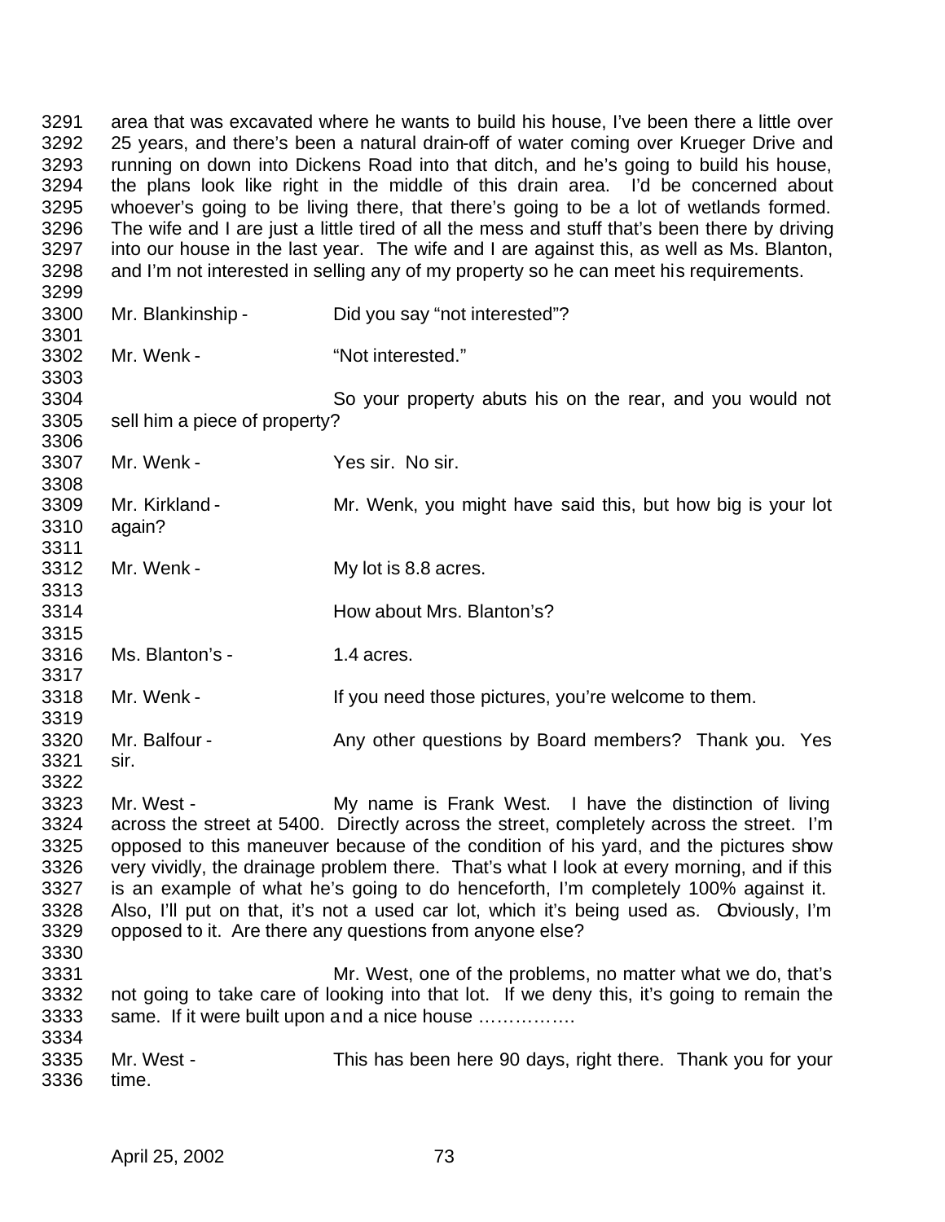area that was excavated where he wants to build his house, I've been there a little over 25 years, and there's been a natural drain-off of water coming over Krueger Drive and running on down into Dickens Road into that ditch, and he's going to build his house, the plans look like right in the middle of this drain area. I'd be concerned about whoever's going to be living there, that there's going to be a lot of wetlands formed. The wife and I are just a little tired of all the mess and stuff that's been there by driving into our house in the last year. The wife and I are against this, as well as Ms. Blanton, and I'm not interested in selling any of my property so he can meet his requirements.

Mr. Blankinship - Did you say "not interested"?

Mr. Wenk - "Not interested."

So your property abuts his on the rear, and you would not sell him a piece of property?

Mr. Wenk - Yes sir. No sir.

Mr. Kirkland - Mr. Wenk, you might have said this, but how big is your lot again?

Mr. Wenk - My lot is 8.8 acres.

How about Mrs. Blanton's?

Ms. Blanton's - 1.4 acres.

Mr. Wenk - If you need those pictures, you're welcome to them.

Mr. Balfour - Any other questions by Board members? Thank you. Yes sir.

Mr. West - My name is Frank West. I have the distinction of living across the street at 5400. Directly across the street, completely across the street. I'm opposed to this maneuver because of the condition of his yard, and the pictures show very vividly, the drainage problem there. That's what I look at every morning, and if this is an example of what he's going to do henceforth, I'm completely 100% against it. Also, I'll put on that, it's not a used car lot, which it's being used as. Obviously, I'm opposed to it. Are there any questions from anyone else?

Mr. West, one of the problems, no matter what we do, that's not going to take care of looking into that lot. If we deny this, it's going to remain the same. If it were built upon and a nice house …………….

Mr. West - This has been here 90 days, right there. Thank you for your time.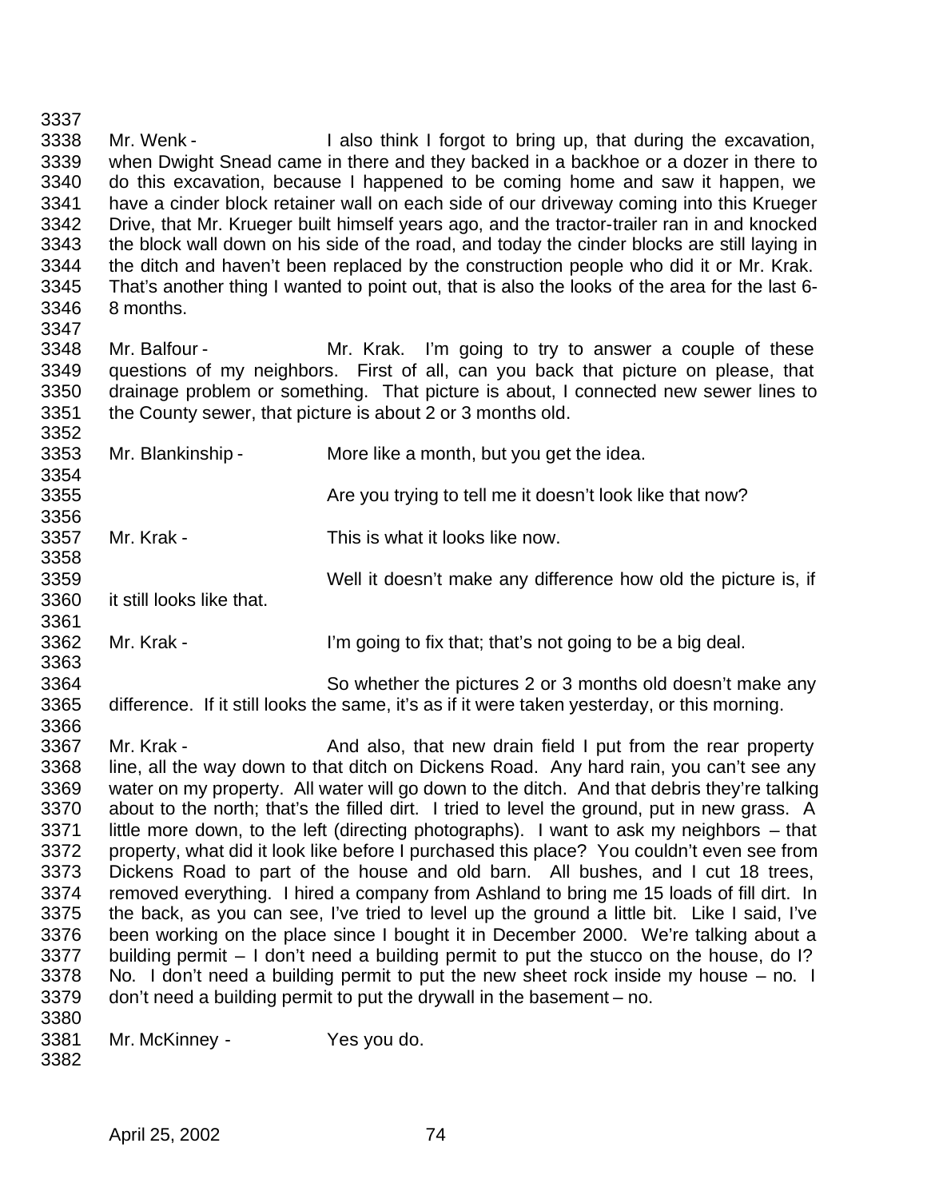3337

3338 Mr. Wenk - I also think I forgot to bring up, that during the excavation,
3339 when Dwight Snead came in there and they backed in a backhoe or a dozer in there to
3340 do this excavation, because I happened to be coming home and saw it happen, we
3341 have a cinder block retainer wall on each side of our driveway coming into this Krueger
3342 Drive, that Mr. Krueger built himself years ago, and the tractor-trailer ran in and knocked
3343 the block wall down on his side of the road, and today the cinder blocks are still laying in
3344 the ditch and haven't been replaced by the construction people who did it or Mr. Krak.
3345 That's another thing I wanted to point out, that is also the looks of the area for the last 6-
3346 8 months.

3347

3348 Mr. Balfour - Mr. Krak. I'm going to try to answer a couple of these
3349 questions of my neighbors. First of all, can you back that picture on please, that
3350 drainage problem or something. That picture is about, I connected new sewer lines to
3351 the County sewer, that picture is about 2 or 3 months old.

3352

3353 Mr. Blankinship - More like a month, but you get the idea.

3354

3355 Are you trying to tell me it doesn't look like that now?

3356

3357 Mr. Krak - This is what it looks like now.

3358

3359 Well it doesn't make any difference how old the picture is, if
3360 it still looks like that.

3361

3362 Mr. Krak - I'm going to fix that; that's not going to be a big deal.

3363

3364 So whether the pictures 2 or 3 months old doesn't make any
3365 difference. If it still looks the same, it's as if it were taken yesterday, or this morning.

3366

3367 Mr. Krak - And also, that new drain field I put from the rear property
3368 line, all the way down to that ditch on Dickens Road. Any hard rain, you can't see any
3369 water on my property. All water will go down to the ditch. And that debris they're talking
3370 about to the north; that's the filled dirt. I tried to level the ground, put in new grass. A
3371 little more down, to the left (directing photographs). I want to ask my neighbors – that
3372 property, what did it look like before I purchased this place? You couldn't even see from
3373 Dickens Road to part of the house and old barn. All bushes, and I cut 18 trees,
3374 removed everything. I hired a company from Ashland to bring me 15 loads of fill dirt. In
3375 the back, as you can see, I've tried to level up the ground a little bit. Like I said, I've
3376 been working on the place since I bought it in December 2000. We're talking about a
3377 building permit – I don't need a building permit to put the stucco on the house, do I?
3378 No. I don't need a building permit to put the new sheet rock inside my house – no. I
3379 don't need a building permit to put the drywall in the basement – no.

3380

3381 Mr. McKinney - Yes you do.

3382

April 25, 2002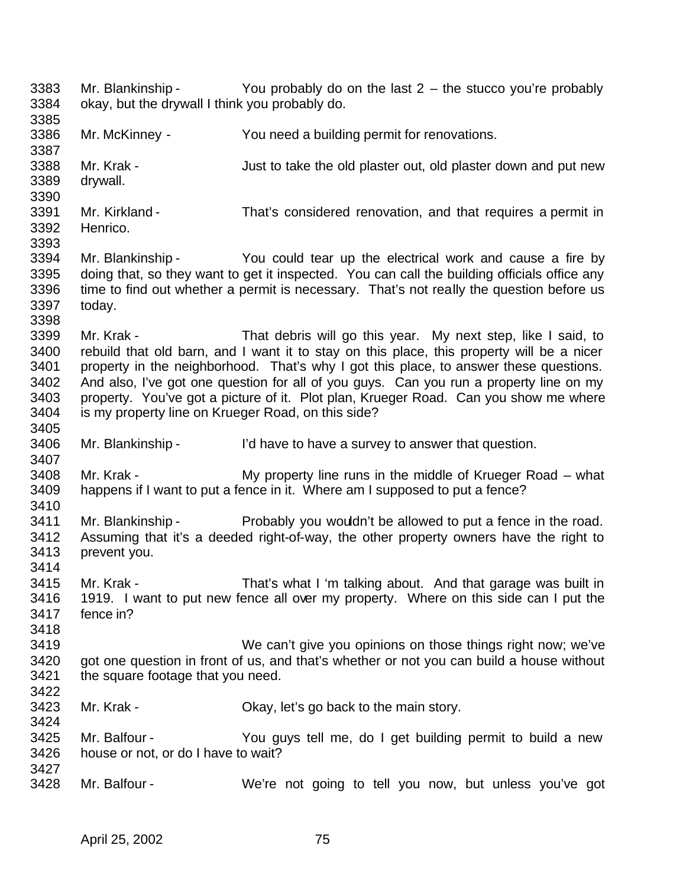3383 Mr. Blankinship - You probably do on the last 2 – the stucco you're probably
3384 okay, but the drywall I think you probably do.
3385
3386 Mr. McKinney - You need a building permit for renovations.
3387
3388 Mr. Krak - Just to take the old plaster out, old plaster down and put new
3389 drywall.
3390
3391 Mr. Kirkland - That's considered renovation, and that requires a permit in
3392 Henrico.
3393
3394 Mr. Blankinship - You could tear up the electrical work and cause a fire by
3395 doing that, so they want to get it inspected. You can call the building officials office any
3396 time to find out whether a permit is necessary. That's not really the question before us
3397 today.
3398
3399 Mr. Krak - That debris will go this year. My next step, like I said, to
3400 rebuild that old barn, and I want it to stay on this place, this property will be a nicer
3401 property in the neighborhood. That's why I got this place, to answer these questions.
3402 And also, I've got one question for all of you guys. Can you run a property line on my
3403 property. You've got a picture of it. Plot plan, Krueger Road. Can you show me where
3404 is my property line on Krueger Road, on this side?
3405
3406 Mr. Blankinship - I'd have to have a survey to answer that question.
3407
3408 Mr. Krak - My property line runs in the middle of Krueger Road – what
3409 happens if I want to put a fence in it. Where am I supposed to put a fence?
3410
3411 Mr. Blankinship - Probably you wouldn't be allowed to put a fence in the road.
3412 Assuming that it's a deeded right-of-way, the other property owners have the right to
3413 prevent you.
3414
3415 Mr. Krak - That's what I 'm talking about. And that garage was built in
3416 1919. I want to put new fence all over my property. Where on this side can I put the
3417 fence in?
3418
3419 We can't give you opinions on those things right now; we've
3420 got one question in front of us, and that's whether or not you can build a house without
3421 the square footage that you need.
3422
3423 Mr. Krak - Okay, let's go back to the main story.
3424
3425 Mr. Balfour - You guys tell me, do I get building permit to build a new
3426 house or not, or do I have to wait?
3427
3428 Mr. Balfour - We're not going to tell you now, but unless you've got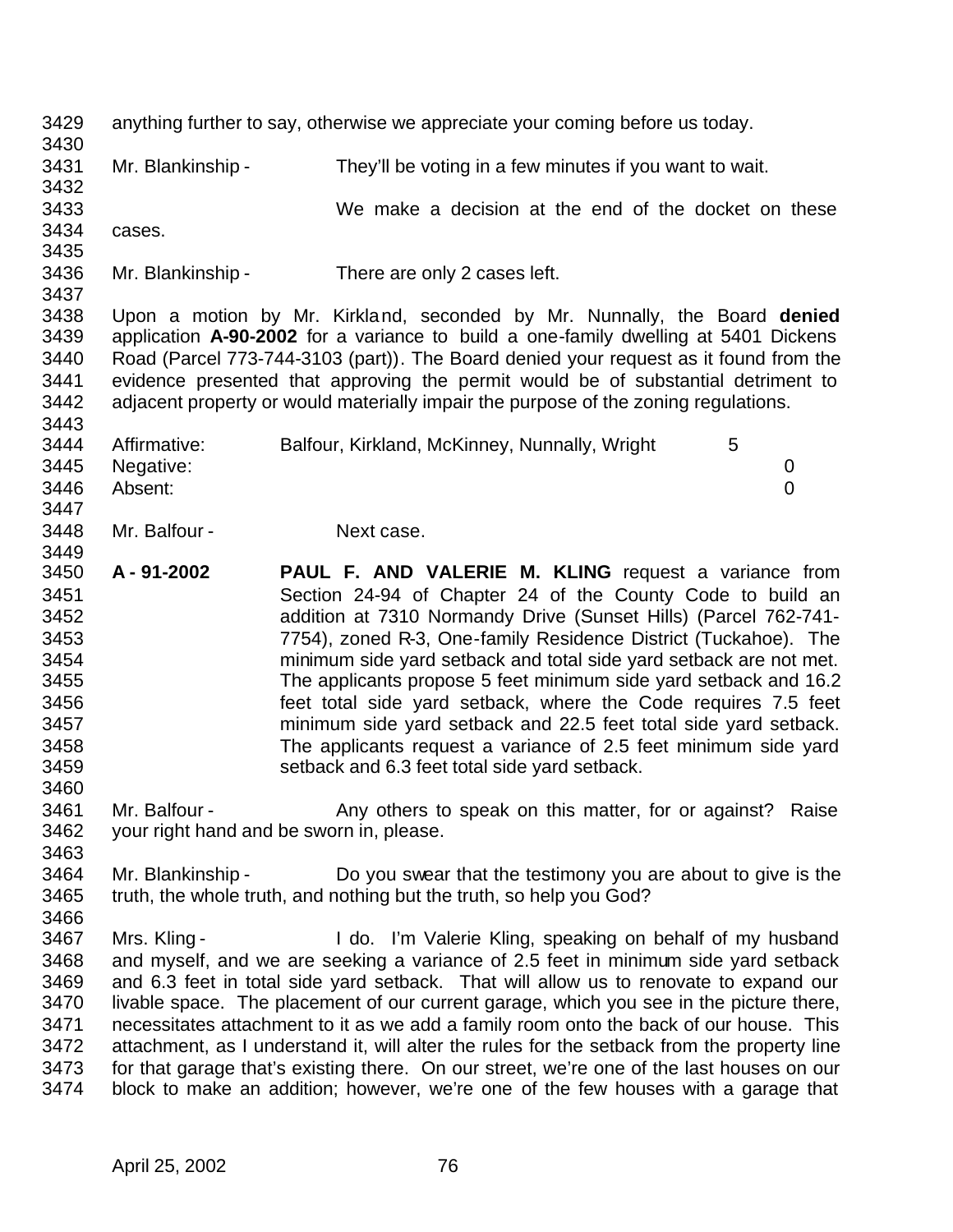anything further to say, otherwise we appreciate your coming before us today.

Mr. Blankinship - They'll be voting in a few minutes if you want to wait.

We make a decision at the end of the docket on these cases.

Mr. Blankinship - There are only 2 cases left.

Upon a motion by Mr. Kirkland, seconded by Mr. Nunnally, the Board **denied** application **A-90-2002** for a variance to build a one-family dwelling at 5401 Dickens Road (Parcel 773-744-3103 (part)). The Board denied your request as it found from the evidence presented that approving the permit would be of substantial detriment to adjacent property or would materially impair the purpose of the zoning regulations.

| | | |
|---|---|---|
| Affirmative: | Balfour, Kirkland, McKinney, Nunnally, Wright | 5 |
| Negative: | | 0 |
| Absent: | | 0 |

Mr. Balfour - Next case.

**A - 91-2002** **PAUL F. AND VALERIE M. KLING** request a variance from Section 24-94 of Chapter 24 of the County Code to build an addition at 7310 Normandy Drive (Sunset Hills) (Parcel 762-741-7754), zoned R-3, One-family Residence District (Tuckahoe). The minimum side yard setback and total side yard setback are not met. The applicants propose 5 feet minimum side yard setback and 16.2 feet total side yard setback, where the Code requires 7.5 feet minimum side yard setback and 22.5 feet total side yard setback. The applicants request a variance of 2.5 feet minimum side yard setback and 6.3 feet total side yard setback.

Mr. Balfour - Any others to speak on this matter, for or against? Raise your right hand and be sworn in, please.

Mr. Blankinship - Do you swear that the testimony you are about to give is the truth, the whole truth, and nothing but the truth, so help you God?

Mrs. Kling - I do. I'm Valerie Kling, speaking on behalf of my husband and myself, and we are seeking a variance of 2.5 feet in minimum side yard setback and 6.3 feet in total side yard setback. That will allow us to renovate to expand our livable space. The placement of our current garage, which you see in the picture there, necessitates attachment to it as we add a family room onto the back of our house. This attachment, as I understand it, will alter the rules for the setback from the property line for that garage that's existing there. On our street, we're one of the last houses on our block to make an addition; however, we're one of the few houses with a garage that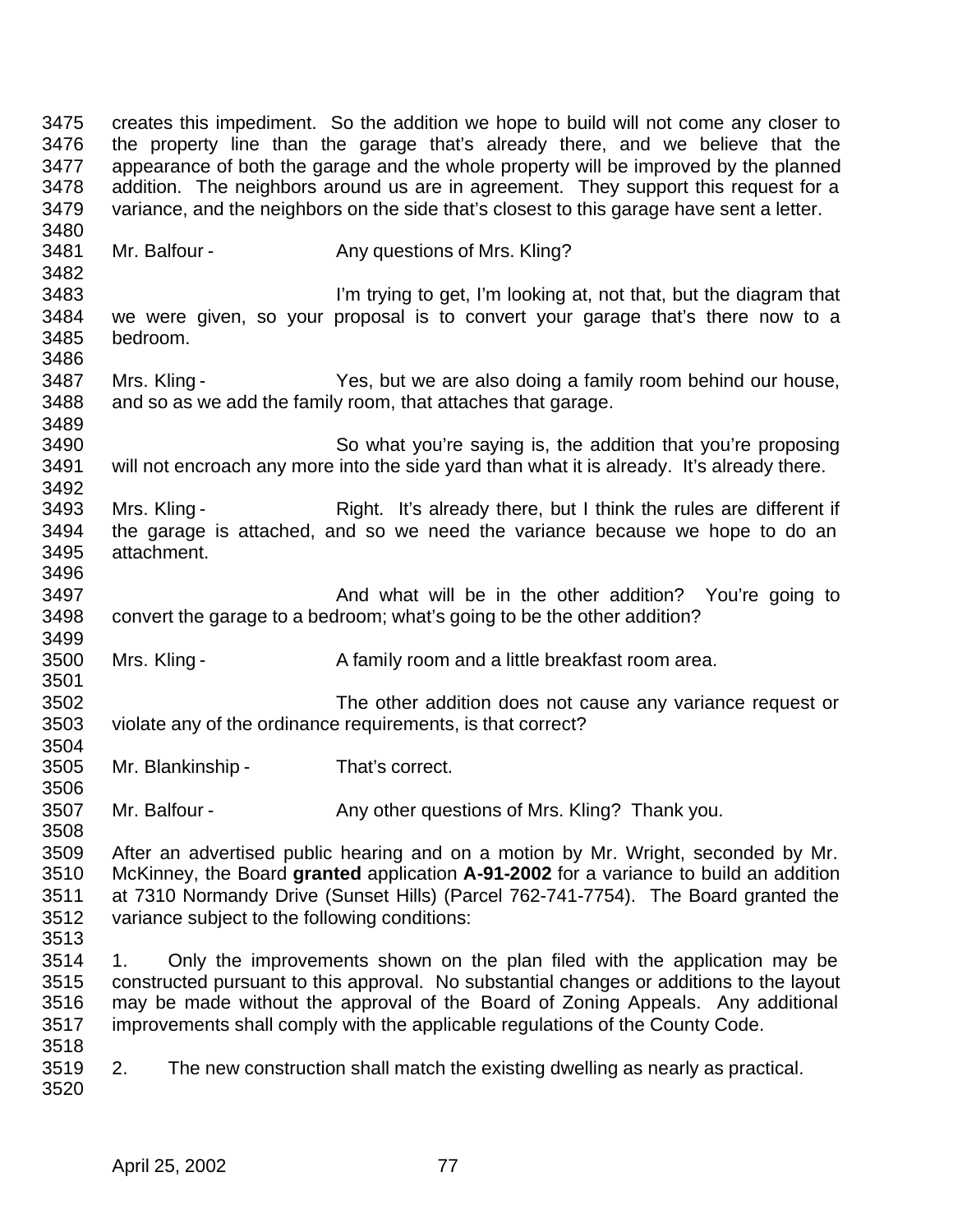creates this impediment. So the addition we hope to build will not come any closer to the property line than the garage that's already there, and we believe that the appearance of both the garage and the whole property will be improved by the planned addition. The neighbors around us are in agreement. They support this request for a variance, and the neighbors on the side that's closest to this garage have sent a letter.

Mr. Balfour - Any questions of Mrs. Kling?

I'm trying to get, I'm looking at, not that, but the diagram that we were given, so your proposal is to convert your garage that's there now to a bedroom.

Mrs. Kling - Yes, but we are also doing a family room behind our house, and so as we add the family room, that attaches that garage.

So what you're saying is, the addition that you're proposing will not encroach any more into the side yard than what it is already. It's already there.

Mrs. Kling - Right. It's already there, but I think the rules are different if the garage is attached, and so we need the variance because we hope to do an attachment.

And what will be in the other addition? You're going to convert the garage to a bedroom; what's going to be the other addition?

Mrs. Kling - A family room and a little breakfast room area.

The other addition does not cause any variance request or violate any of the ordinance requirements, is that correct?

Mr. Blankinship - That's correct.

Mr. Balfour - Any other questions of Mrs. Kling? Thank you.

After an advertised public hearing and on a motion by Mr. Wright, seconded by Mr. McKinney, the Board **granted** application **A-91-2002** for a variance to build an addition at 7310 Normandy Drive (Sunset Hills) (Parcel 762-741-7754). The Board granted the variance subject to the following conditions:

1. Only the improvements shown on the plan filed with the application may be constructed pursuant to this approval. No substantial changes or additions to the layout may be made without the approval of the Board of Zoning Appeals. Any additional improvements shall comply with the applicable regulations of the County Code.

2. The new construction shall match the existing dwelling as nearly as practical.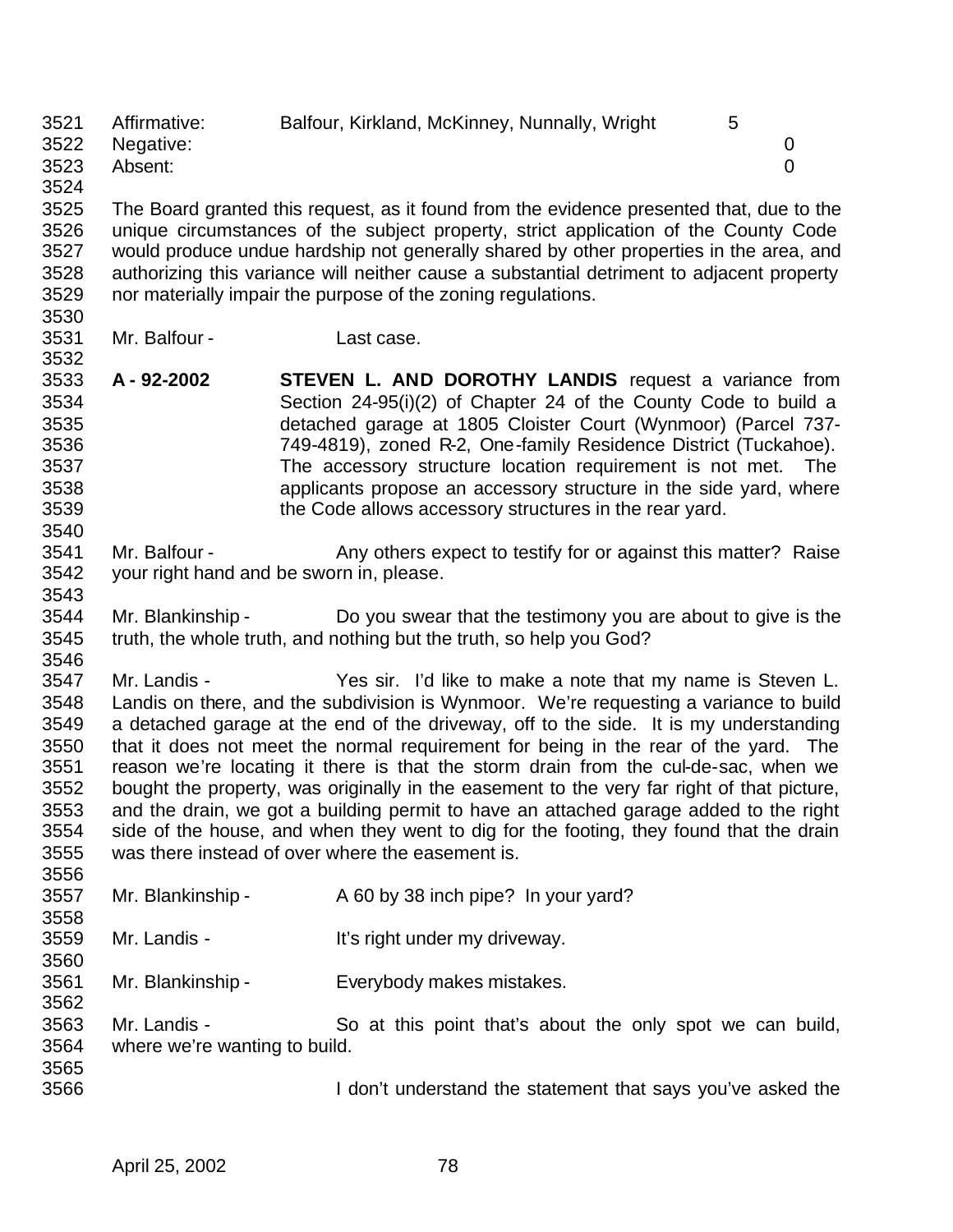| | | |
|---|---|---|
| Affirmative: | Balfour, Kirkland, McKinney, Nunnally, Wright | 5 |
| Negative: | | 0 |
| Absent: | | 0 |

The Board granted this request, as it found from the evidence presented that, due to the unique circumstances of the subject property, strict application of the County Code would produce undue hardship not generally shared by other properties in the area, and authorizing this variance will neither cause a substantial detriment to adjacent property nor materially impair the purpose of the zoning regulations.

Mr. Balfour - Last case.

**A - 92-2002** **STEVEN L. AND DOROTHY LANDIS** request a variance from Section 24-95(i)(2) of Chapter 24 of the County Code to build a detached garage at 1805 Cloister Court (Wynmoor) (Parcel 737-749-4819), zoned R-2, One-family Residence District (Tuckahoe). The accessory structure location requirement is not met. The applicants propose an accessory structure in the side yard, where the Code allows accessory structures in the rear yard.

Mr. Balfour - Any others expect to testify for or against this matter? Raise your right hand and be sworn in, please.

Mr. Blankinship - Do you swear that the testimony you are about to give is the truth, the whole truth, and nothing but the truth, so help you God?

Mr. Landis - Yes sir. I'd like to make a note that my name is Steven L. Landis on there, and the subdivision is Wynmoor. We're requesting a variance to build a detached garage at the end of the driveway, off to the side. It is my understanding that it does not meet the normal requirement for being in the rear of the yard. The reason we're locating it there is that the storm drain from the cul-de-sac, when we bought the property, was originally in the easement to the very far right of that picture, and the drain, we got a building permit to have an attached garage added to the right side of the house, and when they went to dig for the footing, they found that the drain was there instead of over where the easement is.

Mr. Blankinship - A 60 by 38 inch pipe? In your yard?

Mr. Landis - It's right under my driveway.

Mr. Blankinship - Everybody makes mistakes.

Mr. Landis - So at this point that's about the only spot we can build, where we're wanting to build.

I don't understand the statement that says you've asked the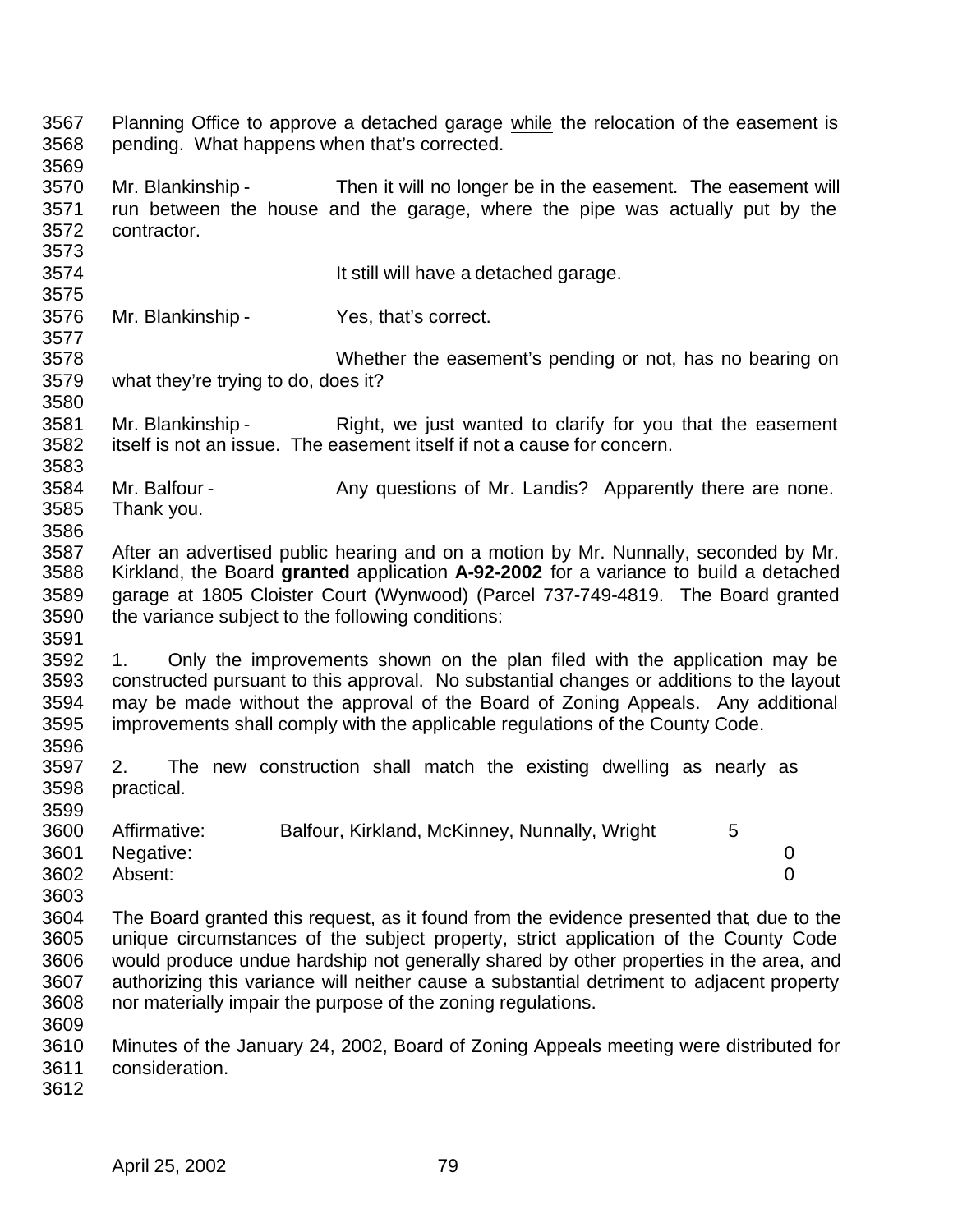Planning Office to approve a detached garage while the relocation of the easement is pending. What happens when that's corrected.

Mr. Blankinship - Then it will no longer be in the easement. The easement will run between the house and the garage, where the pipe was actually put by the contractor.

It still will have a detached garage.

Mr. Blankinship - Yes, that's correct.

Whether the easement's pending or not, has no bearing on what they're trying to do, does it?

Mr. Blankinship - Right, we just wanted to clarify for you that the easement itself is not an issue. The easement itself if not a cause for concern.

Mr. Balfour - Any questions of Mr. Landis? Apparently there are none. Thank you.

After an advertised public hearing and on a motion by Mr. Nunnally, seconded by Mr. Kirkland, the Board **granted** application **A-92-2002** for a variance to build a detached garage at 1805 Cloister Court (Wynwood) (Parcel 737-749-4819. The Board granted the variance subject to the following conditions:

1. Only the improvements shown on the plan filed with the application may be constructed pursuant to this approval. No substantial changes or additions to the layout may be made without the approval of the Board of Zoning Appeals. Any additional improvements shall comply with the applicable regulations of the County Code.

2. The new construction shall match the existing dwelling as nearly as practical.

| | | |
|---|---|---|
| Affirmative: | Balfour, Kirkland, McKinney, Nunnally, Wright | 5 |
| Negative: | | 0 |
| Absent: | | 0 |

The Board granted this request, as it found from the evidence presented that, due to the unique circumstances of the subject property, strict application of the County Code would produce undue hardship not generally shared by other properties in the area, and authorizing this variance will neither cause a substantial detriment to adjacent property nor materially impair the purpose of the zoning regulations.

Minutes of the January 24, 2002, Board of Zoning Appeals meeting were distributed for consideration.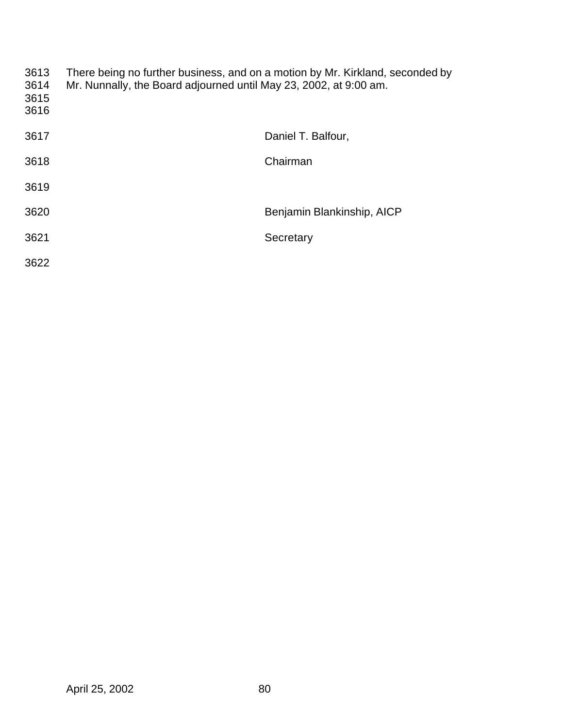There being no further business, and on a motion by Mr. Kirkland, seconded by Mr. Nunnally, the Board adjourned until May 23, 2002, at 9:00 am.

Daniel T. Balfour,

Chairman

Benjamin Blankinship, AICP

Secretary